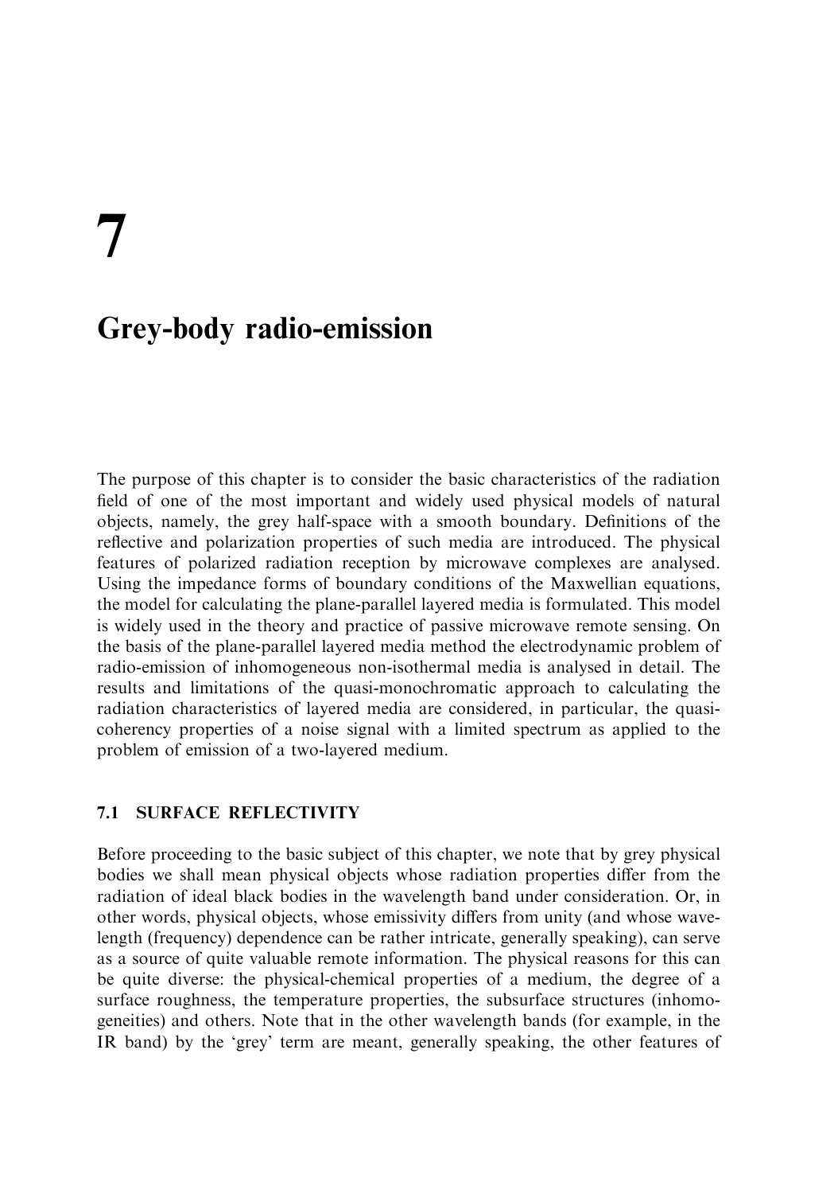# 7

# Grey-body radio-emission

The purpose of this chapter is to consider the basic characteristics of the radiation field of one of the most important and widely used physical models of natural objects, namely, the grey half-space with a smooth boundary. Definitions of the reflective and polarization properties of such media are introduced. The physical features of polarized radiation reception by microwave complexes are analysed. Using the impedance forms of boundary conditions of the Maxwellian equations, the model for calculating the plane-parallel layered media is formulated. This model is widely used in the theory and practice of passive microwave remote sensing. On the basis of the plane-parallel layered media method the electrodynamic problem of radio-emission of inhomogeneous non-isothermal media is analysed in detail. The results and limitations of the quasi-monochromatic approach to calculating the radiation characteristics of layered media are considered, in particular, the quasi-coherency properties of a noise signal with a limited spectrum as applied to the problem of emission of a two-layered medium.

## 7.1 SURFACE REFLECTIVITY

Before proceeding to the basic subject of this chapter, we note that by grey physical bodies we shall mean physical objects whose radiation properties differ from the radiation of ideal black bodies in the wavelength band under consideration. Or, in other words, physical objects, whose emissivity differs from unity (and whose wavelength (frequency) dependence can be rather intricate, generally speaking), can serve as a source of quite valuable remote information. The physical reasons for this can be quite diverse: the physical-chemical properties of a medium, the degree of a surface roughness, the temperature properties, the subsurface structures (inhomogeneities) and others. Note that in the other wavelength bands (for example, in the IR band) by the 'grey' term are meant, generally speaking, the other features of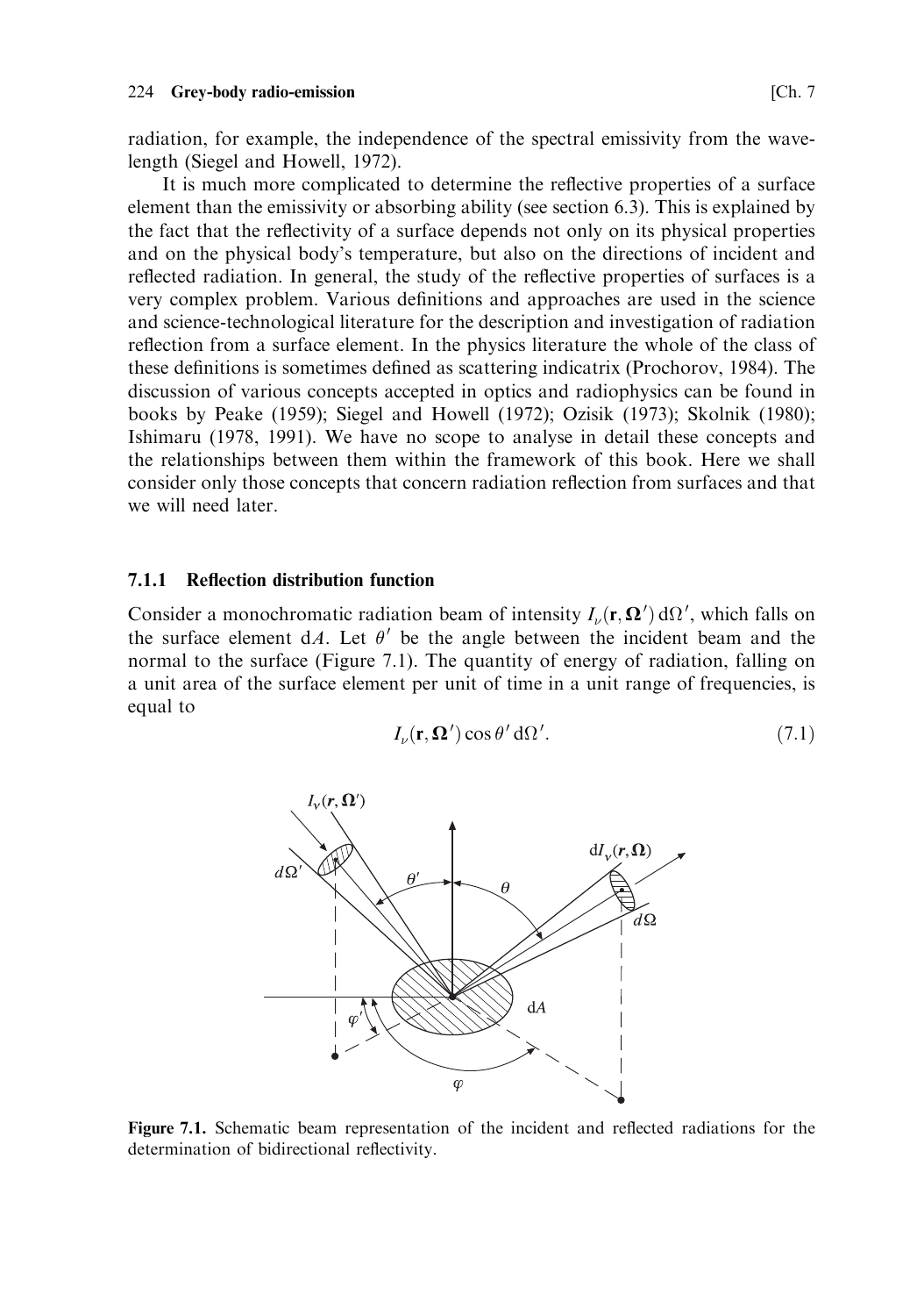radiation, for example, the independence of the spectral emissivity from the wavelength (Siegel and Howell, 1972).

It is much more complicated to determine the reflective properties of a surface element than the emissivity or absorbing ability (see section 6.3). This is explained by the fact that the reflectivity of a surface depends not only on its physical properties and on the physical body's temperature, but also on the directions of incident and reflected radiation. In general, the study of the reflective properties of surfaces is a very complex problem. Various definitions and approaches are used in the science and science-technological literature for the description and investigation of radiation reflection from a surface element. In the physics literature the whole of the class of these definitions is sometimes defined as scattering indicatrix (Prochorov, 1984). The discussion of various concepts accepted in optics and radiophysics can be found in books by Peake (1959); Siegel and Howell (1972); Ozisik (1973); Skolnik (1980); Ishimaru (1978, 1991). We have no scope to analyse in detail these concepts and the relationships between them within the framework of this book. Here we shall consider only those concepts that concern radiation reflection from surfaces and that we will need later.

### 7.1.1 Reflection distribution function

Consider a monochromatic radiation beam of intensity $I_\nu(\mathbf{r}, \mathbf{\Omega}')\,\mathrm{d}\Omega'$, which falls on the surface element $\mathrm{d}A$. Let $\theta'$ be the angle between the incident beam and the normal to the surface (Figure 7.1). The quantity of energy of radiation, falling on a unit area of the surface element per unit of time in a unit range of frequencies, is equal to

$$I_\nu(\mathbf{r}, \mathbf{\Omega}')\cos\theta'\,\mathrm{d}\Omega'. \tag{7.1}$$

Figure 7.1. Schematic beam representation of the incident and reflected radiations for the determination of bidirectional reflectivity.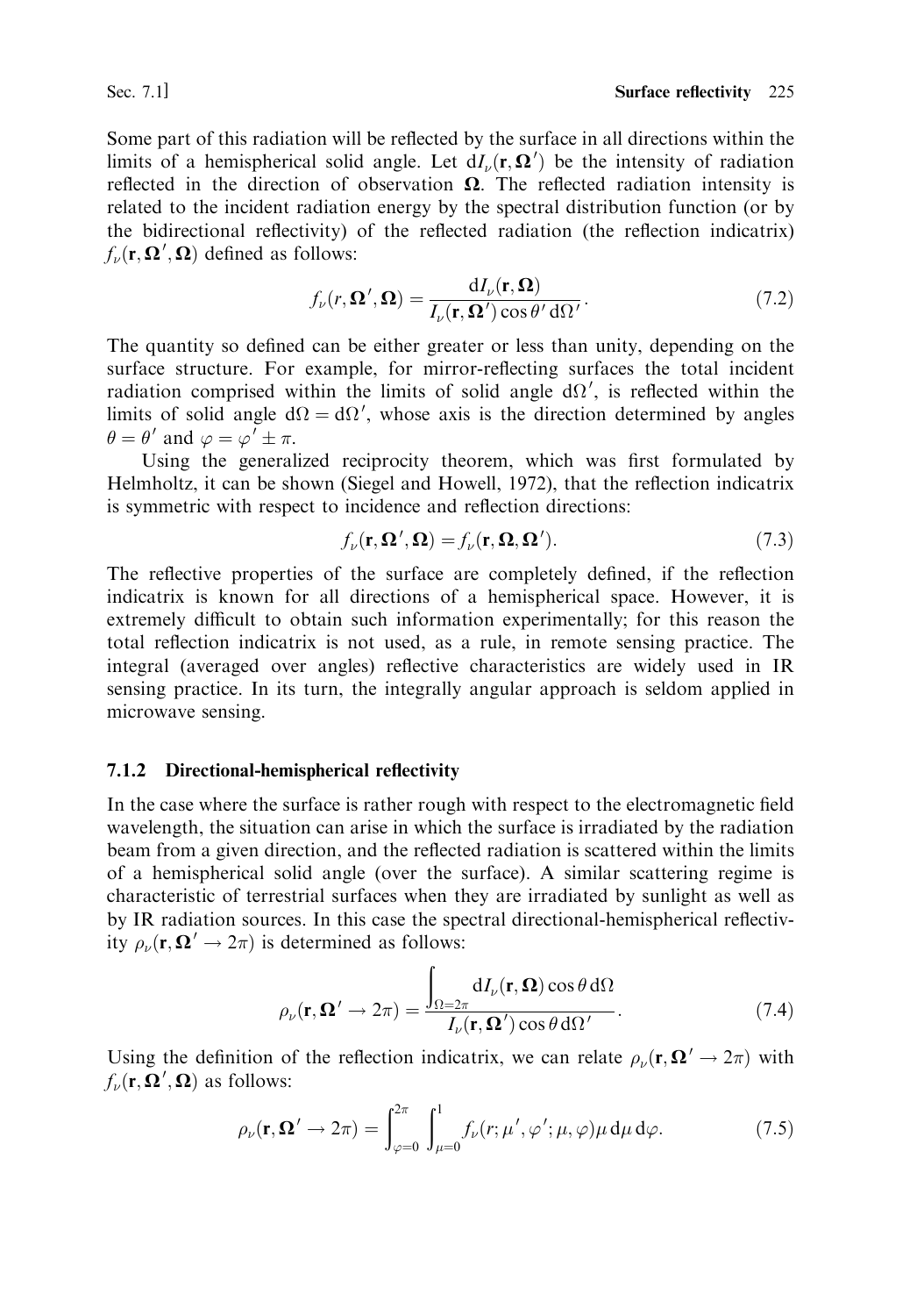Some part of this radiation will be reflected by the surface in all directions within the limits of a hemispherical solid angle. Let $\mathrm{d}I_\nu(\mathbf{r}, \mathbf{\Omega}')$ be the intensity of radiation reflected in the direction of observation $\mathbf{\Omega}$. The reflected radiation intensity is related to the incident radiation energy by the spectral distribution function (or by the bidirectional reflectivity) of the reflected radiation (the reflection indicatrix) $f_\nu(\mathbf{r}, \mathbf{\Omega}', \mathbf{\Omega})$ defined as follows:

$$f_\nu(r, \mathbf{\Omega}', \mathbf{\Omega}) = \frac{\mathrm{d}I_\nu(\mathbf{r}, \mathbf{\Omega})}{I_\nu(\mathbf{r}, \mathbf{\Omega}') \cos\theta' \,\mathrm{d}\Omega'}. \tag{7.2}$$

The quantity so defined can be either greater or less than unity, depending on the surface structure. For example, for mirror-reflecting surfaces the total incident radiation comprised within the limits of solid angle $\mathrm{d}\Omega'$, is reflected within the limits of solid angle $\mathrm{d}\Omega = \mathrm{d}\Omega'$, whose axis is the direction determined by angles $\theta = \theta'$ and $\varphi = \varphi' \pm \pi$.

Using the generalized reciprocity theorem, which was first formulated by Helmholtz, it can be shown (Siegel and Howell, 1972), that the reflection indicatrix is symmetric with respect to incidence and reflection directions:

$$f_\nu(\mathbf{r}, \mathbf{\Omega}', \mathbf{\Omega}) = f_\nu(\mathbf{r}, \mathbf{\Omega}, \mathbf{\Omega}'). \tag{7.3}$$

The reflective properties of the surface are completely defined, if the reflection indicatrix is known for all directions of a hemispherical space. However, it is extremely difficult to obtain such information experimentally; for this reason the total reflection indicatrix is not used, as a rule, in remote sensing practice. The integral (averaged over angles) reflective characteristics are widely used in IR sensing practice. In its turn, the integrally angular approach is seldom applied in microwave sensing.

### 7.1.2 Directional-hemispherical reflectivity

In the case where the surface is rather rough with respect to the electromagnetic field wavelength, the situation can arise in which the surface is irradiated by the radiation beam from a given direction, and the reflected radiation is scattered within the limits of a hemispherical solid angle (over the surface). A similar scattering regime is characteristic of terrestrial surfaces when they are irradiated by sunlight as well as by IR radiation sources. In this case the spectral directional-hemispherical reflectivity $\rho_\nu(\mathbf{r}, \mathbf{\Omega}' \to 2\pi)$ is determined as follows:

$$\rho_\nu(\mathbf{r}, \mathbf{\Omega}' \to 2\pi) = \frac{\displaystyle\int_{\Omega=2\pi} \mathrm{d}I_\nu(\mathbf{r}, \mathbf{\Omega}) \cos\theta \,\mathrm{d}\Omega}{I_\nu(\mathbf{r}, \mathbf{\Omega}') \cos\theta \,\mathrm{d}\Omega'}. \tag{7.4}$$

Using the definition of the reflection indicatrix, we can relate $\rho_\nu(\mathbf{r}, \mathbf{\Omega}' \to 2\pi)$ with $f_\nu(\mathbf{r}, \mathbf{\Omega}', \mathbf{\Omega})$ as follows:

$$\rho_\nu(\mathbf{r}, \mathbf{\Omega}' \to 2\pi) = \int_{\varphi=0}^{2\pi} \int_{\mu=0}^{1} f_\nu(r; \mu', \varphi'; \mu, \varphi) \mu \,\mathrm{d}\mu \,\mathrm{d}\varphi. \tag{7.5}$$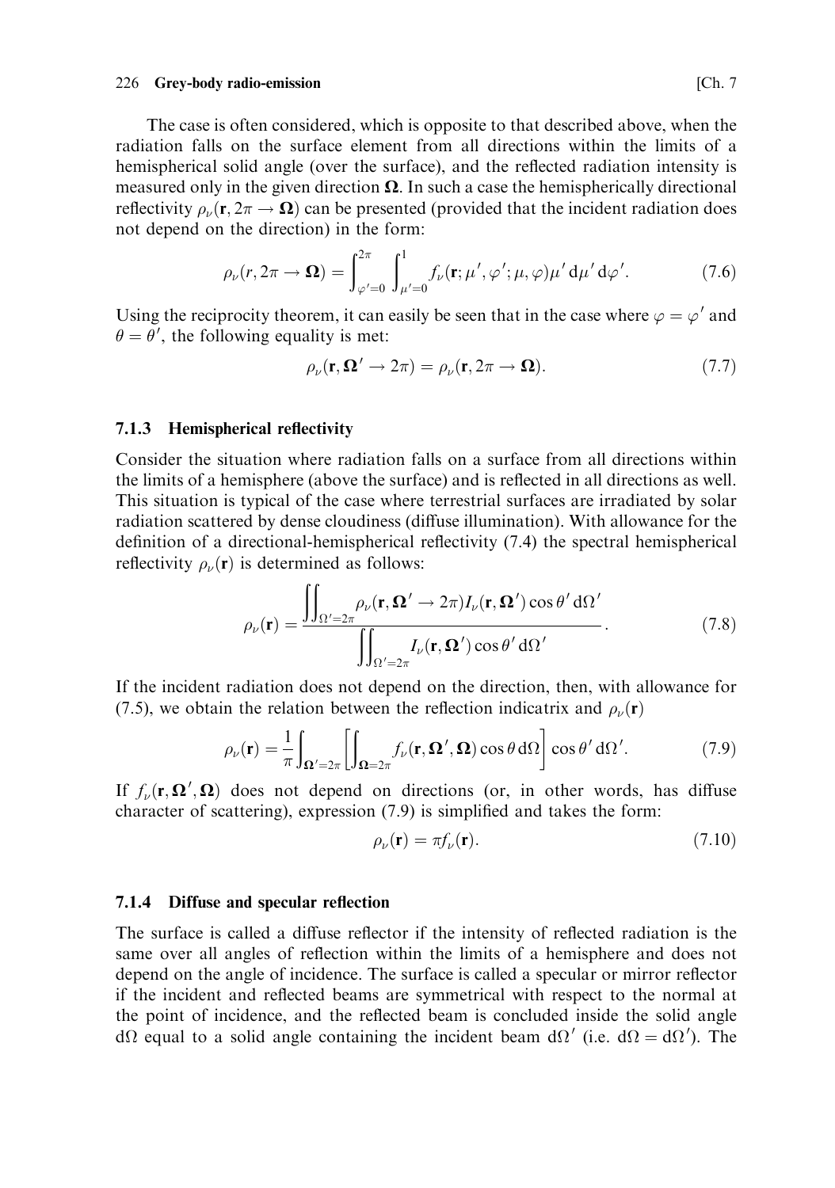The case is often considered, which is opposite to that described above, when the radiation falls on the surface element from all directions within the limits of a hemispherical solid angle (over the surface), and the reflected radiation intensity is measured only in the given direction $\mathbf{\Omega}$. In such a case the hemispherically directional reflectivity $\rho_\nu(\mathbf{r}, 2\pi \to \mathbf{\Omega})$ can be presented (provided that the incident radiation does not depend on the direction) in the form:

$$\rho_\nu(r, 2\pi \to \mathbf{\Omega}) = \int_{\varphi'=0}^{2\pi} \int_{\mu'=0}^{1} f_\nu(\mathbf{r}; \mu', \varphi'; \mu, \varphi)\mu' \, d\mu' \, d\varphi'. \tag{7.6}$$

Using the reciprocity theorem, it can easily be seen that in the case where $\varphi = \varphi'$ and $\theta = \theta'$, the following equality is met:

$$\rho_\nu(\mathbf{r}, \mathbf{\Omega}' \to 2\pi) = \rho_\nu(\mathbf{r}, 2\pi \to \mathbf{\Omega}). \tag{7.7}$$

### 7.1.3 Hemispherical reflectivity

Consider the situation where radiation falls on a surface from all directions within the limits of a hemisphere (above the surface) and is reflected in all directions as well. This situation is typical of the case where terrestrial surfaces are irradiated by solar radiation scattered by dense cloudiness (diffuse illumination). With allowance for the definition of a directional-hemispherical reflectivity (7.4) the spectral hemispherical reflectivity $\rho_\nu(\mathbf{r})$ is determined as follows:

$$\rho_\nu(\mathbf{r}) = \frac{\displaystyle\iint_{\Omega'=2\pi} \rho_\nu(\mathbf{r}, \mathbf{\Omega}' \to 2\pi) I_\nu(\mathbf{r}, \mathbf{\Omega}') \cos\theta' \, d\Omega'}{\displaystyle\iint_{\Omega'=2\pi} I_\nu(\mathbf{r}, \mathbf{\Omega}') \cos\theta' \, d\Omega'}. \tag{7.8}$$

If the incident radiation does not depend on the direction, then, with allowance for (7.5), we obtain the relation between the reflection indicatrix and $\rho_\nu(\mathbf{r})$

$$\rho_\nu(\mathbf{r}) = \frac{1}{\pi} \int_{\mathbf{\Omega}'=2\pi} \left[ \int_{\mathbf{\Omega}=2\pi} f_\nu(\mathbf{r}, \mathbf{\Omega}', \mathbf{\Omega}) \cos\theta \, d\Omega \right] \cos\theta' \, d\Omega'. \tag{7.9}$$

If $f_\nu(\mathbf{r}, \mathbf{\Omega}', \mathbf{\Omega})$ does not depend on directions (or, in other words, has diffuse character of scattering), expression (7.9) is simplified and takes the form:

$$\rho_\nu(\mathbf{r}) = \pi f_\nu(\mathbf{r}). \tag{7.10}$$

### 7.1.4 Diffuse and specular reflection

The surface is called a diffuse reflector if the intensity of reflected radiation is the same over all angles of reflection within the limits of a hemisphere and does not depend on the angle of incidence. The surface is called a specular or mirror reflector if the incident and reflected beams are symmetrical with respect to the normal at the point of incidence, and the reflected beam is concluded inside the solid angle $d\Omega$ equal to a solid angle containing the incident beam $d\Omega'$ (i.e. $d\Omega = d\Omega'$). The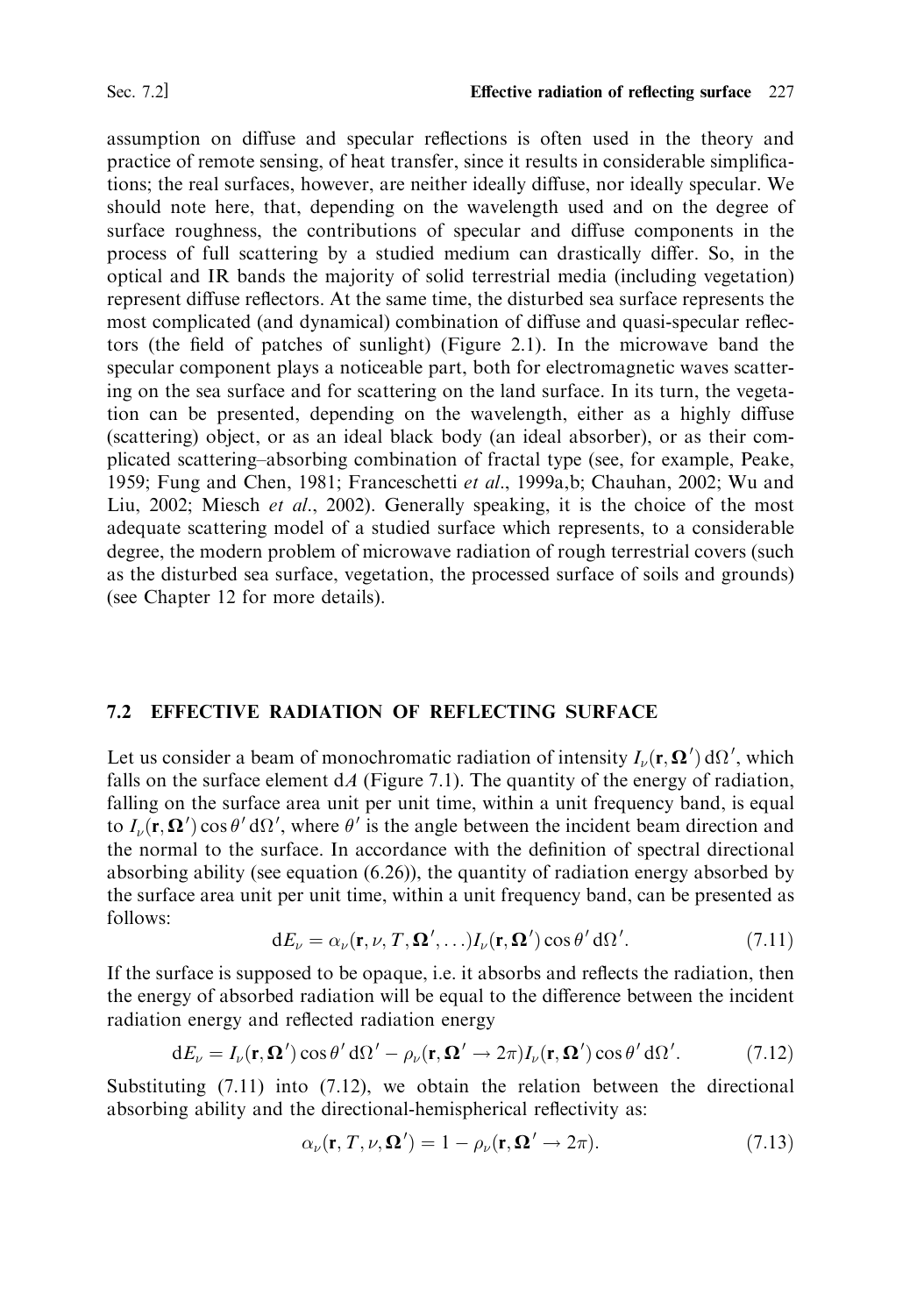assumption on diffuse and specular reflections is often used in the theory and practice of remote sensing, of heat transfer, since it results in considerable simplifications; the real surfaces, however, are neither ideally diffuse, nor ideally specular. We should note here, that, depending on the wavelength used and on the degree of surface roughness, the contributions of specular and diffuse components in the process of full scattering by a studied medium can drastically differ. So, in the optical and IR bands the majority of solid terrestrial media (including vegetation) represent diffuse reflectors. At the same time, the disturbed sea surface represents the most complicated (and dynamical) combination of diffuse and quasi-specular reflectors (the field of patches of sunlight) (Figure 2.1). In the microwave band the specular component plays a noticeable part, both for electromagnetic waves scattering on the sea surface and for scattering on the land surface. In its turn, the vegetation can be presented, depending on the wavelength, either as a highly diffuse (scattering) object, or as an ideal black body (an ideal absorber), or as their complicated scattering–absorbing combination of fractal type (see, for example, Peake, 1959; Fung and Chen, 1981; Franceschetti *et al*., 1999a,b; Chauhan, 2002; Wu and Liu, 2002; Miesch *et al*., 2002). Generally speaking, it is the choice of the most adequate scattering model of a studied surface which represents, to a considerable degree, the modern problem of microwave radiation of rough terrestrial covers (such as the disturbed sea surface, vegetation, the processed surface of soils and grounds) (see Chapter 12 for more details).

## 7.2 EFFECTIVE RADIATION OF REFLECTING SURFACE

Let us consider a beam of monochromatic radiation of intensity $I_\nu(\mathbf{r}, \mathbf{\Omega}')\, d\Omega'$, which falls on the surface element $dA$ (Figure 7.1). The quantity of the energy of radiation, falling on the surface area unit per unit time, within a unit frequency band, is equal to $I_\nu(\mathbf{r}, \mathbf{\Omega}') \cos\theta'\, d\Omega'$, where $\theta'$ is the angle between the incident beam direction and the normal to the surface. In accordance with the definition of spectral directional absorbing ability (see equation (6.26)), the quantity of radiation energy absorbed by the surface area unit per unit time, within a unit frequency band, can be presented as follows:

$$dE_\nu = \alpha_\nu(\mathbf{r}, \nu, T, \mathbf{\Omega}', \ldots) I_\nu(\mathbf{r}, \mathbf{\Omega}') \cos\theta'\, d\Omega'. \tag{7.11}$$

If the surface is supposed to be opaque, i.e. it absorbs and reflects the radiation, then the energy of absorbed radiation will be equal to the difference between the incident radiation energy and reflected radiation energy

$$dE_\nu = I_\nu(\mathbf{r}, \mathbf{\Omega}') \cos\theta'\, d\Omega' - \rho_\nu(\mathbf{r}, \mathbf{\Omega}' \to 2\pi) I_\nu(\mathbf{r}, \mathbf{\Omega}') \cos\theta'\, d\Omega'. \tag{7.12}$$

Substituting (7.11) into (7.12), we obtain the relation between the directional absorbing ability and the directional-hemispherical reflectivity as:

$$\alpha_\nu(\mathbf{r}, T, \nu, \mathbf{\Omega}') = 1 - \rho_\nu(\mathbf{r}, \mathbf{\Omega}' \to 2\pi). \tag{7.13}$$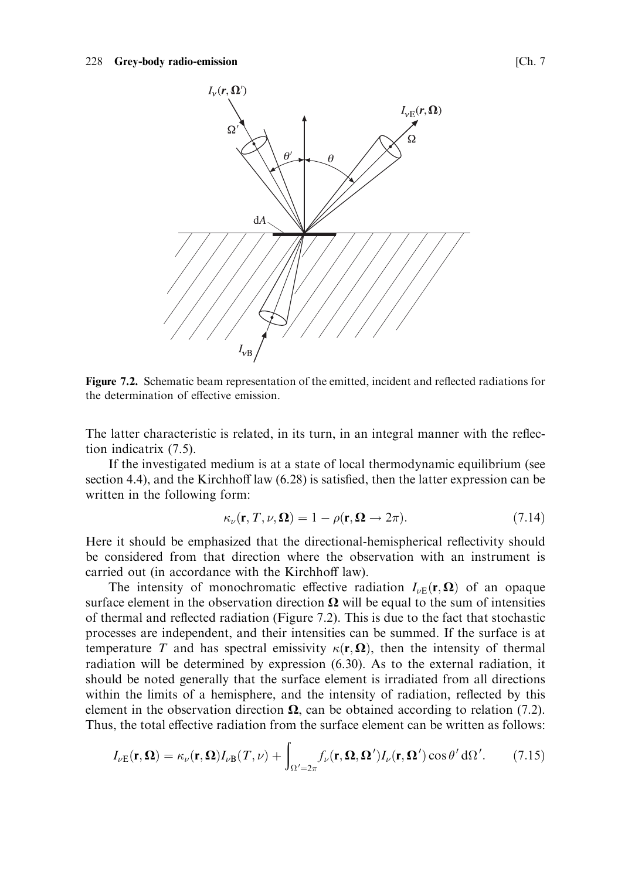**Figure 7.2.** Schematic beam representation of the emitted, incident and reflected radiations for the determination of effective emission.

The latter characteristic is related, in its turn, in an integral manner with the reflection indicatrix (7.5).

If the investigated medium is at a state of local thermodynamic equilibrium (see section 4.4), and the Kirchhoff law (6.28) is satisfied, then the latter expression can be written in the following form:

$$\kappa_\nu(\mathbf{r}, T, \nu, \mathbf{\Omega}) = 1 - \rho(\mathbf{r}, \mathbf{\Omega} \to 2\pi). \tag{7.14}$$

Here it should be emphasized that the directional-hemispherical reflectivity should be considered from that direction where the observation with an instrument is carried out (in accordance with the Kirchhoff law).

The intensity of monochromatic effective radiation $I_{\nu E}(\mathbf{r}, \mathbf{\Omega})$ of an opaque surface element in the observation direction $\mathbf{\Omega}$ will be equal to the sum of intensities of thermal and reflected radiation (Figure 7.2). This is due to the fact that stochastic processes are independent, and their intensities can be summed. If the surface is at temperature $T$ and has spectral emissivity $\kappa(\mathbf{r}, \mathbf{\Omega})$, then the intensity of thermal radiation will be determined by expression (6.30). As to the external radiation, it should be noted generally that the surface element is irradiated from all directions within the limits of a hemisphere, and the intensity of radiation, reflected by this element in the observation direction $\mathbf{\Omega}$, can be obtained according to relation (7.2). Thus, the total effective radiation from the surface element can be written as follows:

$$I_{\nu E}(\mathbf{r}, \mathbf{\Omega}) = \kappa_\nu(\mathbf{r}, \mathbf{\Omega}) I_{\nu B}(T, \nu) + \int_{\Omega'=2\pi} f_\nu(\mathbf{r}, \mathbf{\Omega}, \mathbf{\Omega}') I_\nu(\mathbf{r}, \mathbf{\Omega}') \cos\theta' \, d\Omega'. \tag{7.15}$$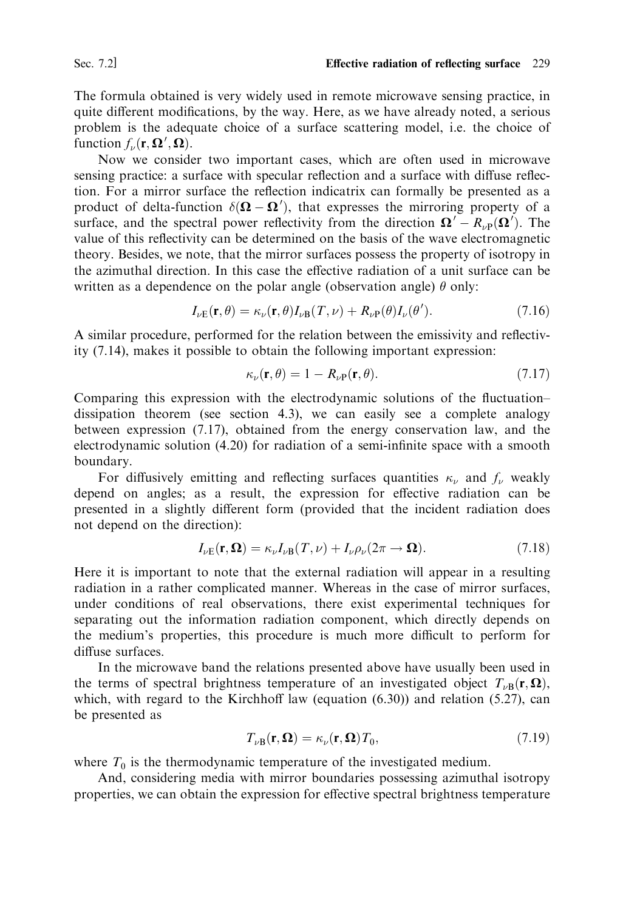The formula obtained is very widely used in remote microwave sensing practice, in quite different modifications, by the way. Here, as we have already noted, a serious problem is the adequate choice of a surface scattering model, i.e. the choice of function $f_\nu(\mathbf{r}, \mathbf{\Omega}', \mathbf{\Omega})$.

Now we consider two important cases, which are often used in microwave sensing practice: a surface with specular reflection and a surface with diffuse reflection. For a mirror surface the reflection indicatrix can formally be presented as a product of delta-function $\delta(\mathbf{\Omega} - \mathbf{\Omega}')$, that expresses the mirroring property of a surface, and the spectral power reflectivity from the direction $\mathbf{\Omega}' - R_{\nu\mathrm{P}}(\mathbf{\Omega}')$. The value of this reflectivity can be determined on the basis of the wave electromagnetic theory. Besides, we note, that the mirror surfaces possess the property of isotropy in the azimuthal direction. In this case the effective radiation of a unit surface can be written as a dependence on the polar angle (observation angle) $\theta$ only:

$$I_{\nu\mathrm{E}}(\mathbf{r}, \theta) = \kappa_\nu(\mathbf{r}, \theta) I_{\nu\mathrm{B}}(T, \nu) + R_{\nu\mathrm{P}}(\theta) I_\nu(\theta'). \tag{7.16}$$

A similar procedure, performed for the relation between the emissivity and reflectivity (7.14), makes it possible to obtain the following important expression:

$$\kappa_\nu(\mathbf{r}, \theta) = 1 - R_{\nu\mathrm{P}}(\mathbf{r}, \theta). \tag{7.17}$$

Comparing this expression with the electrodynamic solutions of the fluctuation–dissipation theorem (see section 4.3), we can easily see a complete analogy between expression (7.17), obtained from the energy conservation law, and the electrodynamic solution (4.20) for radiation of a semi-infinite space with a smooth boundary.

For diffusively emitting and reflecting surfaces quantities $\kappa_\nu$ and $f_\nu$ weakly depend on angles; as a result, the expression for effective radiation can be presented in a slightly different form (provided that the incident radiation does not depend on the direction):

$$I_{\nu\mathrm{E}}(\mathbf{r}, \mathbf{\Omega}) = \kappa_\nu I_{\nu\mathrm{B}}(T, \nu) + I_\nu \rho_\nu(2\pi \to \mathbf{\Omega}). \tag{7.18}$$

Here it is important to note that the external radiation will appear in a resulting radiation in a rather complicated manner. Whereas in the case of mirror surfaces, under conditions of real observations, there exist experimental techniques for separating out the information radiation component, which directly depends on the medium's properties, this procedure is much more difficult to perform for diffuse surfaces.

In the microwave band the relations presented above have usually been used in the terms of spectral brightness temperature of an investigated object $T_{\nu\mathrm{B}}(\mathbf{r}, \mathbf{\Omega})$, which, with regard to the Kirchhoff law (equation (6.30)) and relation (5.27), can be presented as

$$T_{\nu\mathrm{B}}(\mathbf{r}, \mathbf{\Omega}) = \kappa_\nu(\mathbf{r}, \mathbf{\Omega}) T_0, \tag{7.19}$$

where $T_0$ is the thermodynamic temperature of the investigated medium.

And, considering media with mirror boundaries possessing azimuthal isotropy properties, we can obtain the expression for effective spectral brightness temperature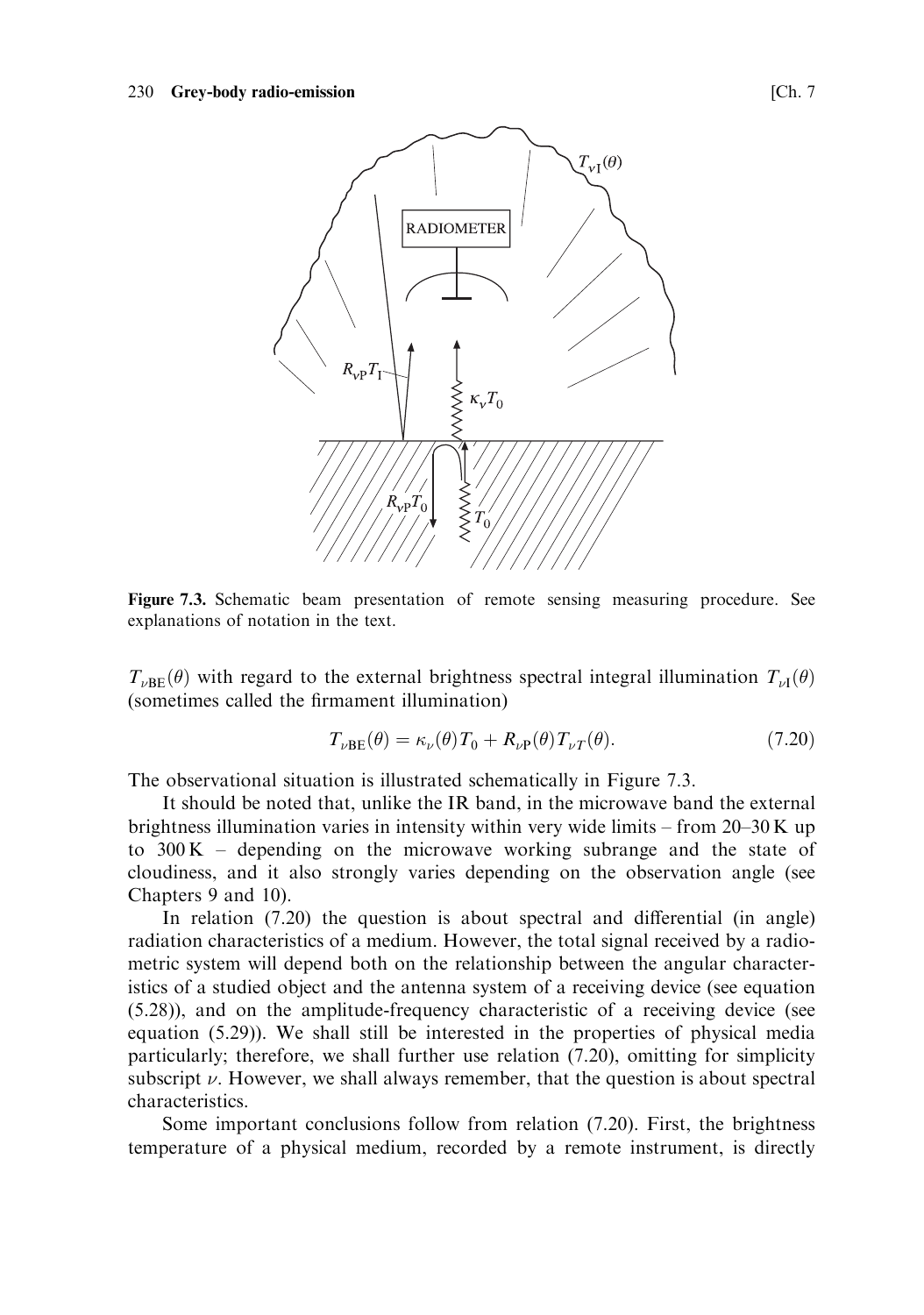**Figure 7.3.** Schematic beam presentation of remote sensing measuring procedure. See explanations of notation in the text.

$T_{\nu\text{BE}}(\theta)$ with regard to the external brightness spectral integral illumination $T_{\nu\text{I}}(\theta)$ (sometimes called the firmament illumination)

$$T_{\nu\text{BE}}(\theta) = \kappa_{\nu}(\theta)T_0 + R_{\nu\text{P}}(\theta)T_{\nu T}(\theta). \tag{7.20}$$

The observational situation is illustrated schematically in Figure 7.3.

It should be noted that, unlike the IR band, in the microwave band the external brightness illumination varies in intensity within very wide limits – from 20–30 K up to 300 K – depending on the microwave working subrange and the state of cloudiness, and it also strongly varies depending on the observation angle (see Chapters 9 and 10).

In relation (7.20) the question is about spectral and differential (in angle) radiation characteristics of a medium. However, the total signal received by a radiometric system will depend both on the relationship between the angular characteristics of a studied object and the antenna system of a receiving device (see equation (5.28)), and on the amplitude-frequency characteristic of a receiving device (see equation (5.29)). We shall still be interested in the properties of physical media particularly; therefore, we shall further use relation (7.20), omitting for simplicity subscript $\nu$. However, we shall always remember, that the question is about spectral characteristics.

Some important conclusions follow from relation (7.20). First, the brightness temperature of a physical medium, recorded by a remote instrument, is directly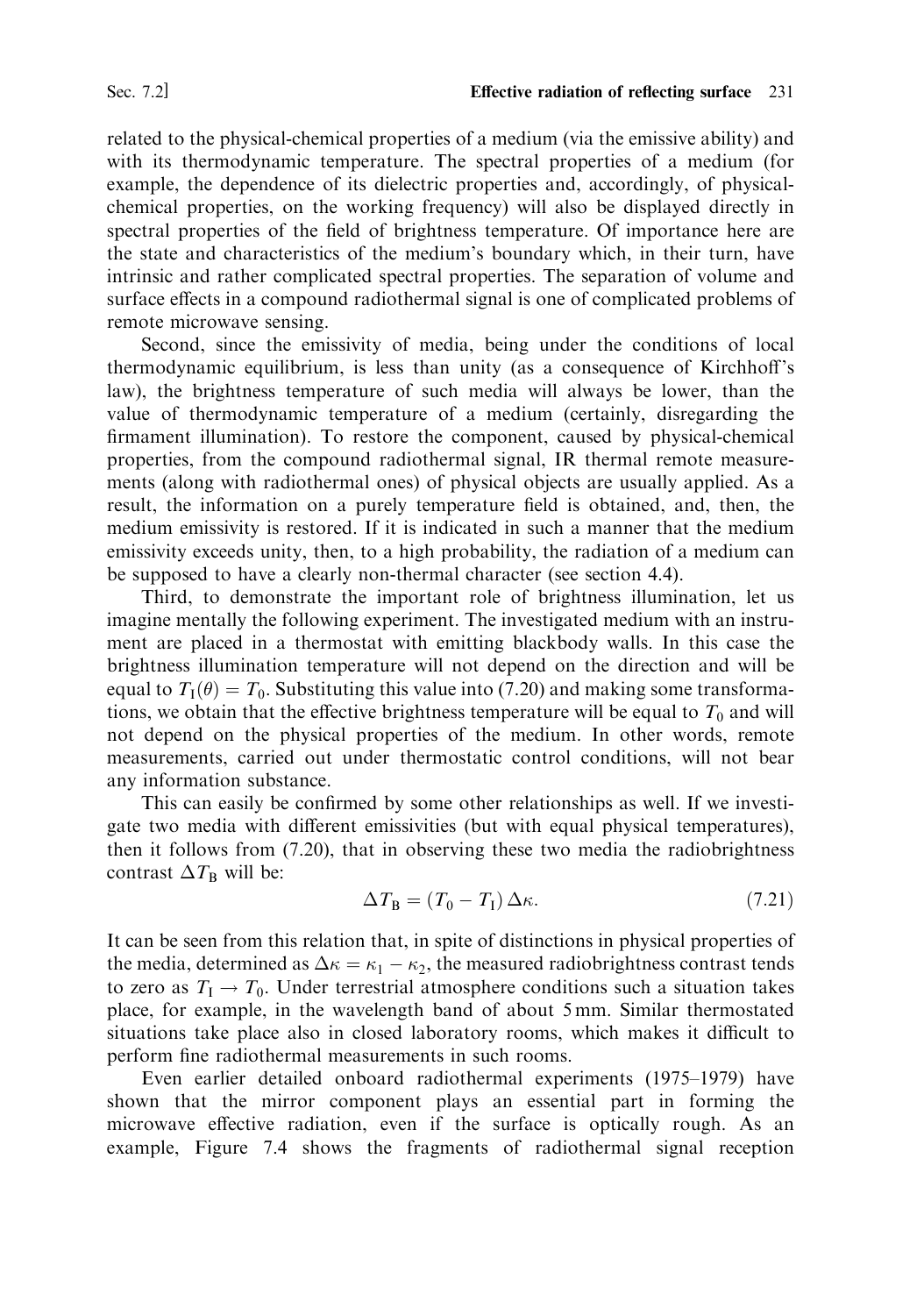related to the physical-chemical properties of a medium (via the emissive ability) and with its thermodynamic temperature. The spectral properties of a medium (for example, the dependence of its dielectric properties and, accordingly, of physical-chemical properties, on the working frequency) will also be displayed directly in spectral properties of the field of brightness temperature. Of importance here are the state and characteristics of the medium's boundary which, in their turn, have intrinsic and rather complicated spectral properties. The separation of volume and surface effects in a compound radiothermal signal is one of complicated problems of remote microwave sensing.

Second, since the emissivity of media, being under the conditions of local thermodynamic equilibrium, is less than unity (as a consequence of Kirchhoff's law), the brightness temperature of such media will always be lower, than the value of thermodynamic temperature of a medium (certainly, disregarding the firmament illumination). To restore the component, caused by physical-chemical properties, from the compound radiothermal signal, IR thermal remote measurements (along with radiothermal ones) of physical objects are usually applied. As a result, the information on a purely temperature field is obtained, and, then, the medium emissivity is restored. If it is indicated in such a manner that the medium emissivity exceeds unity, then, to a high probability, the radiation of a medium can be supposed to have a clearly non-thermal character (see section 4.4).

Third, to demonstrate the important role of brightness illumination, let us imagine mentally the following experiment. The investigated medium with an instrument are placed in a thermostat with emitting blackbody walls. In this case the brightness illumination temperature will not depend on the direction and will be equal to $T_I(\theta) = T_0$. Substituting this value into (7.20) and making some transformations, we obtain that the effective brightness temperature will be equal to $T_0$ and will not depend on the physical properties of the medium. In other words, remote measurements, carried out under thermostatic control conditions, will not bear any information substance.

This can easily be confirmed by some other relationships as well. If we investigate two media with different emissivities (but with equal physical temperatures), then it follows from (7.20), that in observing these two media the radiobrightness contrast $\Delta T_B$ will be:

$$\Delta T_B = (T_0 - T_I)\,\Delta\kappa. \tag{7.21}$$

It can be seen from this relation that, in spite of distinctions in physical properties of the media, determined as $\Delta\kappa = \kappa_1 - \kappa_2$, the measured radiobrightness contrast tends to zero as $T_I \to T_0$. Under terrestrial atmosphere conditions such a situation takes place, for example, in the wavelength band of about 5 mm. Similar thermostated situations take place also in closed laboratory rooms, which makes it difficult to perform fine radiothermal measurements in such rooms.

Even earlier detailed onboard radiothermal experiments (1975–1979) have shown that the mirror component plays an essential part in forming the microwave effective radiation, even if the surface is optically rough. As an example, Figure 7.4 shows the fragments of radiothermal signal reception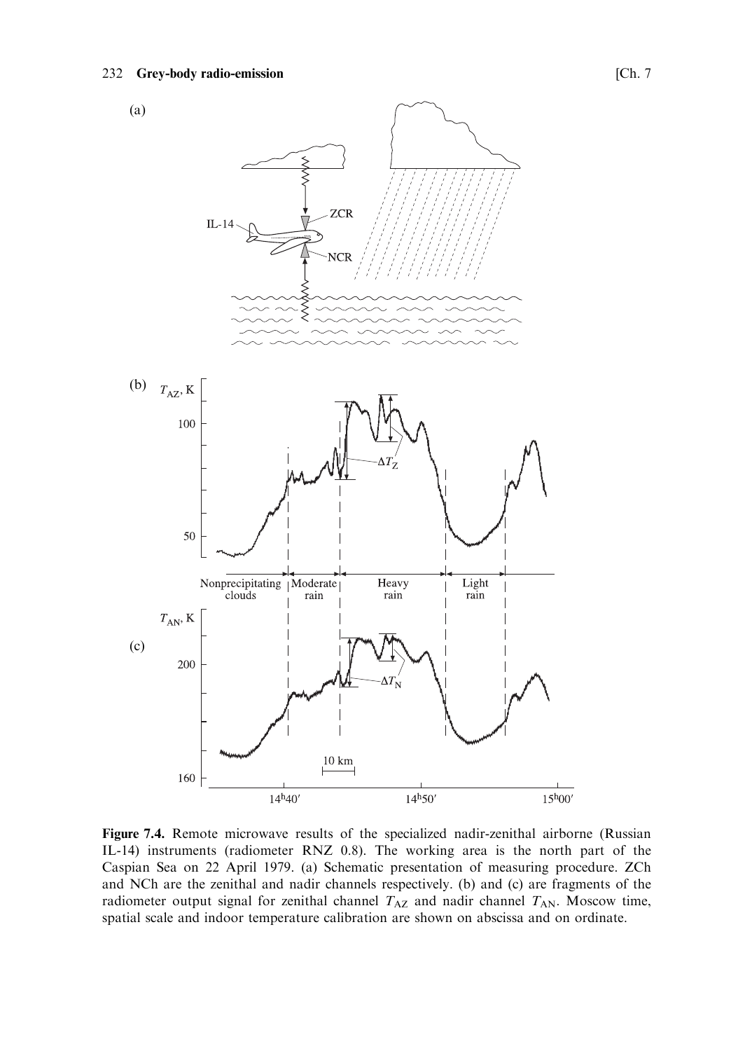**Figure 7.4.** Remote microwave results of the specialized nadir-zenithal airborne (Russian IL-14) instruments (radiometer RNZ 0.8). The working area is the north part of the Caspian Sea on 22 April 1979. (a) Schematic presentation of measuring procedure. ZCh and NCh are the zenithal and nadir channels respectively. (b) and (c) are fragments of the radiometer output signal for zenithal channel $T_{AZ}$ and nadir channel $T_{AN}$. Moscow time, spatial scale and indoor temperature calibration are shown on abscissa and on ordinate.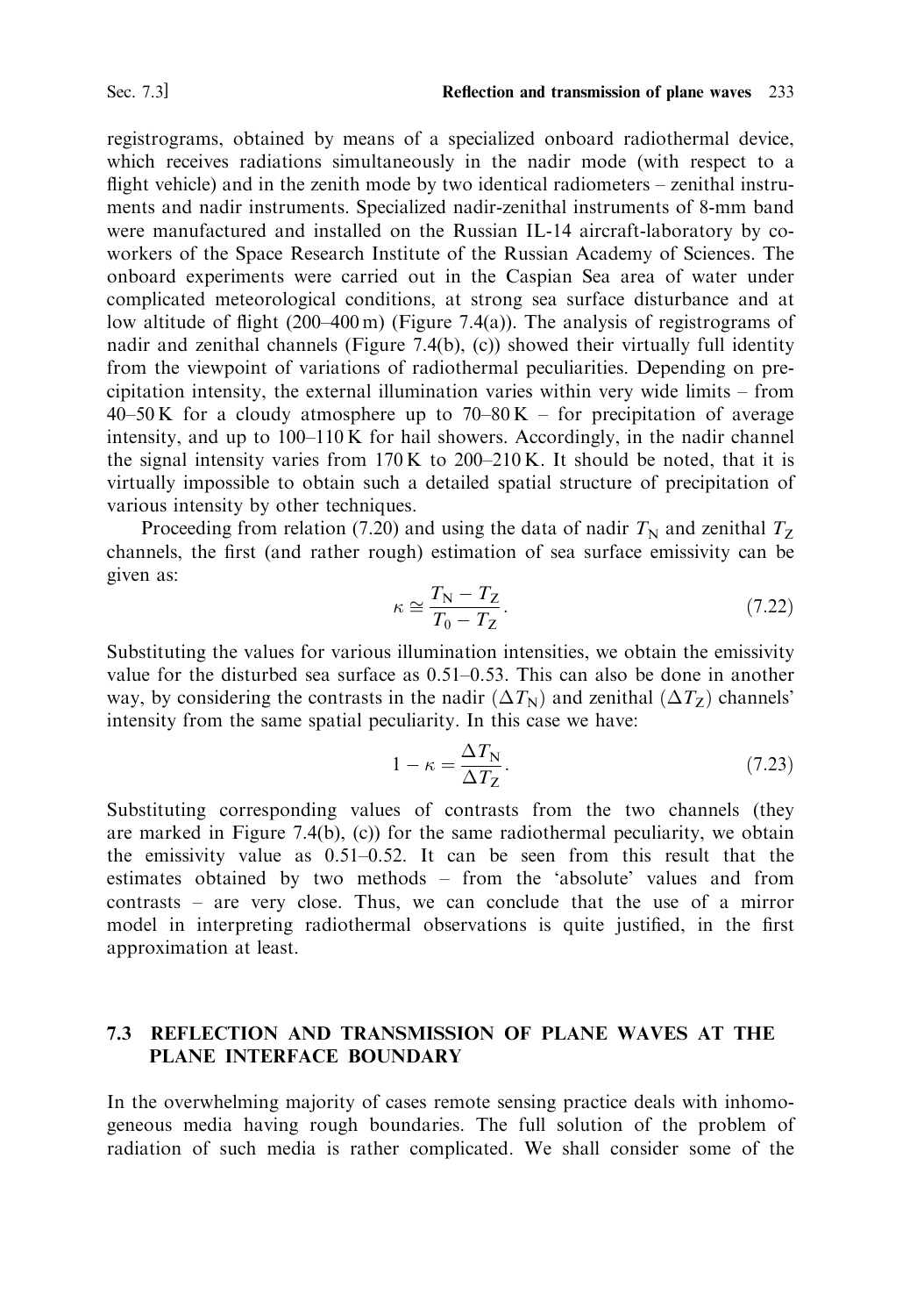registrograms, obtained by means of a specialized onboard radiothermal device, which receives radiations simultaneously in the nadir mode (with respect to a flight vehicle) and in the zenith mode by two identical radiometers – zenithal instruments and nadir instruments. Specialized nadir-zenithal instruments of 8-mm band were manufactured and installed on the Russian IL-14 aircraft-laboratory by co-workers of the Space Research Institute of the Russian Academy of Sciences. The onboard experiments were carried out in the Caspian Sea area of water under complicated meteorological conditions, at strong sea surface disturbance and at low altitude of flight (200–400 m) (Figure 7.4(a)). The analysis of registrograms of nadir and zenithal channels (Figure 7.4(b), (c)) showed their virtually full identity from the viewpoint of variations of radiothermal peculiarities. Depending on precipitation intensity, the external illumination varies within very wide limits – from 40–50 K for a cloudy atmosphere up to 70–80 K – for precipitation of average intensity, and up to 100–110 K for hail showers. Accordingly, in the nadir channel the signal intensity varies from 170 K to 200–210 K. It should be noted, that it is virtually impossible to obtain such a detailed spatial structure of precipitation of various intensity by other techniques.

Proceeding from relation (7.20) and using the data of nadir $T_{\mathrm{N}}$ and zenithal $T_{\mathrm{Z}}$ channels, the first (and rather rough) estimation of sea surface emissivity can be given as:

$$\kappa \cong \frac{T_{\mathrm{N}} - T_{\mathrm{Z}}}{T_0 - T_{\mathrm{Z}}}. \tag{7.22}$$

Substituting the values for various illumination intensities, we obtain the emissivity value for the disturbed sea surface as 0.51–0.53. This can also be done in another way, by considering the contrasts in the nadir ($\Delta T_{\mathrm{N}}$) and zenithal ($\Delta T_{\mathrm{Z}}$) channels' intensity from the same spatial peculiarity. In this case we have:

$$1 - \kappa = \frac{\Delta T_{\mathrm{N}}}{\Delta T_{\mathrm{Z}}}. \tag{7.23}$$

Substituting corresponding values of contrasts from the two channels (they are marked in Figure 7.4(b), (c)) for the same radiothermal peculiarity, we obtain the emissivity value as 0.51–0.52. It can be seen from this result that the estimates obtained by two methods – from the 'absolute' values and from contrasts – are very close. Thus, we can conclude that the use of a mirror model in interpreting radiothermal observations is quite justified, in the first approximation at least.

## 7.3 REFLECTION AND TRANSMISSION OF PLANE WAVES AT THE PLANE INTERFACE BOUNDARY

In the overwhelming majority of cases remote sensing practice deals with inhomogeneous media having rough boundaries. The full solution of the problem of radiation of such media is rather complicated. We shall consider some of the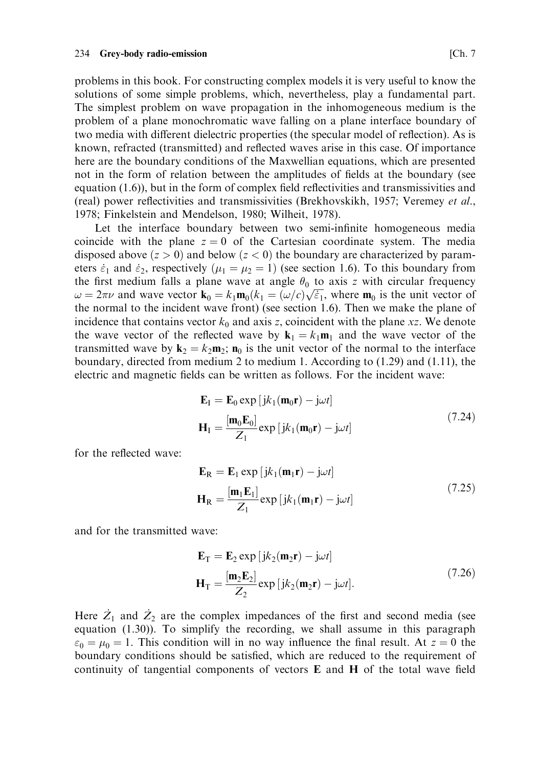problems in this book. For constructing complex models it is very useful to know the solutions of some simple problems, which, nevertheless, play a fundamental part. The simplest problem on wave propagation in the inhomogeneous medium is the problem of a plane monochromatic wave falling on a plane interface boundary of two media with different dielectric properties (the specular model of reflection). As is known, refracted (transmitted) and reflected waves arise in this case. Of importance here are the boundary conditions of the Maxwellian equations, which are presented not in the form of relation between the amplitudes of fields at the boundary (see equation (1.6)), but in the form of complex field reflectivities and transmissivities and (real) power reflectivities and transmissivities (Brekhovskikh, 1957; Veremey *et al.*, 1978; Finkelstein and Mendelson, 1980; Wilheit, 1978).

Let the interface boundary between two semi-infinite homogeneous media coincide with the plane $z = 0$ of the Cartesian coordinate system. The media disposed above ($z > 0$) and below ($z < 0$) the boundary are characterized by parameters $\dot{\varepsilon}_1$ and $\dot{\varepsilon}_2$, respectively ($\mu_1 = \mu_2 = 1$) (see section 1.6). To this boundary from the first medium falls a plane wave at angle $\theta_0$ to axis $z$ with circular frequency $\omega = 2\pi\nu$ and wave vector $\mathbf{k}_0 = k_1\mathbf{m}_0(k_1 = (\omega/c)\sqrt{\dot{\varepsilon}_1}$, where $\mathbf{m}_0$ is the unit vector of the normal to the incident wave front) (see section 1.6). Then we make the plane of incidence that contains vector $k_0$ and axis $z$, coincident with the plane $xz$. We denote the wave vector of the reflected wave by $\mathbf{k}_1 = k_1\mathbf{m}_1$ and the wave vector of the transmitted wave by $\mathbf{k}_2 = k_2\mathbf{m}_2$; $\mathbf{n}_0$ is the unit vector of the normal to the interface boundary, directed from medium 2 to medium 1. According to (1.29) and (1.11), the electric and magnetic fields can be written as follows. For the incident wave:

$$
\begin{aligned}
\mathbf{E}_\mathrm{I} &= \mathbf{E}_0 \exp\left[\mathrm{j}k_1(\mathbf{m}_0\mathbf{r}) - \mathrm{j}\omega t\right] \\
\mathbf{H}_\mathrm{I} &= \frac{[\mathbf{m}_0\mathbf{E}_0]}{Z_1} \exp\left[\mathrm{j}k_1(\mathbf{m}_0\mathbf{r}) - \mathrm{j}\omega t\right]
\end{aligned}
\tag{7.24}
$$

for the reflected wave:

$$
\begin{aligned}
\mathbf{E}_\mathrm{R} &= \mathbf{E}_1 \exp\left[\mathrm{j}k_1(\mathbf{m}_1\mathbf{r}) - \mathrm{j}\omega t\right] \\
\mathbf{H}_\mathrm{R} &= \frac{[\mathbf{m}_1\mathbf{E}_1]}{Z_1} \exp\left[\mathrm{j}k_1(\mathbf{m}_1\mathbf{r}) - \mathrm{j}\omega t\right]
\end{aligned}
\tag{7.25}
$$

and for the transmitted wave:

$$
\begin{aligned}
\mathbf{E}_\mathrm{T} &= \mathbf{E}_2 \exp\left[\mathrm{j}k_2(\mathbf{m}_2\mathbf{r}) - \mathrm{j}\omega t\right] \\
\mathbf{H}_\mathrm{T} &= \frac{[\mathbf{m}_2\mathbf{E}_2]}{Z_2} \exp\left[\mathrm{j}k_2(\mathbf{m}_2\mathbf{r}) - \mathrm{j}\omega t\right].
\end{aligned}
\tag{7.26}
$$

Here $\dot{Z}_1$ and $\dot{Z}_2$ are the complex impedances of the first and second media (see equation (1.30)). To simplify the recording, we shall assume in this paragraph $\varepsilon_0 = \mu_0 = 1$. This condition will in no way influence the final result. At $z = 0$ the boundary conditions should be satisfied, which are reduced to the requirement of continuity of tangential components of vectors $\mathbf{E}$ and $\mathbf{H}$ of the total wave field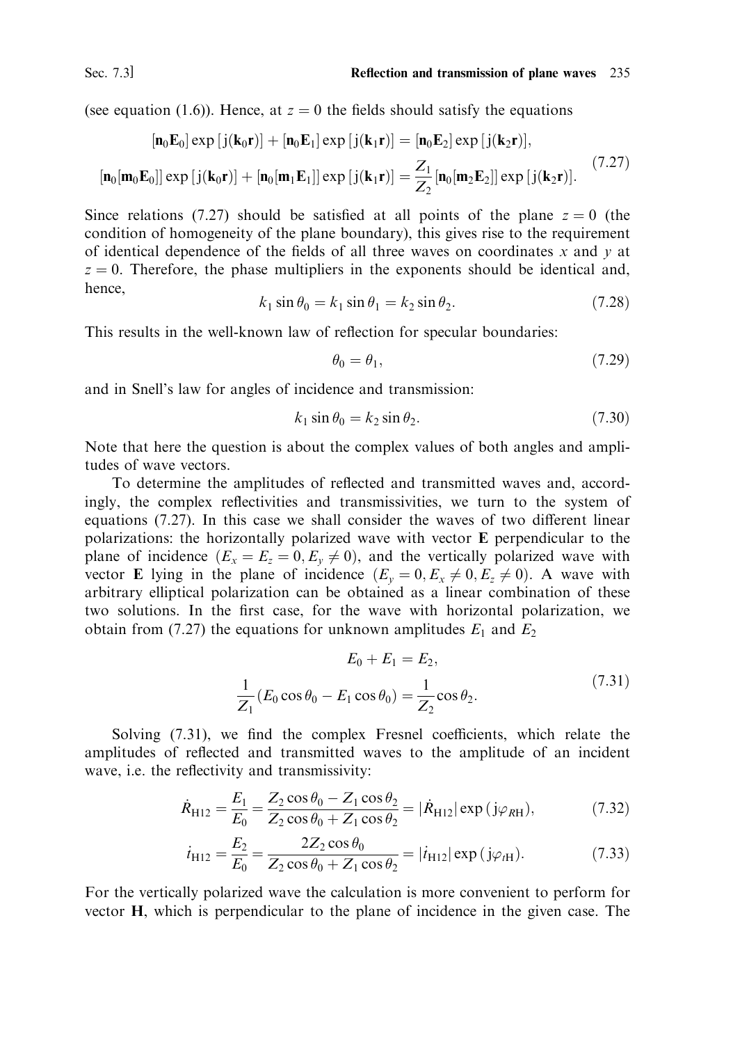(see equation (1.6)). Hence, at $z = 0$ the fields should satisfy the equations

$$
\begin{aligned}
&[\mathbf{n}_0\mathbf{E}_0]\exp[\mathrm{j}(\mathbf{k}_0\mathbf{r})] + [\mathbf{n}_0\mathbf{E}_1]\exp[\mathrm{j}(\mathbf{k}_1\mathbf{r})] = [\mathbf{n}_0\mathbf{E}_2]\exp[\mathrm{j}(\mathbf{k}_2\mathbf{r})], \\
&[\mathbf{n}_0[\mathbf{m}_0\mathbf{E}_0]]\exp[\mathrm{j}(\mathbf{k}_0\mathbf{r})] + [\mathbf{n}_0[\mathbf{m}_1\mathbf{E}_1]]\exp[\mathrm{j}(\mathbf{k}_1\mathbf{r})] = \frac{Z_1}{Z_2}[\mathbf{n}_0[\mathbf{m}_2\mathbf{E}_2]]\exp[\mathrm{j}(\mathbf{k}_2\mathbf{r})].
\end{aligned}
\tag{7.27}
$$

Since relations (7.27) should be satisfied at all points of the plane $z = 0$ (the condition of homogeneity of the plane boundary), this gives rise to the requirement of identical dependence of the fields of all three waves on coordinates $x$ and $y$ at $z = 0$. Therefore, the phase multipliers in the exponents should be identical and, hence,

$$k_1 \sin\theta_0 = k_1 \sin\theta_1 = k_2 \sin\theta_2. \tag{7.28}$$

This results in the well-known law of reflection for specular boundaries:

$$\theta_0 = \theta_1, \tag{7.29}$$

and in Snell's law for angles of incidence and transmission:

$$k_1 \sin\theta_0 = k_2 \sin\theta_2. \tag{7.30}$$

Note that here the question is about the complex values of both angles and amplitudes of wave vectors.

To determine the amplitudes of reflected and transmitted waves and, accordingly, the complex reflectivities and transmissivities, we turn to the system of equations (7.27). In this case we shall consider the waves of two different linear polarizations: the horizontally polarized wave with vector $\mathbf{E}$ perpendicular to the plane of incidence ($E_x = E_z = 0, E_y \neq 0$), and the vertically polarized wave with vector $\mathbf{E}$ lying in the plane of incidence ($E_y = 0, E_x \neq 0, E_z \neq 0$). A wave with arbitrary elliptical polarization can be obtained as a linear combination of these two solutions. In the first case, for the wave with horizontal polarization, we obtain from (7.27) the equations for unknown amplitudes $E_1$ and $E_2$

$$
\begin{aligned}
&E_0 + E_1 = E_2, \\
&\frac{1}{Z_1}(E_0\cos\theta_0 - E_1\cos\theta_0) = \frac{1}{Z_2}\cos\theta_2.
\end{aligned}
\tag{7.31}
$$

Solving (7.31), we find the complex Fresnel coefficients, which relate the amplitudes of reflected and transmitted waves to the amplitude of an incident wave, i.e. the reflectivity and transmissivity:

$$\dot{R}_{\mathrm{H12}} = \frac{E_1}{E_0} = \frac{Z_2\cos\theta_0 - Z_1\cos\theta_2}{Z_2\cos\theta_0 + Z_1\cos\theta_2} = |\dot{R}_{\mathrm{H12}}|\exp(\mathrm{j}\varphi_{R\mathrm{H}}), \tag{7.32}$$

$$\dot{t}_{\mathrm{H12}} = \frac{E_2}{E_0} = \frac{2Z_2\cos\theta_0}{Z_2\cos\theta_0 + Z_1\cos\theta_2} = |\dot{t}_{\mathrm{H12}}|\exp(\mathrm{j}\varphi_{t\mathrm{H}}). \tag{7.33}$$

For the vertically polarized wave the calculation is more convenient to perform for vector $\mathbf{H}$, which is perpendicular to the plane of incidence in the given case. The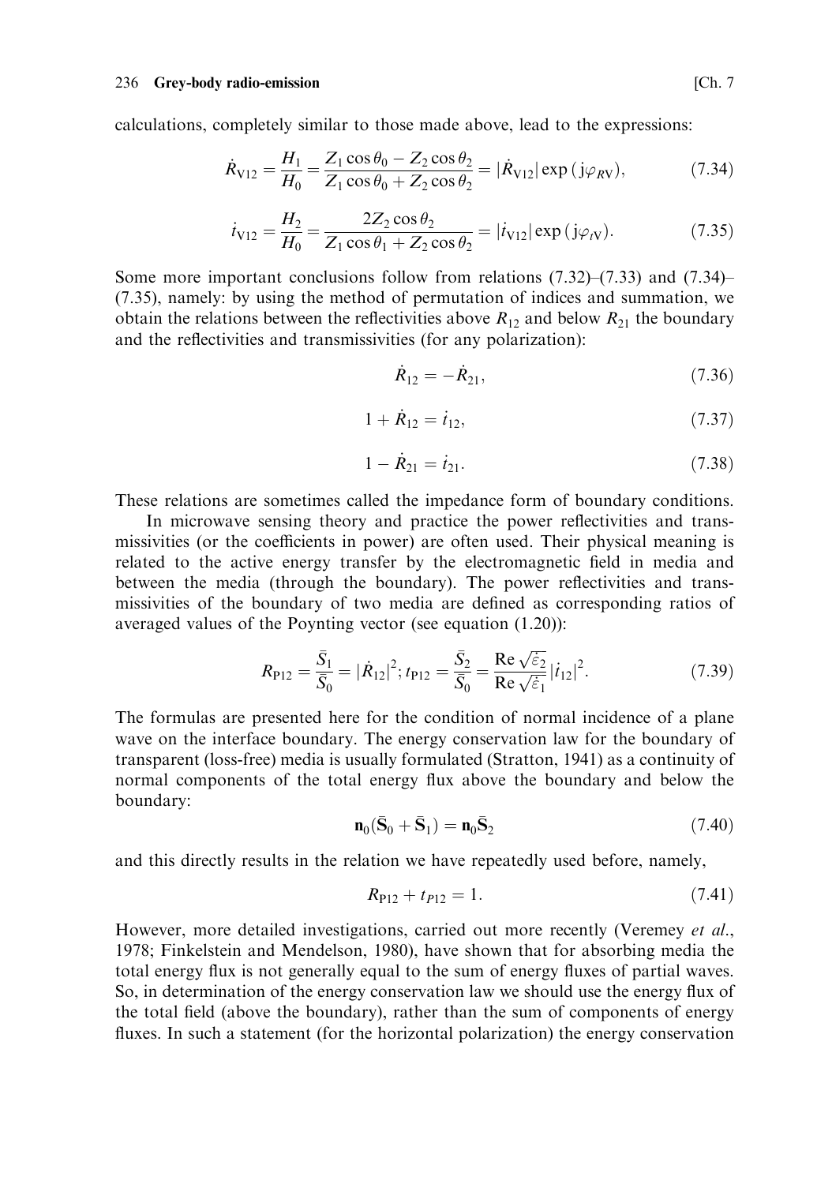calculations, completely similar to those made above, lead to the expressions:

$$\dot{R}_{\text{V12}} = \frac{H_1}{H_0} = \frac{Z_1 \cos\theta_0 - Z_2 \cos\theta_2}{Z_1 \cos\theta_0 + Z_2 \cos\theta_2} = |\dot{R}_{\text{V12}}| \exp(\text{j}\varphi_{R\text{V}}), \tag{7.34}$$

$$\dot{t}_{\text{V12}} = \frac{H_2}{H_0} = \frac{2Z_2 \cos\theta_2}{Z_1 \cos\theta_1 + Z_2 \cos\theta_2} = |\dot{t}_{\text{V12}}| \exp(\text{j}\varphi_{t\text{V}}). \tag{7.35}$$

Some more important conclusions follow from relations (7.32)–(7.33) and (7.34)–(7.35), namely: by using the method of permutation of indices and summation, we obtain the relations between the reflectivities above $R_{12}$ and below $R_{21}$ the boundary and the reflectivities and transmissivities (for any polarization):

$$\dot{R}_{12} = -\dot{R}_{21}, \tag{7.36}$$

$$1 + \dot{R}_{12} = \dot{t}_{12}, \tag{7.37}$$

$$1 - \dot{R}_{21} = \dot{t}_{21}. \tag{7.38}$$

These relations are sometimes called the impedance form of boundary conditions.

In microwave sensing theory and practice the power reflectivities and transmissivities (or the coefficients in power) are often used. Their physical meaning is related to the active energy transfer by the electromagnetic field in media and between the media (through the boundary). The power reflectivities and transmissivities of the boundary of two media are defined as corresponding ratios of averaged values of the Poynting vector (see equation (1.20)):

$$R_{\text{P12}} = \frac{\bar{S}_1}{\bar{S}_0} = |\dot{R}_{12}|^2; t_{\text{P12}} = \frac{\bar{S}_2}{\bar{S}_0} = \frac{\operatorname{Re}\sqrt{\dot{\varepsilon}_2}}{\operatorname{Re}\sqrt{\dot{\varepsilon}_1}} |\dot{t}_{12}|^2. \tag{7.39}$$

The formulas are presented here for the condition of normal incidence of a plane wave on the interface boundary. The energy conservation law for the boundary of transparent (loss-free) media is usually formulated (Stratton, 1941) as a continuity of normal components of the total energy flux above the boundary and below the boundary:

$$\mathbf{n}_0(\bar{\mathbf{S}}_0 + \bar{\mathbf{S}}_1) = \mathbf{n}_0 \bar{\mathbf{S}}_2 \tag{7.40}$$

and this directly results in the relation we have repeatedly used before, namely,

$$R_{\text{P12}} + t_{P12} = 1. \tag{7.41}$$

However, more detailed investigations, carried out more recently (Veremey *et al.*, 1978; Finkelstein and Mendelson, 1980), have shown that for absorbing media the total energy flux is not generally equal to the sum of energy fluxes of partial waves. So, in determination of the energy conservation law we should use the energy flux of the total field (above the boundary), rather than the sum of components of energy fluxes. In such a statement (for the horizontal polarization) the energy conservation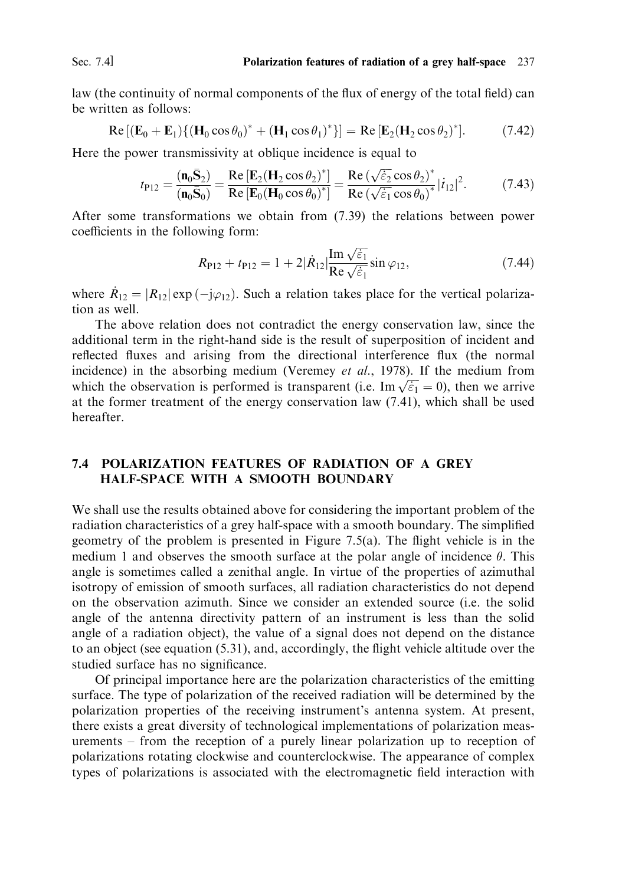law (the continuity of normal components of the flux of energy of the total field) can be written as follows:

$$\mathrm{Re}\,[(\mathbf{E}_0 + \mathbf{E}_1)\{(\mathbf{H}_0 \cos\theta_0)^* + (\mathbf{H}_1 \cos\theta_1)^*\}] = \mathrm{Re}\,[\mathbf{E}_2(\mathbf{H}_2 \cos\theta_2)^*]. \tag{7.42}$$

Here the power transmissivity at oblique incidence is equal to

$$t_{\mathrm{P}12} = \frac{(\mathbf{n}_0\bar{\mathbf{S}}_2)}{(\mathbf{n}_0\bar{\mathbf{S}}_0)} = \frac{\mathrm{Re}\,[\mathbf{E}_2(\mathbf{H}_2 \cos\theta_2)^*]}{\mathrm{Re}\,[\mathbf{E}_0(\mathbf{H}_0 \cos\theta_0)^*]} = \frac{\mathrm{Re}\,(\sqrt{\dot{\varepsilon}_2}\cos\theta_2)^*}{\mathrm{Re}\,(\sqrt{\dot{\varepsilon}_1}\cos\theta_0)^*}|\dot{t}_{12}|^2. \tag{7.43}$$

After some transformations we obtain from (7.39) the relations between power coefficients in the following form:

$$R_{\mathrm{P}12} + t_{\mathrm{P}12} = 1 + 2|\dot{R}_{12}|\frac{\mathrm{Im}\,\sqrt{\dot{\varepsilon}_1}}{\mathrm{Re}\,\sqrt{\dot{\varepsilon}_1}}\sin\varphi_{12}, \tag{7.44}$$

where $\dot{R}_{12} = |R_{12}|\exp(-\mathrm{j}\varphi_{12})$. Such a relation takes place for the vertical polarization as well.

The above relation does not contradict the energy conservation law, since the additional term in the right-hand side is the result of superposition of incident and reflected fluxes and arising from the directional interference flux (the normal incidence) in the absorbing medium (Veremey *et al.*, 1978). If the medium from which the observation is performed is transparent (i.e. $\mathrm{Im}\,\sqrt{\dot{\varepsilon}_1} = 0$), then we arrive at the former treatment of the energy conservation law (7.41), which shall be used hereafter.

## 7.4 POLARIZATION FEATURES OF RADIATION OF A GREY HALF-SPACE WITH A SMOOTH BOUNDARY

We shall use the results obtained above for considering the important problem of the radiation characteristics of a grey half-space with a smooth boundary. The simplified geometry of the problem is presented in Figure 7.5(a). The flight vehicle is in the medium 1 and observes the smooth surface at the polar angle of incidence $\theta$. This angle is sometimes called a zenithal angle. In virtue of the properties of azimuthal isotropy of emission of smooth surfaces, all radiation characteristics do not depend on the observation azimuth. Since we consider an extended source (i.e. the solid angle of the antenna directivity pattern of an instrument is less than the solid angle of a radiation object), the value of a signal does not depend on the distance to an object (see equation (5.31), and, accordingly, the flight vehicle altitude over the studied surface has no significance.

Of principal importance here are the polarization characteristics of the emitting surface. The type of polarization of the received radiation will be determined by the polarization properties of the receiving instrument's antenna system. At present, there exists a great diversity of technological implementations of polarization measurements – from the reception of a purely linear polarization up to reception of polarizations rotating clockwise and counterclockwise. The appearance of complex types of polarizations is associated with the electromagnetic field interaction with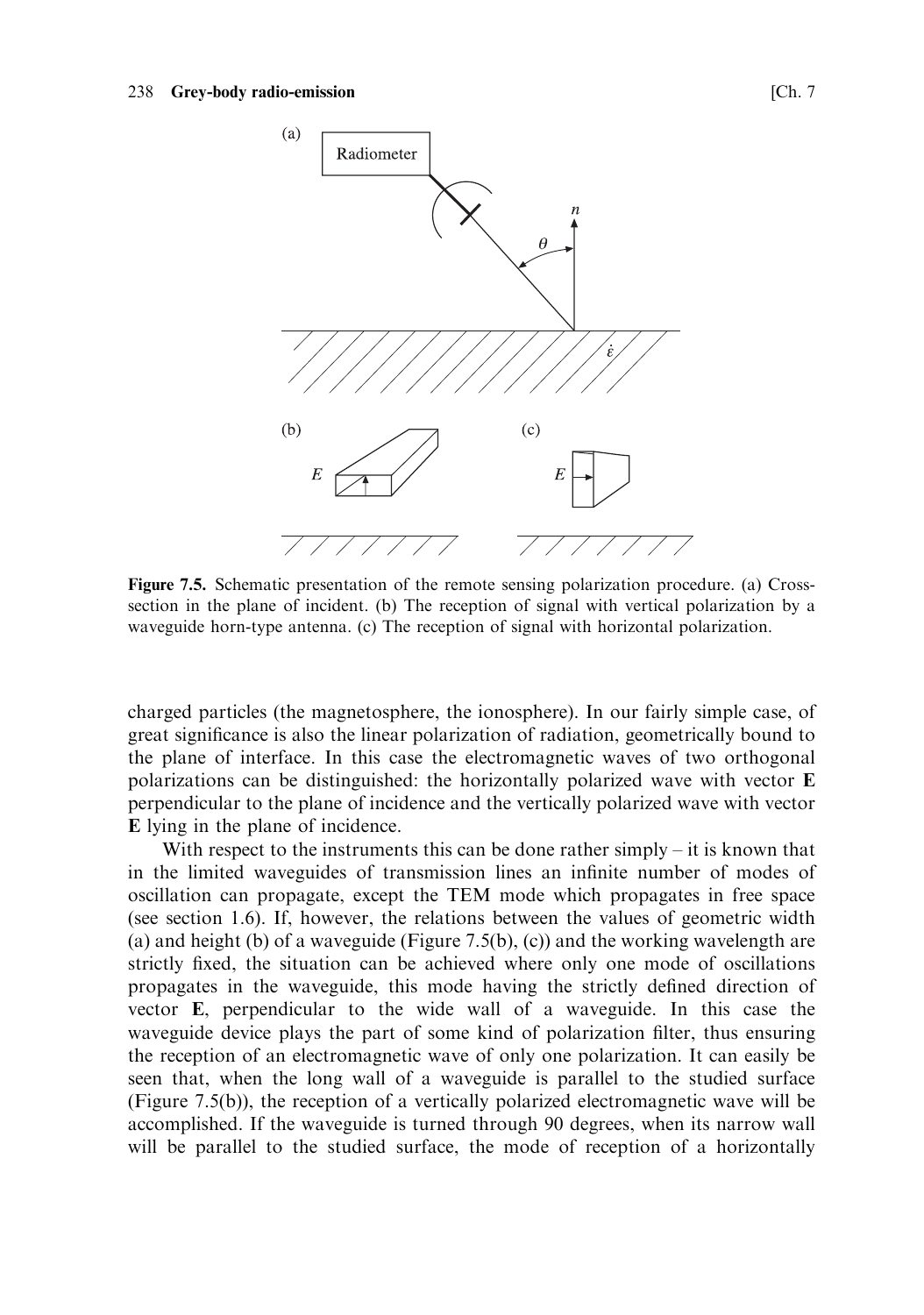Figure 7.5. Schematic presentation of the remote sensing polarization procedure. (a) Cross-section in the plane of incident. (b) The reception of signal with vertical polarization by a waveguide horn-type antenna. (c) The reception of signal with horizontal polarization.

charged particles (the magnetosphere, the ionosphere). In our fairly simple case, of great significance is also the linear polarization of radiation, geometrically bound to the plane of interface. In this case the electromagnetic waves of two orthogonal polarizations can be distinguished: the horizontally polarized wave with vector **E** perpendicular to the plane of incidence and the vertically polarized wave with vector **E** lying in the plane of incidence.

With respect to the instruments this can be done rather simply – it is known that in the limited waveguides of transmission lines an infinite number of modes of oscillation can propagate, except the TEM mode which propagates in free space (see section 1.6). If, however, the relations between the values of geometric width (a) and height (b) of a waveguide (Figure 7.5(b), (c)) and the working wavelength are strictly fixed, the situation can be achieved where only one mode of oscillations propagates in the waveguide, this mode having the strictly defined direction of vector **E**, perpendicular to the wide wall of a waveguide. In this case the waveguide device plays the part of some kind of polarization filter, thus ensuring the reception of an electromagnetic wave of only one polarization. It can easily be seen that, when the long wall of a waveguide is parallel to the studied surface (Figure 7.5(b)), the reception of a vertically polarized electromagnetic wave will be accomplished. If the waveguide is turned through 90 degrees, when its narrow wall will be parallel to the studied surface, the mode of reception of a horizontally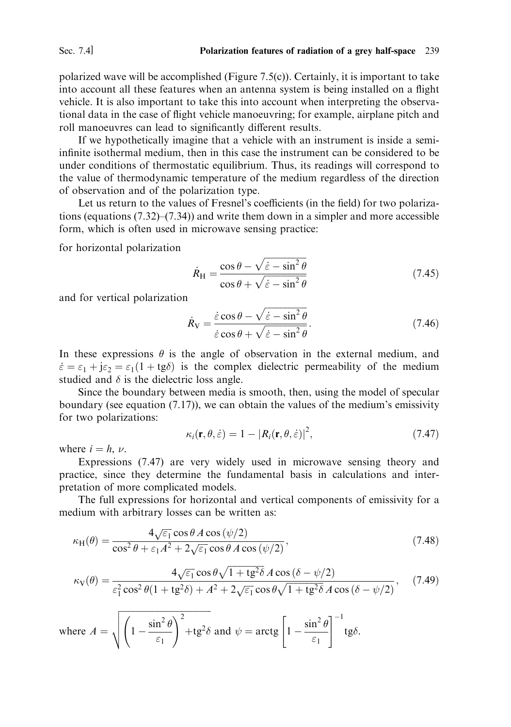polarized wave will be accomplished (Figure 7.5(c)). Certainly, it is important to take into account all these features when an antenna system is being installed on a flight vehicle. It is also important to take this into account when interpreting the observational data in the case of flight vehicle manoeuvring; for example, airplane pitch and roll manoeuvres can lead to significantly different results.

If we hypothetically imagine that a vehicle with an instrument is inside a semi-infinite isothermal medium, then in this case the instrument can be considered to be under conditions of thermostatic equilibrium. Thus, its readings will correspond to the value of thermodynamic temperature of the medium regardless of the direction of observation and of the polarization type.

Let us return to the values of Fresnel's coefficients (in the field) for two polarizations (equations (7.32)–(7.34)) and write them down in a simpler and more accessible form, which is often used in microwave sensing practice:

for horizontal polarization

$$\dot{R}_{\mathrm{H}} = \frac{\cos\theta - \sqrt{\dot{\varepsilon} - \sin^2\theta}}{\cos\theta + \sqrt{\dot{\varepsilon} - \sin^2\theta}} \tag{7.45}$$

and for vertical polarization

$$\dot{R}_{\mathrm{V}} = \frac{\dot{\varepsilon}\cos\theta - \sqrt{\dot{\varepsilon} - \sin^2\theta}}{\dot{\varepsilon}\cos\theta + \sqrt{\dot{\varepsilon} - \sin^2\theta}}. \tag{7.46}$$

In these expressions $\theta$ is the angle of observation in the external medium, and $\dot{\varepsilon} = \varepsilon_1 + \mathrm{j}\varepsilon_2 = \varepsilon_1(1 + \mathrm{tg}\delta)$ is the complex dielectric permeability of the medium studied and $\delta$ is the dielectric loss angle.

Since the boundary between media is smooth, then, using the model of specular boundary (see equation (7.17)), we can obtain the values of the medium's emissivity for two polarizations:

$$\kappa_i(\mathbf{r}, \theta, \dot{\varepsilon}) = 1 - |R_i(\mathbf{r}, \theta, \dot{\varepsilon})|^2, \tag{7.47}$$

where $i = h, \nu$.

Expressions (7.47) are very widely used in microwave sensing theory and practice, since they determine the fundamental basis in calculations and interpretation of more complicated models.

The full expressions for horizontal and vertical components of emissivity for a medium with arbitrary losses can be written as:

$$\kappa_{\mathrm{H}}(\theta) = \frac{4\sqrt{\varepsilon_1}\cos\theta\, A\cos(\psi/2)}{\cos^2\theta + \varepsilon_1 A^2 + 2\sqrt{\varepsilon_1}\cos\theta\, A\cos(\psi/2)}, \tag{7.48}$$

$$\kappa_{\mathrm{V}}(\theta) = \frac{4\sqrt{\varepsilon_1}\cos\theta\sqrt{1 + \mathrm{tg}^2\delta}\, A\cos(\delta - \psi/2)}{\varepsilon_1^2\cos^2\theta(1 + \mathrm{tg}^2\delta) + A^2 + 2\sqrt{\varepsilon_1}\cos\theta\sqrt{1 + \mathrm{tg}^2\delta}\, A\cos(\delta - \psi/2)}, \tag{7.49}$$

where $A = \sqrt{\left(1 - \dfrac{\sin^2\theta}{\varepsilon_1}\right)^2 + \mathrm{tg}^2\delta}$ and $\psi = \mathrm{arctg}\left[1 - \dfrac{\sin^2\theta}{\varepsilon_1}\right]^{-1}\mathrm{tg}\delta$.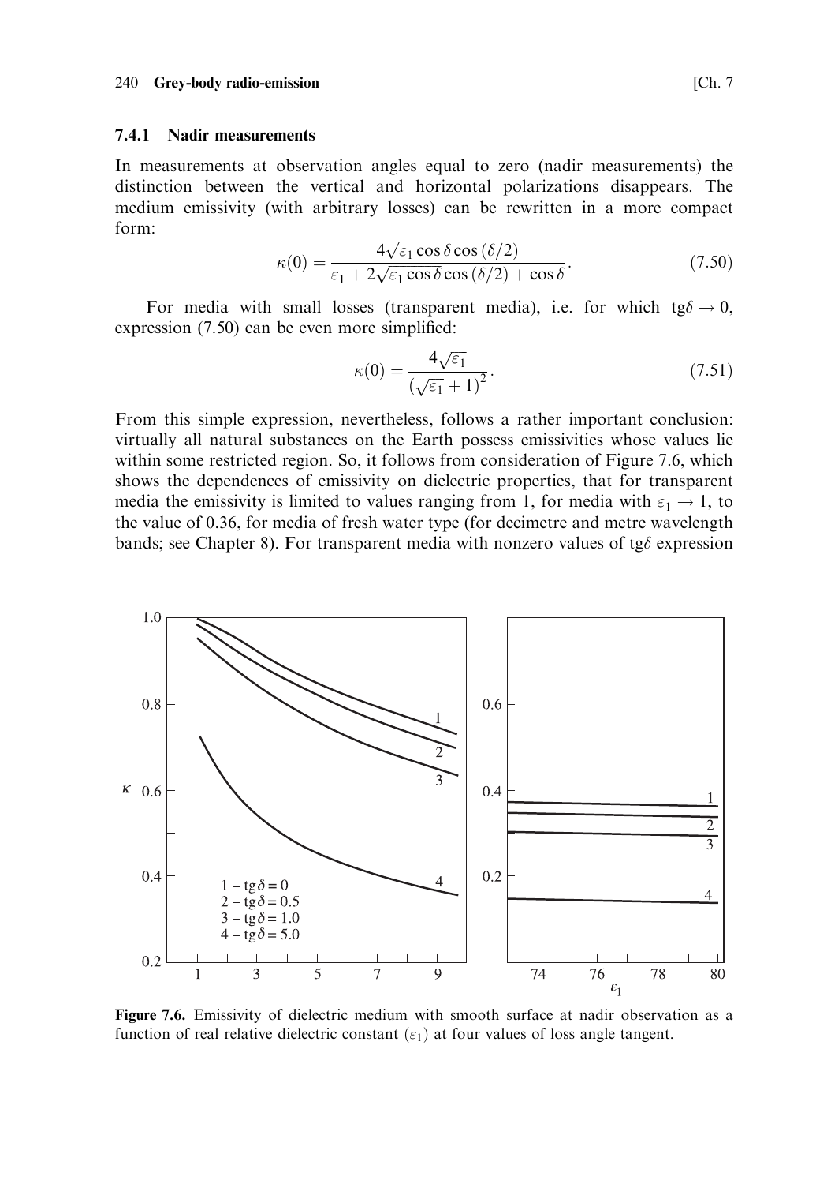### 7.4.1 Nadir measurements

In measurements at observation angles equal to zero (nadir measurements) the distinction between the vertical and horizontal polarizations disappears. The medium emissivity (with arbitrary losses) can be rewritten in a more compact form:

$$\kappa(0) = \frac{4\sqrt{\varepsilon_1 \cos\delta}\cos(\delta/2)}{\varepsilon_1 + 2\sqrt{\varepsilon_1 \cos\delta}\cos(\delta/2) + \cos\delta}. \tag{7.50}$$

For media with small losses (transparent media), i.e. for which $\mathrm{tg}\delta \to 0$, expression (7.50) can be even more simplified:

$$\kappa(0) = \frac{4\sqrt{\varepsilon_1}}{(\sqrt{\varepsilon_1} + 1)^2}. \tag{7.51}$$

From this simple expression, nevertheless, follows a rather important conclusion: virtually all natural substances on the Earth possess emissivities whose values lie within some restricted region. So, it follows from consideration of Figure 7.6, which shows the dependences of emissivity on dielectric properties, that for transparent media the emissivity is limited to values ranging from 1, for media with $\varepsilon_1 \to 1$, to the value of 0.36, for media of fresh water type (for decimetre and metre wavelength bands; see Chapter 8). For transparent media with nonzero values of $\mathrm{tg}\delta$ expression

**Figure 7.6.** Emissivity of dielectric medium with smooth surface at nadir observation as a function of real relative dielectric constant ($\varepsilon_1$) at four values of loss angle tangent.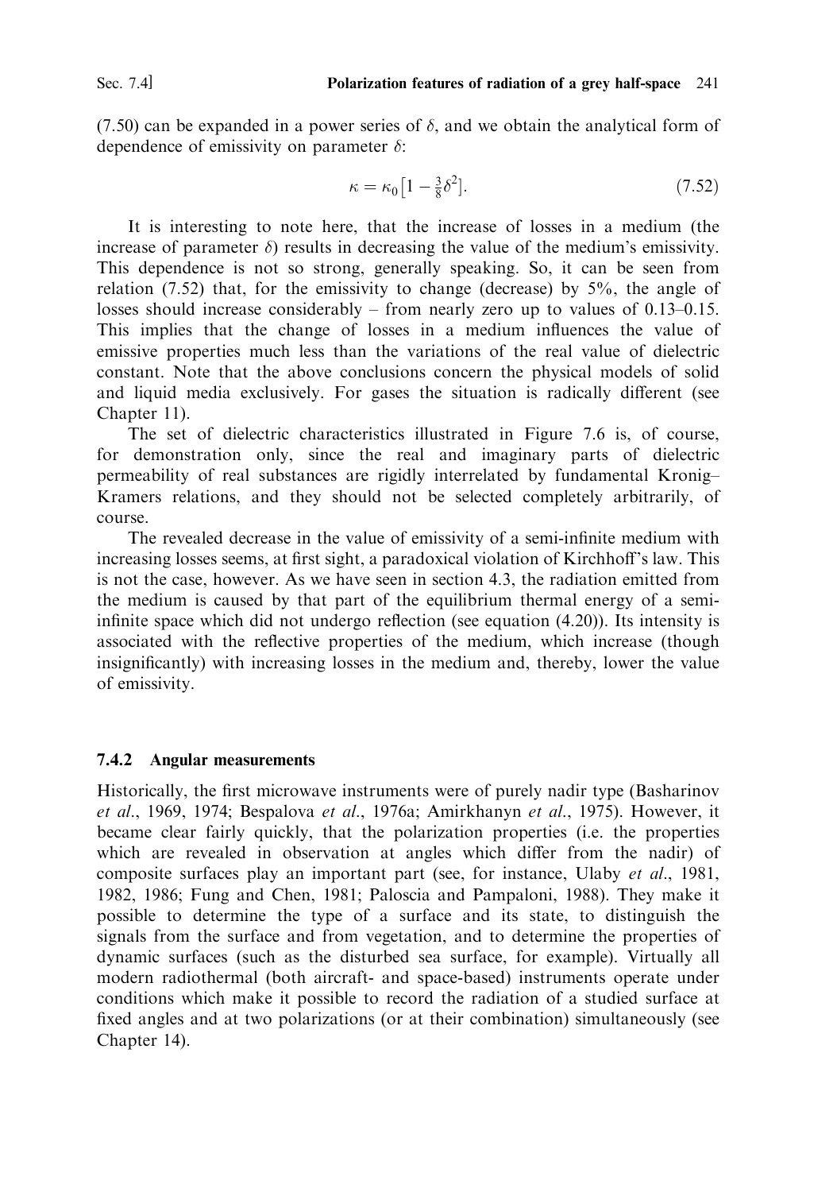(7.50) can be expanded in a power series of $\delta$, and we obtain the analytical form of dependence of emissivity on parameter $\delta$:

$$\kappa = \kappa_0\left[1 - \tfrac{3}{8}\delta^2\right]. \tag{7.52}$$

It is interesting to note here, that the increase of losses in a medium (the increase of parameter $\delta$) results in decreasing the value of the medium's emissivity. This dependence is not so strong, generally speaking. So, it can be seen from relation (7.52) that, for the emissivity to change (decrease) by 5%, the angle of losses should increase considerably – from nearly zero up to values of 0.13–0.15. This implies that the change of losses in a medium influences the value of emissive properties much less than the variations of the real value of dielectric constant. Note that the above conclusions concern the physical models of solid and liquid media exclusively. For gases the situation is radically different (see Chapter 11).

The set of dielectric characteristics illustrated in Figure 7.6 is, of course, for demonstration only, since the real and imaginary parts of dielectric permeability of real substances are rigidly interrelated by fundamental Kronig–Kramers relations, and they should not be selected completely arbitrarily, of course.

The revealed decrease in the value of emissivity of a semi-infinite medium with increasing losses seems, at first sight, a paradoxical violation of Kirchhoff's law. This is not the case, however. As we have seen in section 4.3, the radiation emitted from the medium is caused by that part of the equilibrium thermal energy of a semi-infinite space which did not undergo reflection (see equation (4.20)). Its intensity is associated with the reflective properties of the medium, which increase (though insignificantly) with increasing losses in the medium and, thereby, lower the value of emissivity.

### 7.4.2 Angular measurements

Historically, the first microwave instruments were of purely nadir type (Basharinov *et al*., 1969, 1974; Bespalova *et al*., 1976a; Amirkhanyn *et al*., 1975). However, it became clear fairly quickly, that the polarization properties (i.e. the properties which are revealed in observation at angles which differ from the nadir) of composite surfaces play an important part (see, for instance, Ulaby *et al*., 1981, 1982, 1986; Fung and Chen, 1981; Paloscia and Pampaloni, 1988). They make it possible to determine the type of a surface and its state, to distinguish the signals from the surface and from vegetation, and to determine the properties of dynamic surfaces (such as the disturbed sea surface, for example). Virtually all modern radiothermal (both aircraft- and space-based) instruments operate under conditions which make it possible to record the radiation of a studied surface at fixed angles and at two polarizations (or at their combination) simultaneously (see Chapter 14).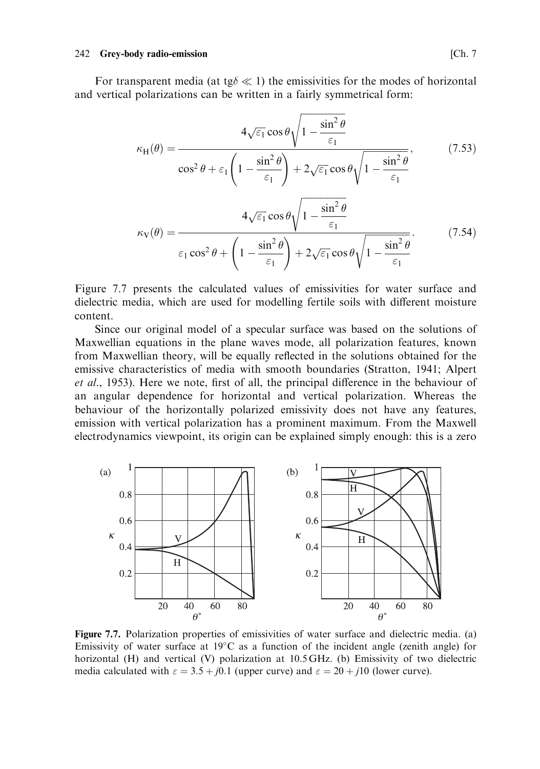For transparent media (at tg$\delta \ll 1$) the emissivities for the modes of horizontal and vertical polarizations can be written in a fairly symmetrical form:

$$\kappa_{\mathrm{H}}(\theta) = \frac{4\sqrt{\varepsilon_1}\cos\theta\sqrt{1-\dfrac{\sin^2\theta}{\varepsilon_1}}}{\cos^2\theta + \varepsilon_1\left(1-\dfrac{\sin^2\theta}{\varepsilon_1}\right) + 2\sqrt{\varepsilon_1}\cos\theta\sqrt{1-\dfrac{\sin^2\theta}{\varepsilon_1}}}, \tag{7.53}$$

$$\kappa_{\mathrm{V}}(\theta) = \frac{4\sqrt{\varepsilon_1}\cos\theta\sqrt{1-\dfrac{\sin^2\theta}{\varepsilon_1}}}{\varepsilon_1\cos^2\theta + \left(1-\dfrac{\sin^2\theta}{\varepsilon_1}\right) + 2\sqrt{\varepsilon_1}\cos\theta\sqrt{1-\dfrac{\sin^2\theta}{\varepsilon_1}}}. \tag{7.54}$$

Figure 7.7 presents the calculated values of emissivities for water surface and dielectric media, which are used for modelling fertile soils with different moisture content.

Since our original model of a specular surface was based on the solutions of Maxwellian equations in the plane waves mode, all polarization features, known from Maxwellian theory, will be equally reflected in the solutions obtained for the emissive characteristics of media with smooth boundaries (Stratton, 1941; Alpert *et al*., 1953). Here we note, first of all, the principal difference in the behaviour of an angular dependence for horizontal and vertical polarization. Whereas the behaviour of the horizontally polarized emissivity does not have any features, emission with vertical polarization has a prominent maximum. From the Maxwell electrodynamics viewpoint, its origin can be explained simply enough: this is a zero

**Figure 7.7.** Polarization properties of emissivities of water surface and dielectric media. (a) Emissivity of water surface at 19°C as a function of the incident angle (zenith angle) for horizontal (H) and vertical (V) polarization at 10.5 GHz. (b) Emissivity of two dielectric media calculated with $\varepsilon = 3.5 + j0.1$ (upper curve) and $\varepsilon = 20 + j10$ (lower curve).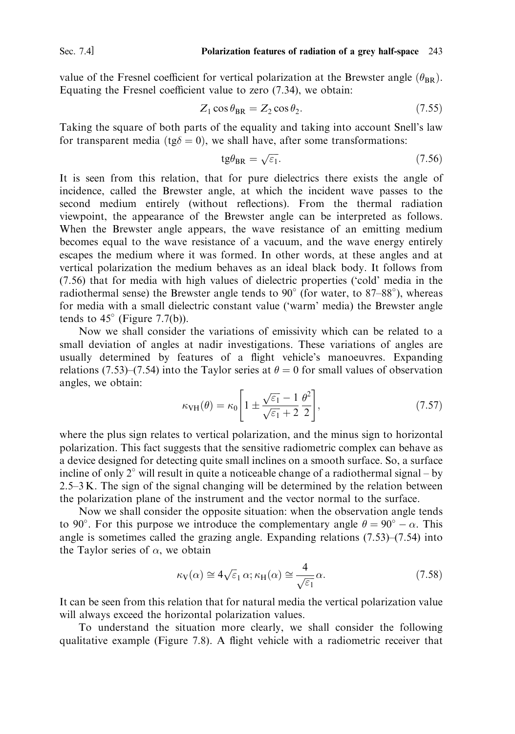value of the Fresnel coefficient for vertical polarization at the Brewster angle ($\theta_{\rm BR}$). Equating the Fresnel coefficient value to zero (7.34), we obtain:

$$Z_1 \cos\theta_{\rm BR} = Z_2 \cos\theta_2. \tag{7.55}$$

Taking the square of both parts of the equality and taking into account Snell's law for transparent media ($\text{tg}\delta = 0$), we shall have, after some transformations:

$$\text{tg}\theta_{\rm BR} = \sqrt{\varepsilon_1}. \tag{7.56}$$

It is seen from this relation, that for pure dielectrics there exists the angle of incidence, called the Brewster angle, at which the incident wave passes to the second medium entirely (without reflections). From the thermal radiation viewpoint, the appearance of the Brewster angle can be interpreted as follows. When the Brewster angle appears, the wave resistance of an emitting medium becomes equal to the wave resistance of a vacuum, and the wave energy entirely escapes the medium where it was formed. In other words, at these angles and at vertical polarization the medium behaves as an ideal black body. It follows from (7.56) that for media with high values of dielectric properties ('cold' media in the radiothermal sense) the Brewster angle tends to 90° (for water, to 87–88°), whereas for media with a small dielectric constant value ('warm' media) the Brewster angle tends to 45° (Figure 7.7(b)).

Now we shall consider the variations of emissivity which can be related to a small deviation of angles at nadir investigations. These variations of angles are usually determined by features of a flight vehicle's manoeuvres. Expanding relations (7.53)–(7.54) into the Taylor series at $\theta = 0$ for small values of observation angles, we obtain:

$$\kappa_{\rm VH}(\theta) = \kappa_0 \left[ 1 \pm \frac{\sqrt{\varepsilon_1} - 1}{\sqrt{\varepsilon_1} + 2} \frac{\theta^2}{2} \right], \tag{7.57}$$

where the plus sign relates to vertical polarization, and the minus sign to horizontal polarization. This fact suggests that the sensitive radiometric complex can behave as a device designed for detecting quite small inclines on a smooth surface. So, a surface incline of only 2° will result in quite a noticeable change of a radiothermal signal – by 2.5–3 K. The sign of the signal changing will be determined by the relation between the polarization plane of the instrument and the vector normal to the surface.

Now we shall consider the opposite situation: when the observation angle tends to 90°. For this purpose we introduce the complementary angle $\theta = 90° - \alpha$. This angle is sometimes called the grazing angle. Expanding relations (7.53)–(7.54) into the Taylor series of $\alpha$, we obtain

$$\kappa_{\rm V}(\alpha) \cong 4\sqrt{\varepsilon_1}\,\alpha; \kappa_{\rm H}(\alpha) \cong \frac{4}{\sqrt{\varepsilon_1}}\alpha. \tag{7.58}$$

It can be seen from this relation that for natural media the vertical polarization value will always exceed the horizontal polarization values.

To understand the situation more clearly, we shall consider the following qualitative example (Figure 7.8). A flight vehicle with a radiometric receiver that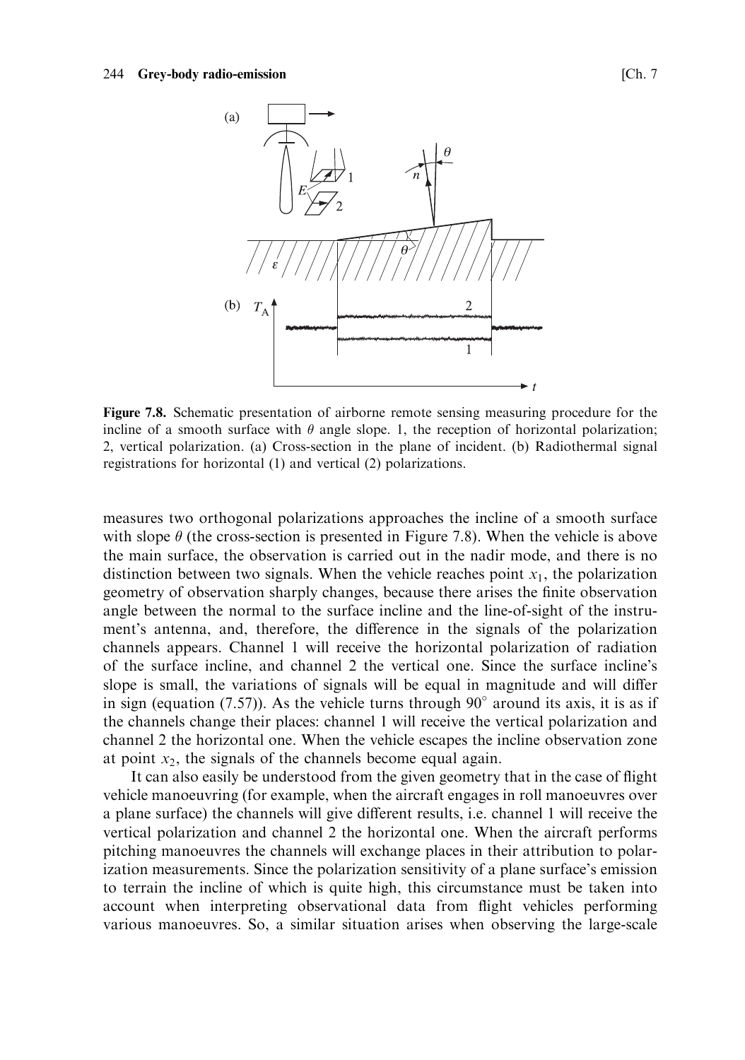**Figure 7.8.** Schematic presentation of airborne remote sensing measuring procedure for the incline of a smooth surface with $\theta$ angle slope. 1, the reception of horizontal polarization; 2, vertical polarization. (a) Cross-section in the plane of incident. (b) Radiothermal signal registrations for horizontal (1) and vertical (2) polarizations.

measures two orthogonal polarizations approaches the incline of a smooth surface with slope $\theta$ (the cross-section is presented in Figure 7.8). When the vehicle is above the main surface, the observation is carried out in the nadir mode, and there is no distinction between two signals. When the vehicle reaches point $x_1$, the polarization geometry of observation sharply changes, because there arises the finite observation angle between the normal to the surface incline and the line-of-sight of the instrument's antenna, and, therefore, the difference in the signals of the polarization channels appears. Channel 1 will receive the horizontal polarization of radiation of the surface incline, and channel 2 the vertical one. Since the surface incline's slope is small, the variations of signals will be equal in magnitude and will differ in sign (equation (7.57)). As the vehicle turns through $90^\circ$ around its axis, it is as if the channels change their places: channel 1 will receive the vertical polarization and channel 2 the horizontal one. When the vehicle escapes the incline observation zone at point $x_2$, the signals of the channels become equal again.

It can also easily be understood from the given geometry that in the case of flight vehicle manoeuvring (for example, when the aircraft engages in roll manoeuvres over a plane surface) the channels will give different results, i.e. channel 1 will receive the vertical polarization and channel 2 the horizontal one. When the aircraft performs pitching manoeuvres the channels will exchange places in their attribution to polarization measurements. Since the polarization sensitivity of a plane surface's emission to terrain the incline of which is quite high, this circumstance must be taken into account when interpreting observational data from flight vehicles performing various manoeuvres. So, a similar situation arises when observing the large-scale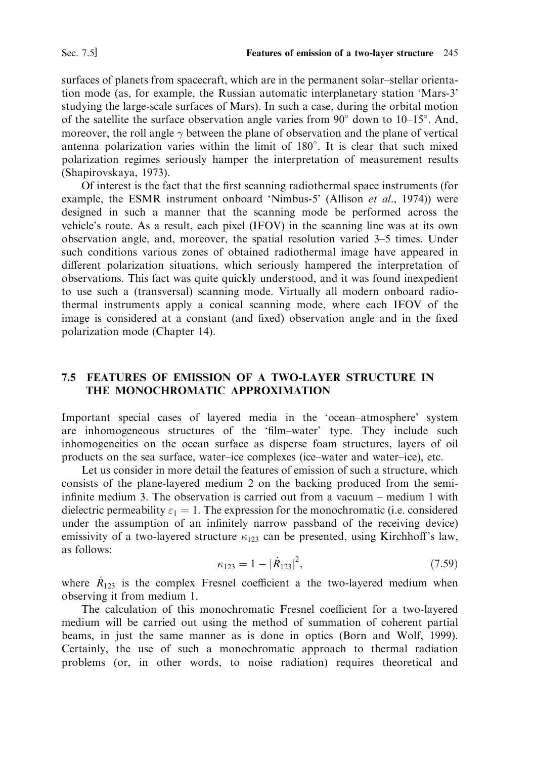surfaces of planets from spacecraft, which are in the permanent solar–stellar orientation mode (as, for example, the Russian automatic interplanetary station 'Mars-3' studying the large-scale surfaces of Mars). In such a case, during the orbital motion of the satellite the surface observation angle varies from 90° down to 10–15°. And, moreover, the roll angle $\gamma$ between the plane of observation and the plane of vertical antenna polarization varies within the limit of 180°. It is clear that such mixed polarization regimes seriously hamper the interpretation of measurement results (Shapirovskaya, 1973).

Of interest is the fact that the first scanning radiothermal space instruments (for example, the ESMR instrument onboard 'Nimbus-5' (Allison *et al.*, 1974)) were designed in such a manner that the scanning mode be performed across the vehicle's route. As a result, each pixel (IFOV) in the scanning line was at its own observation angle, and, moreover, the spatial resolution varied 3–5 times. Under such conditions various zones of obtained radiothermal image have appeared in different polarization situations, which seriously hampered the interpretation of observations. This fact was quite quickly understood, and it was found inexpedient to use such a (transversal) scanning mode. Virtually all modern onboard radiothermal instruments apply a conical scanning mode, where each IFOV of the image is considered at a constant (and fixed) observation angle and in the fixed polarization mode (Chapter 14).

## 7.5 FEATURES OF EMISSION OF A TWO-LAYER STRUCTURE IN THE MONOCHROMATIC APPROXIMATION

Important special cases of layered media in the 'ocean–atmosphere' system are inhomogeneous structures of the 'film–water' type. They include such inhomogeneities on the ocean surface as disperse foam structures, layers of oil products on the sea surface, water–ice complexes (ice–water and water–ice), etc.

Let us consider in more detail the features of emission of such a structure, which consists of the plane-layered medium 2 on the backing produced from the semi-infinite medium 3. The observation is carried out from a vacuum – medium 1 with dielectric permeability $\varepsilon_1 = 1$. The expression for the monochromatic (i.e. considered under the assumption of an infinitely narrow passband of the receiving device) emissivity of a two-layered structure $\kappa_{123}$ can be presented, using Kirchhoff's law, as follows:

$$\kappa_{123} = 1 - |\dot{R}_{123}|^2, \tag{7.59}$$

where $\dot{R}_{123}$ is the complex Fresnel coefficient a the two-layered medium when observing it from medium 1.

The calculation of this monochromatic Fresnel coefficient for a two-layered medium will be carried out using the method of summation of coherent partial beams, in just the same manner as is done in optics (Born and Wolf, 1999). Certainly, the use of such a monochromatic approach to thermal radiation problems (or, in other words, to noise radiation) requires theoretical and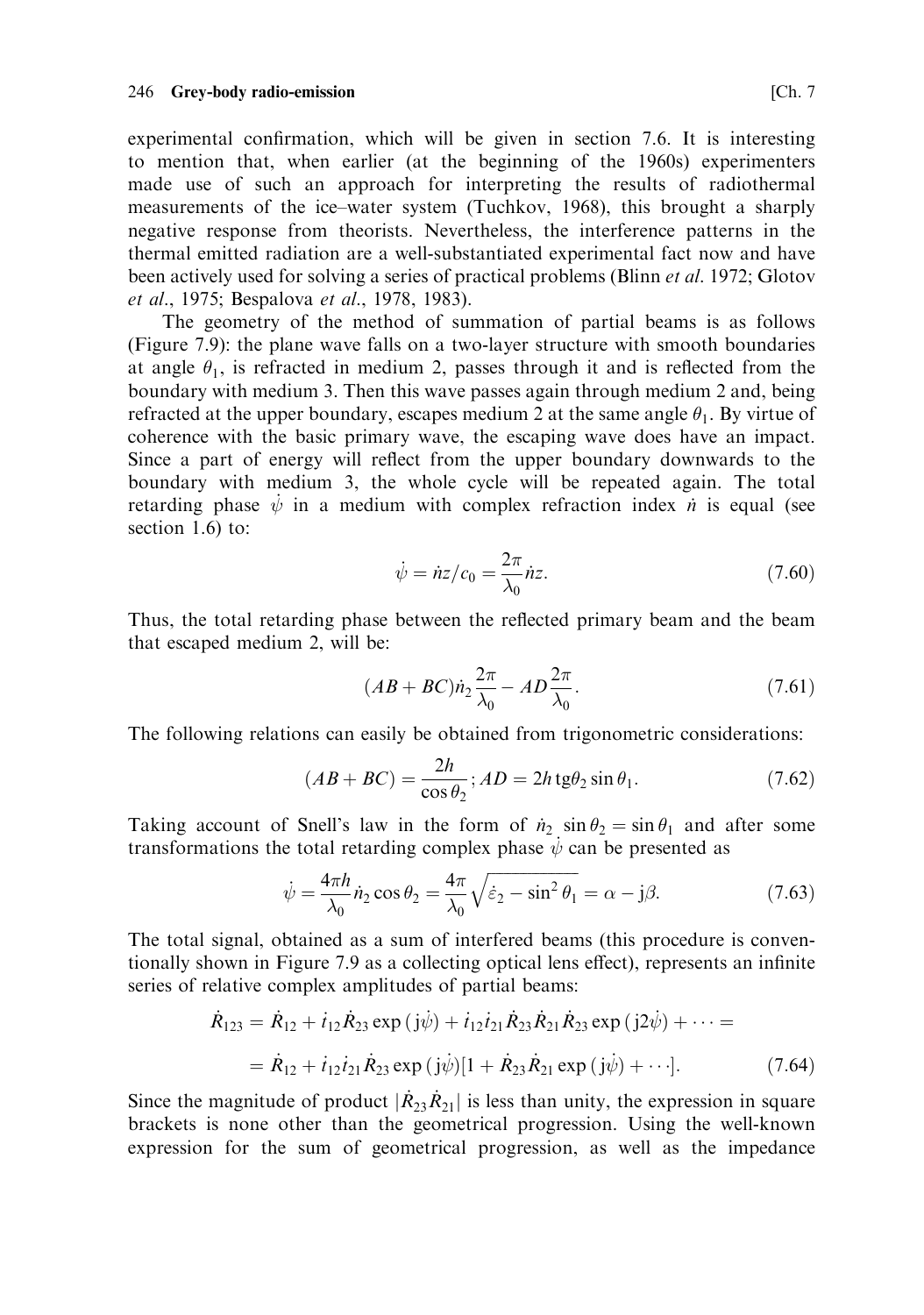experimental confirmation, which will be given in section 7.6. It is interesting to mention that, when earlier (at the beginning of the 1960s) experimenters made use of such an approach for interpreting the results of radiothermal measurements of the ice–water system (Tuchkov, 1968), this brought a sharply negative response from theorists. Nevertheless, the interference patterns in the thermal emitted radiation are a well-substantiated experimental fact now and have been actively used for solving a series of practical problems (Blinn *et al.* 1972; Glotov *et al.*, 1975; Bespalova *et al.*, 1978, 1983).

The geometry of the method of summation of partial beams is as follows (Figure 7.9): the plane wave falls on a two-layer structure with smooth boundaries at angle $\theta_1$, is refracted in medium 2, passes through it and is reflected from the boundary with medium 3. Then this wave passes again through medium 2 and, being refracted at the upper boundary, escapes medium 2 at the same angle $\theta_1$. By virtue of coherence with the basic primary wave, the escaping wave does have an impact. Since a part of energy will reflect from the upper boundary downwards to the boundary with medium 3, the whole cycle will be repeated again. The total retarding phase $\dot{\psi}$ in a medium with complex refraction index $\dot{n}$ is equal (see section 1.6) to:

$$\dot{\psi} = \dot{n}z/c_0 = \frac{2\pi}{\lambda_0}\dot{n}z. \tag{7.60}$$

Thus, the total retarding phase between the reflected primary beam and the beam that escaped medium 2, will be:

$$(AB + BC)\dot{n}_2\frac{2\pi}{\lambda_0} - AD\frac{2\pi}{\lambda_0}. \tag{7.61}$$

The following relations can easily be obtained from trigonometric considerations:

$$(AB + BC) = \frac{2h}{\cos\theta_2}; AD = 2h\,\mathrm{tg}\theta_2 \sin\theta_1. \tag{7.62}$$

Taking account of Snell's law in the form of $\dot{n}_2 \sin\theta_2 = \sin\theta_1$ and after some transformations the total retarding complex phase $\dot{\psi}$ can be presented as

$$\dot{\psi} = \frac{4\pi h}{\lambda_0}\dot{n}_2\cos\theta_2 = \frac{4\pi}{\lambda_0}\sqrt{\dot{\varepsilon}_2 - \sin^2\theta_1} = \alpha - \mathrm{j}\beta. \tag{7.63}$$

The total signal, obtained as a sum of interfered beams (this procedure is conventionally shown in Figure 7.9 as a collecting optical lens effect), represents an infinite series of relative complex amplitudes of partial beams:

$$\begin{aligned}\dot{R}_{123} &= \dot{R}_{12} + \dot{t}_{12}\dot{R}_{23}\exp(\mathrm{j}\dot{\psi}) + \dot{t}_{12}\dot{t}_{21}\dot{R}_{23}\dot{R}_{21}\dot{R}_{23}\exp(\mathrm{j}2\dot{\psi}) + \cdots = \\ &= \dot{R}_{12} + \dot{t}_{12}\dot{t}_{21}\dot{R}_{23}\exp(\mathrm{j}\dot{\psi})[1 + \dot{R}_{23}\dot{R}_{21}\exp(\mathrm{j}\dot{\psi}) + \cdots].\end{aligned} \tag{7.64}$$

Since the magnitude of product $|\dot{R}_{23}\dot{R}_{21}|$ is less than unity, the expression in square brackets is none other than the geometrical progression. Using the well-known expression for the sum of geometrical progression, as well as the impedance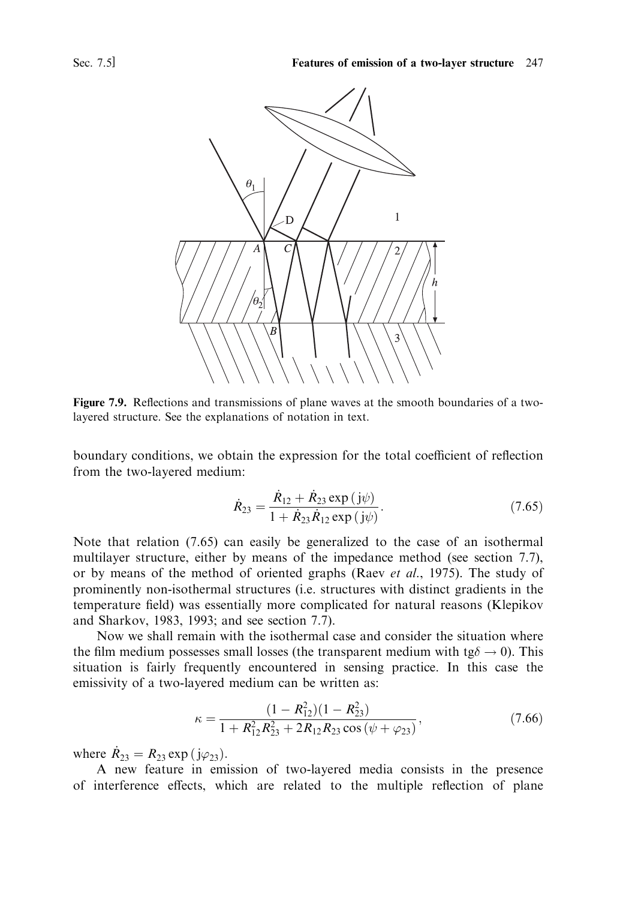**Figure 7.9.** Reflections and transmissions of plane waves at the smooth boundaries of a two-layered structure. See the explanations of notation in text.

boundary conditions, we obtain the expression for the total coefficient of reflection from the two-layered medium:

$$\dot{R}_{23} = \frac{\dot{R}_{12} + \dot{R}_{23}\exp(\mathrm{j}\psi)}{1 + \dot{R}_{23}\dot{R}_{12}\exp(\mathrm{j}\psi)}. \tag{7.65}$$

Note that relation (7.65) can easily be generalized to the case of an isothermal multilayer structure, either by means of the impedance method (see section 7.7), or by means of the method of oriented graphs (Raev *et al.*, 1975). The study of prominently non-isothermal structures (i.e. structures with distinct gradients in the temperature field) was essentially more complicated for natural reasons (Klepikov and Sharkov, 1983, 1993; and see section 7.7).

Now we shall remain with the isothermal case and consider the situation where the film medium possesses small losses (the transparent medium with $\mathrm{tg}\delta \to 0$). This situation is fairly frequently encountered in sensing practice. In this case the emissivity of a two-layered medium can be written as:

$$\kappa = \frac{(1 - R_{12}^2)(1 - R_{23}^2)}{1 + R_{12}^2 R_{23}^2 + 2R_{12}R_{23}\cos(\psi + \varphi_{23})}, \tag{7.66}$$

where $\dot{R}_{23} = R_{23}\exp(\mathrm{j}\varphi_{23})$.

A new feature in emission of two-layered media consists in the presence of interference effects, which are related to the multiple reflection of plane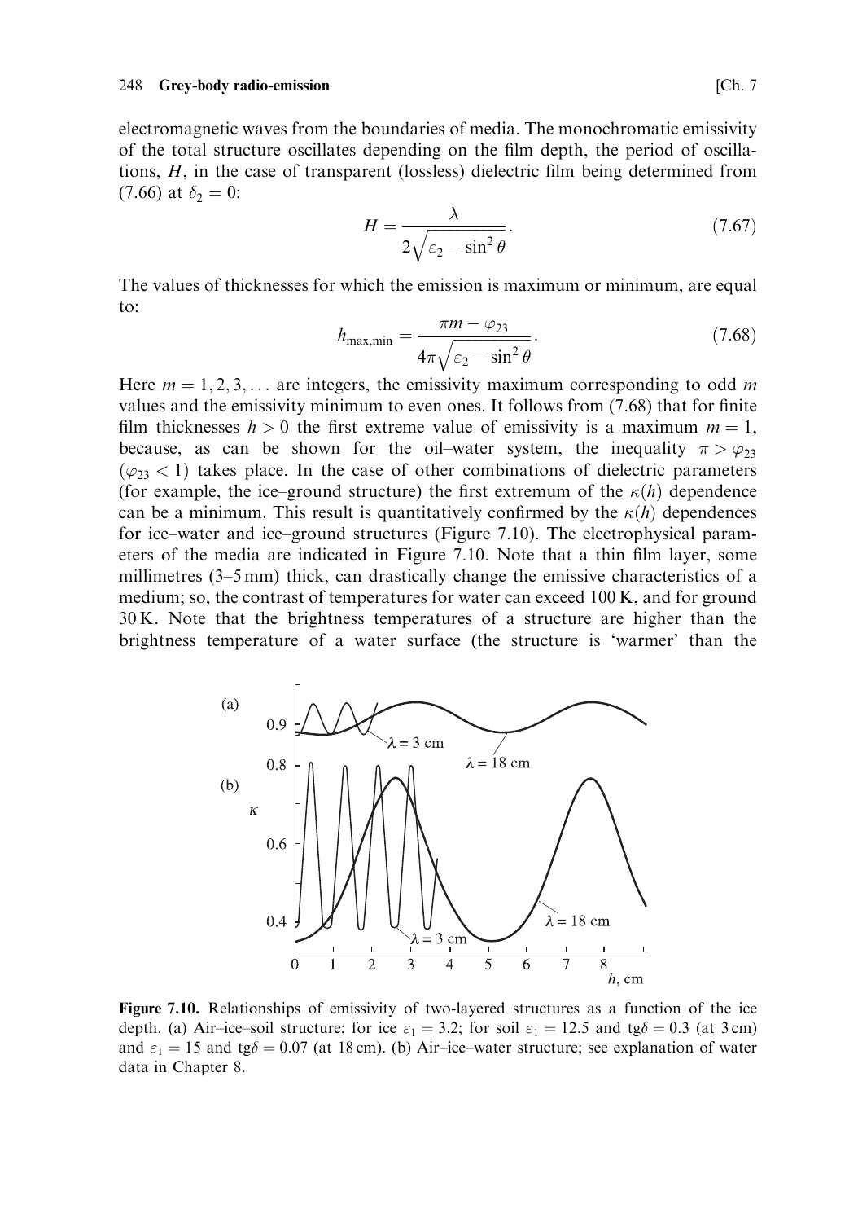electromagnetic waves from the boundaries of media. The monochromatic emissivity of the total structure oscillates depending on the film depth, the period of oscillations, $H$, in the case of transparent (lossless) dielectric film being determined from (7.66) at $\delta_2 = 0$:

$$H = \frac{\lambda}{2\sqrt{\varepsilon_2 - \sin^2\theta}}. \tag{7.67}$$

The values of thicknesses for which the emission is maximum or minimum, are equal to:

$$h_{\max,\min} = \frac{\pi m - \varphi_{23}}{4\pi\sqrt{\varepsilon_2 - \sin^2\theta}}. \tag{7.68}$$

Here $m = 1, 2, 3, \ldots$ are integers, the emissivity maximum corresponding to odd $m$ values and the emissivity minimum to even ones. It follows from (7.68) that for finite film thicknesses $h > 0$ the first extreme value of emissivity is a maximum $m = 1$, because, as can be shown for the oil–water system, the inequality $\pi > \varphi_{23}$ ($\varphi_{23} < 1$) takes place. In the case of other combinations of dielectric parameters (for example, the ice–ground structure) the first extremum of the $\kappa(h)$ dependence can be a minimum. This result is quantitatively confirmed by the $\kappa(h)$ dependences for ice–water and ice–ground structures (Figure 7.10). The electrophysical parameters of the media are indicated in Figure 7.10. Note that a thin film layer, some millimetres (3–5 mm) thick, can drastically change the emissive characteristics of a medium; so, the contrast of temperatures for water can exceed 100 K, and for ground 30 K. Note that the brightness temperatures of a structure are higher than the brightness temperature of a water surface (the structure is 'warmer' than the

**Figure 7.10.** Relationships of emissivity of two-layered structures as a function of the ice depth. (a) Air–ice–soil structure; for ice $\varepsilon_1 = 3.2$; for soil $\varepsilon_1 = 12.5$ and tg$\delta = 0.3$ (at 3 cm) and $\varepsilon_1 = 15$ and tg$\delta = 0.07$ (at 18 cm). (b) Air–ice–water structure; see explanation of water data in Chapter 8.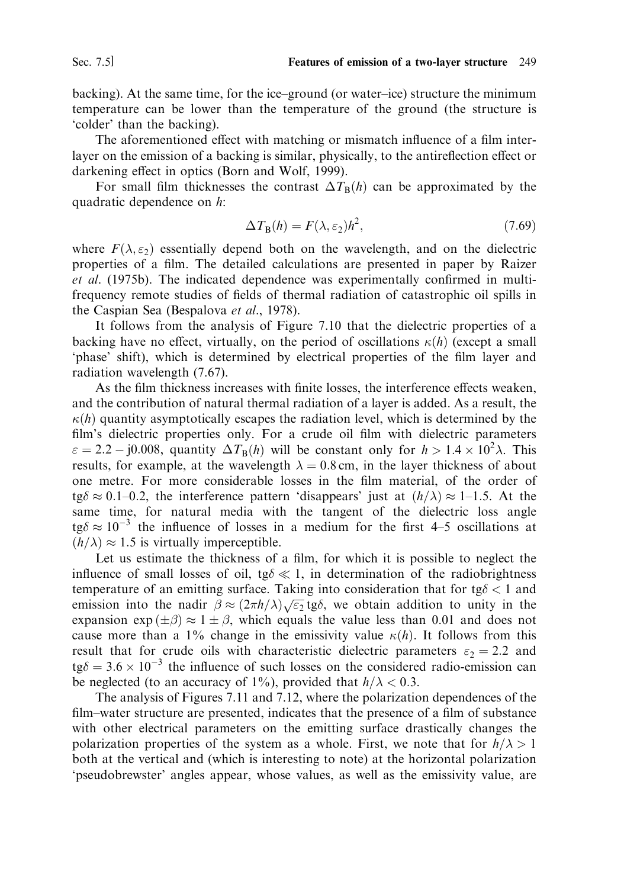backing). At the same time, for the ice–ground (or water–ice) structure the minimum temperature can be lower than the temperature of the ground (the structure is 'colder' than the backing).

The aforementioned effect with matching or mismatch influence of a film interlayer on the emission of a backing is similar, physically, to the antireflection effect or darkening effect in optics (Born and Wolf, 1999).

For small film thicknesses the contrast $\Delta T_B(h)$ can be approximated by the quadratic dependence on $h$:

$$\Delta T_B(h) = F(\lambda, \varepsilon_2)h^2, \tag{7.69}$$

where $F(\lambda, \varepsilon_2)$ essentially depend both on the wavelength, and on the dielectric properties of a film. The detailed calculations are presented in paper by Raizer *et al.* (1975b). The indicated dependence was experimentally confirmed in multi-frequency remote studies of fields of thermal radiation of catastrophic oil spills in the Caspian Sea (Bespalova *et al.*, 1978).

It follows from the analysis of Figure 7.10 that the dielectric properties of a backing have no effect, virtually, on the period of oscillations $\kappa(h)$ (except a small 'phase' shift), which is determined by electrical properties of the film layer and radiation wavelength (7.67).

As the film thickness increases with finite losses, the interference effects weaken, and the contribution of natural thermal radiation of a layer is added. As a result, the $\kappa(h)$ quantity asymptotically escapes the radiation level, which is determined by the film's dielectric properties only. For a crude oil film with dielectric parameters $\varepsilon = 2.2 - j0.008$, quantity $\Delta T_B(h)$ will be constant only for $h > 1.4 \times 10^2 \lambda$. This results, for example, at the wavelength $\lambda = 0.8$ cm, in the layer thickness of about one metre. For more considerable losses in the film material, of the order of $\mathrm{tg}\delta \approx 0.1$–$0.2$, the interference pattern 'disappears' just at $(h/\lambda) \approx 1$–$1.5$. At the same time, for natural media with the tangent of the dielectric loss angle $\mathrm{tg}\delta \approx 10^{-3}$ the influence of losses in a medium for the first 4–5 oscillations at $(h/\lambda) \approx 1.5$ is virtually imperceptible.

Let us estimate the thickness of a film, for which it is possible to neglect the influence of small losses of oil, $\mathrm{tg}\delta \ll 1$, in determination of the radiobrightness temperature of an emitting surface. Taking into consideration that for $\mathrm{tg}\delta < 1$ and emission into the nadir $\beta \approx (2\pi h/\lambda)\sqrt{\varepsilon_2}\,\mathrm{tg}\delta$, we obtain addition to unity in the expansion $\exp(\pm\beta) \approx 1 \pm \beta$, which equals the value less than 0.01 and does not cause more than a 1% change in the emissivity value $\kappa(h)$. It follows from this result that for crude oils with characteristic dielectric parameters $\varepsilon_2 = 2.2$ and $\mathrm{tg}\delta = 3.6 \times 10^{-3}$ the influence of such losses on the considered radio-emission can be neglected (to an accuracy of 1%), provided that $h/\lambda < 0.3$.

The analysis of Figures 7.11 and 7.12, where the polarization dependences of the film–water structure are presented, indicates that the presence of a film of substance with other electrical parameters on the emitting surface drastically changes the polarization properties of the system as a whole. First, we note that for $h/\lambda > 1$ both at the vertical and (which is interesting to note) at the horizontal polarization 'pseudobrewster' angles appear, whose values, as well as the emissivity value, are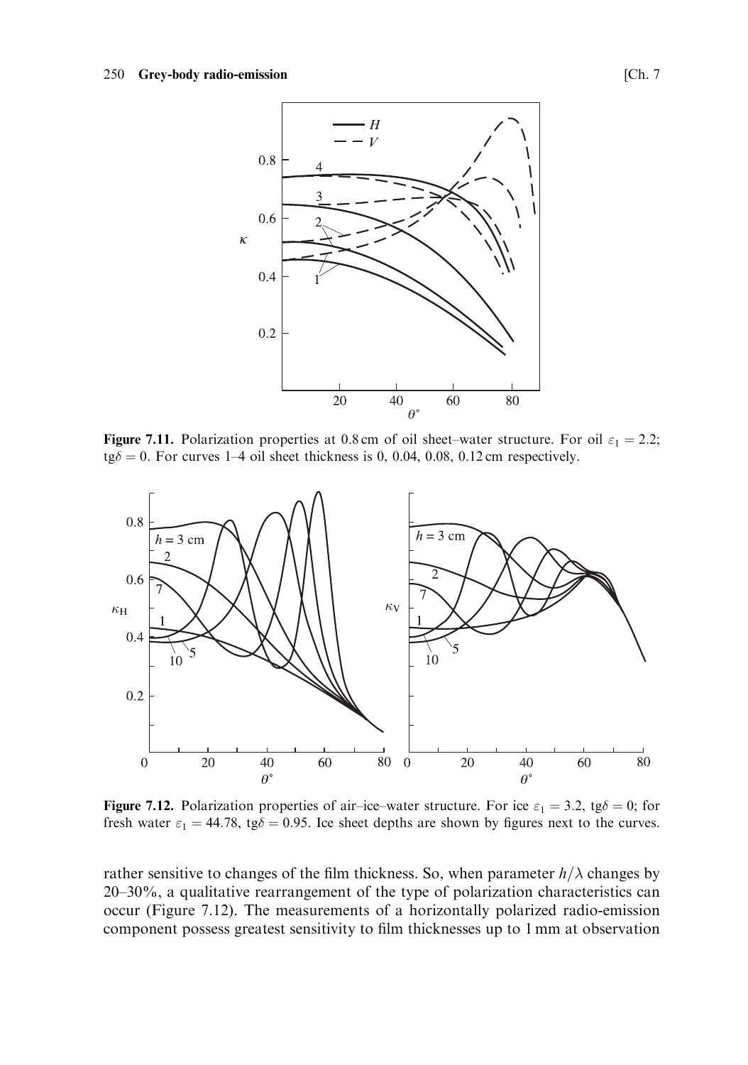**Figure 7.11.** Polarization properties at 0.8 cm of oil sheet–water structure. For oil $\varepsilon_1 = 2.2$; $\text{tg}\delta = 0$. For curves 1–4 oil sheet thickness is 0, 0.04, 0.08, 0.12 cm respectively.

**Figure 7.12.** Polarization properties of air–ice–water structure. For ice $\varepsilon_1 = 3.2$, $\text{tg}\delta = 0$; for fresh water $\varepsilon_1 = 44.78$, $\text{tg}\delta = 0.95$. Ice sheet depths are shown by figures next to the curves.

rather sensitive to changes of the film thickness. So, when parameter $h/\lambda$ changes by 20–30%, a qualitative rearrangement of the type of polarization characteristics can occur (Figure 7.12). The measurements of a horizontally polarized radio-emission component possess greatest sensitivity to film thicknesses up to 1 mm at observation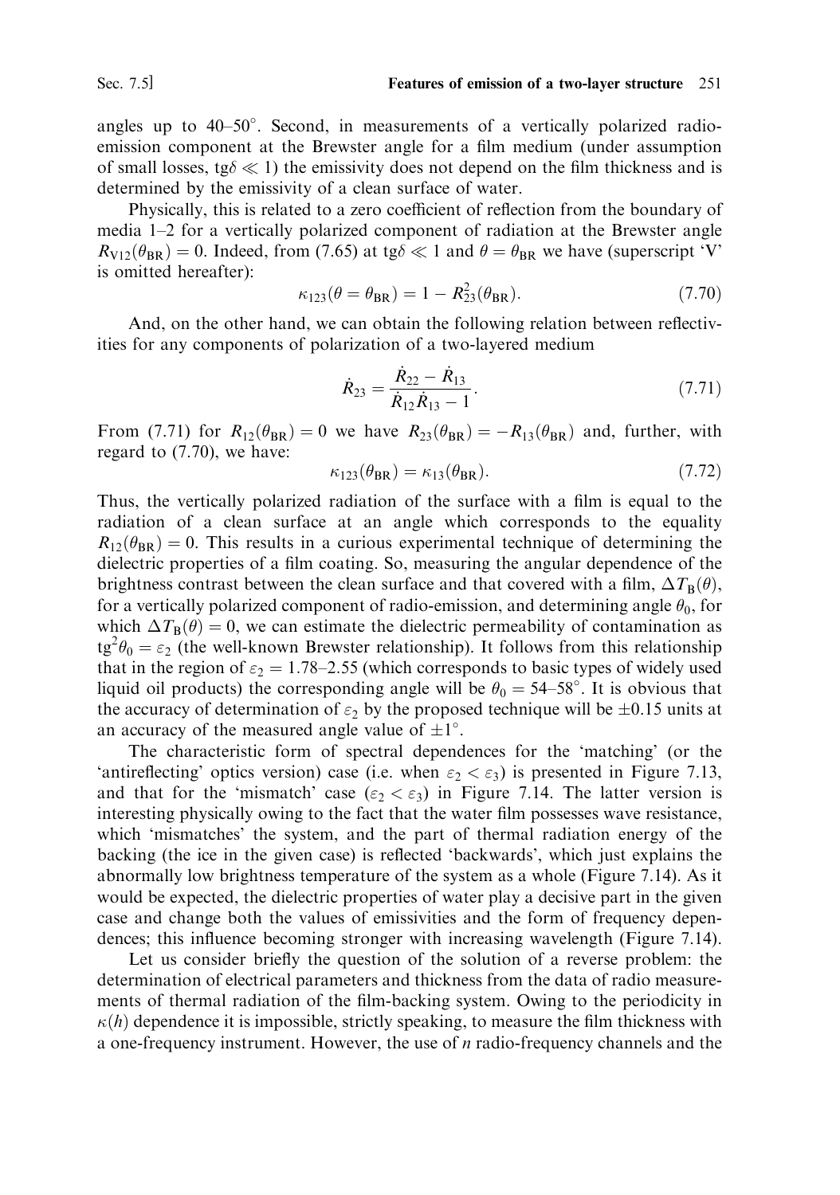angles up to 40–50°. Second, in measurements of a vertically polarized radio-emission component at the Brewster angle for a film medium (under assumption of small losses, $\text{tg}\delta \ll 1$) the emissivity does not depend on the film thickness and is determined by the emissivity of a clean surface of water.

Physically, this is related to a zero coefficient of reflection from the boundary of media 1–2 for a vertically polarized component of radiation at the Brewster angle $R_{V12}(\theta_{BR}) = 0$. Indeed, from (7.65) at $\text{tg}\delta \ll 1$ and $\theta = \theta_{BR}$ we have (superscript 'V' is omitted hereafter):

$$\kappa_{123}(\theta = \theta_{BR}) = 1 - R_{23}^2(\theta_{BR}). \tag{7.70}$$

And, on the other hand, we can obtain the following relation between reflectivities for any components of polarization of a two-layered medium

$$\dot{R}_{23} = \frac{\dot{R}_{22} - \dot{R}_{13}}{\dot{R}_{12}\dot{R}_{13} - 1}. \tag{7.71}$$

From (7.71) for $R_{12}(\theta_{BR}) = 0$ we have $R_{23}(\theta_{BR}) = -R_{13}(\theta_{BR})$ and, further, with regard to (7.70), we have:

$$\kappa_{123}(\theta_{BR}) = \kappa_{13}(\theta_{BR}). \tag{7.72}$$

Thus, the vertically polarized radiation of the surface with a film is equal to the radiation of a clean surface at an angle which corresponds to the equality $R_{12}(\theta_{BR}) = 0$. This results in a curious experimental technique of determining the dielectric properties of a film coating. So, measuring the angular dependence of the brightness contrast between the clean surface and that covered with a film, $\Delta T_B(\theta)$, for a vertically polarized component of radio-emission, and determining angle $\theta_0$, for which $\Delta T_B(\theta) = 0$, we can estimate the dielectric permeability of contamination as $\text{tg}^2\theta_0 = \varepsilon_2$ (the well-known Brewster relationship). It follows from this relationship that in the region of $\varepsilon_2 = 1.78$–$2.55$ (which corresponds to basic types of widely used liquid oil products) the corresponding angle will be $\theta_0 = 54$–$58^\circ$. It is obvious that the accuracy of determination of $\varepsilon_2$ by the proposed technique will be $\pm 0.15$ units at an accuracy of the measured angle value of $\pm 1^\circ$.

The characteristic form of spectral dependences for the 'matching' (or the 'antireflecting' optics version) case (i.e. when $\varepsilon_2 < \varepsilon_3$) is presented in Figure 7.13, and that for the 'mismatch' case ($\varepsilon_2 < \varepsilon_3$) in Figure 7.14. The latter version is interesting physically owing to the fact that the water film possesses wave resistance, which 'mismatches' the system, and the part of thermal radiation energy of the backing (the ice in the given case) is reflected 'backwards', which just explains the abnormally low brightness temperature of the system as a whole (Figure 7.14). As it would be expected, the dielectric properties of water play a decisive part in the given case and change both the values of emissivities and the form of frequency dependences; this influence becoming stronger with increasing wavelength (Figure 7.14).

Let us consider briefly the question of the solution of a reverse problem: the determination of electrical parameters and thickness from the data of radio measurements of thermal radiation of the film-backing system. Owing to the periodicity in $\kappa(h)$ dependence it is impossible, strictly speaking, to measure the film thickness with a one-frequency instrument. However, the use of $n$ radio-frequency channels and the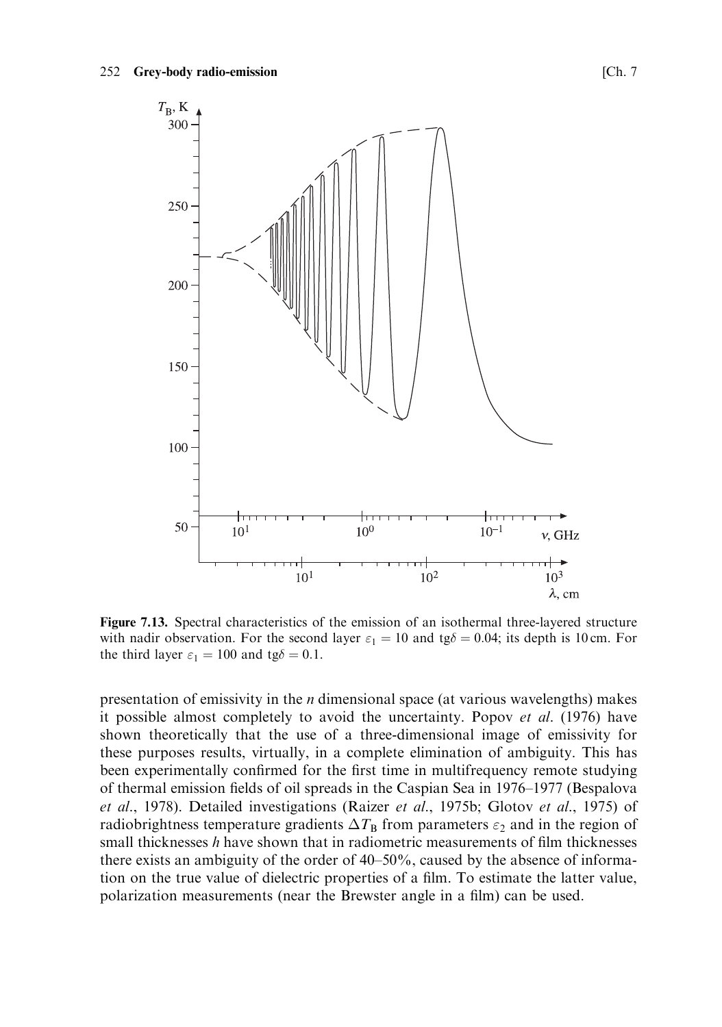**Figure 7.13.** Spectral characteristics of the emission of an isothermal three-layered structure with nadir observation. For the second layer $\varepsilon_1 = 10$ and $\text{tg}\delta = 0.04$; its depth is 10 cm. For the third layer $\varepsilon_1 = 100$ and $\text{tg}\delta = 0.1$.

presentation of emissivity in the $n$ dimensional space (at various wavelengths) makes it possible almost completely to avoid the uncertainty. Popov *et al*. (1976) have shown theoretically that the use of a three-dimensional image of emissivity for these purposes results, virtually, in a complete elimination of ambiguity. This has been experimentally confirmed for the first time in multifrequency remote studying of thermal emission fields of oil spreads in the Caspian Sea in 1976–1977 (Bespalova *et al*., 1978). Detailed investigations (Raizer *et al*., 1975b; Glotov *et al*., 1975) of radiobrightness temperature gradients $\Delta T_B$ from parameters $\varepsilon_2$ and in the region of small thicknesses $h$ have shown that in radiometric measurements of film thicknesses there exists an ambiguity of the order of 40–50%, caused by the absence of information on the true value of dielectric properties of a film. To estimate the latter value, polarization measurements (near the Brewster angle in a film) can be used.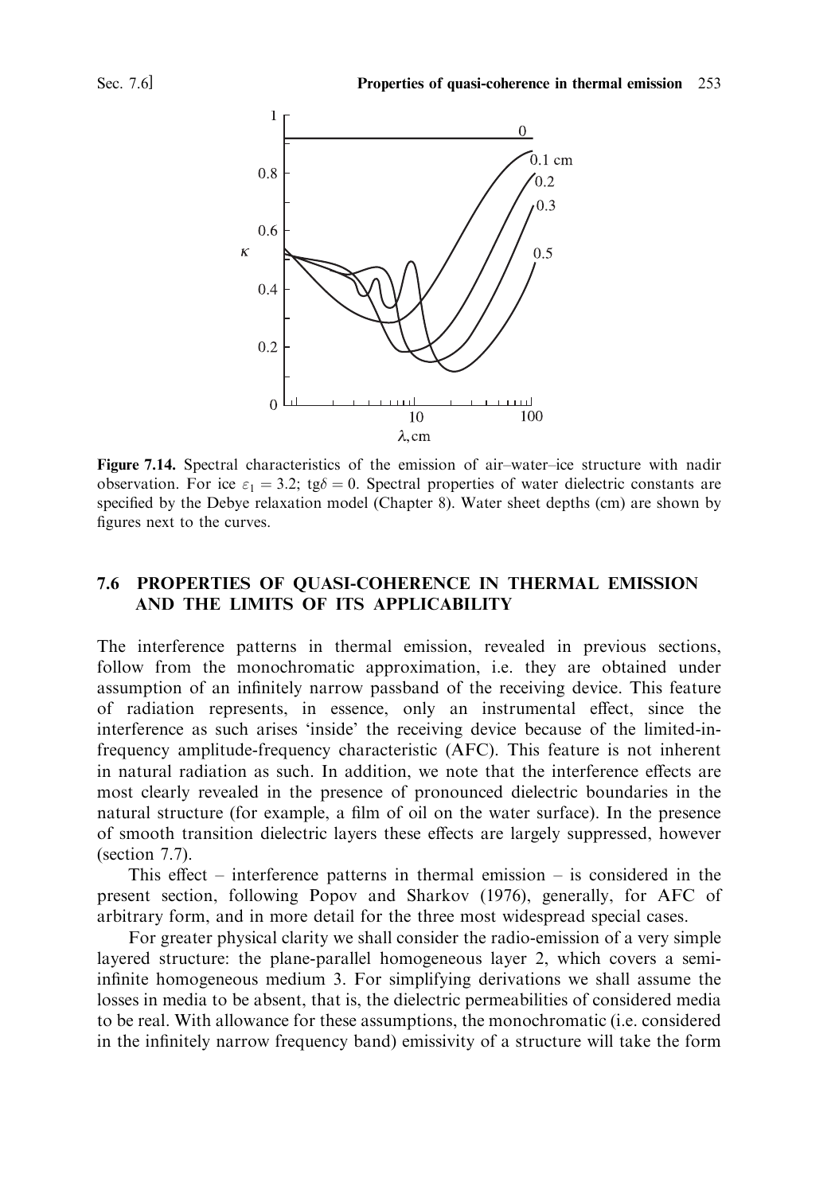Figure 7.14. Spectral characteristics of the emission of air–water–ice structure with nadir observation. For ice $\varepsilon_1 = 3.2$; $\mathrm{tg}\delta = 0$. Spectral properties of water dielectric constants are specified by the Debye relaxation model (Chapter 8). Water sheet depths (cm) are shown by figures next to the curves.

## 7.6 PROPERTIES OF QUASI-COHERENCE IN THERMAL EMISSION AND THE LIMITS OF ITS APPLICABILITY

The interference patterns in thermal emission, revealed in previous sections, follow from the monochromatic approximation, i.e. they are obtained under assumption of an infinitely narrow passband of the receiving device. This feature of radiation represents, in essence, only an instrumental effect, since the interference as such arises 'inside' the receiving device because of the limited-in-frequency amplitude-frequency characteristic (AFC). This feature is not inherent in natural radiation as such. In addition, we note that the interference effects are most clearly revealed in the presence of pronounced dielectric boundaries in the natural structure (for example, a film of oil on the water surface). In the presence of smooth transition dielectric layers these effects are largely suppressed, however (section 7.7).

This effect – interference patterns in thermal emission – is considered in the present section, following Popov and Sharkov (1976), generally, for AFC of arbitrary form, and in more detail for the three most widespread special cases.

For greater physical clarity we shall consider the radio-emission of a very simple layered structure: the plane-parallel homogeneous layer 2, which covers a semi-infinite homogeneous medium 3. For simplifying derivations we shall assume the losses in media to be absent, that is, the dielectric permeabilities of considered media to be real. With allowance for these assumptions, the monochromatic (i.e. considered in the infinitely narrow frequency band) emissivity of a structure will take the form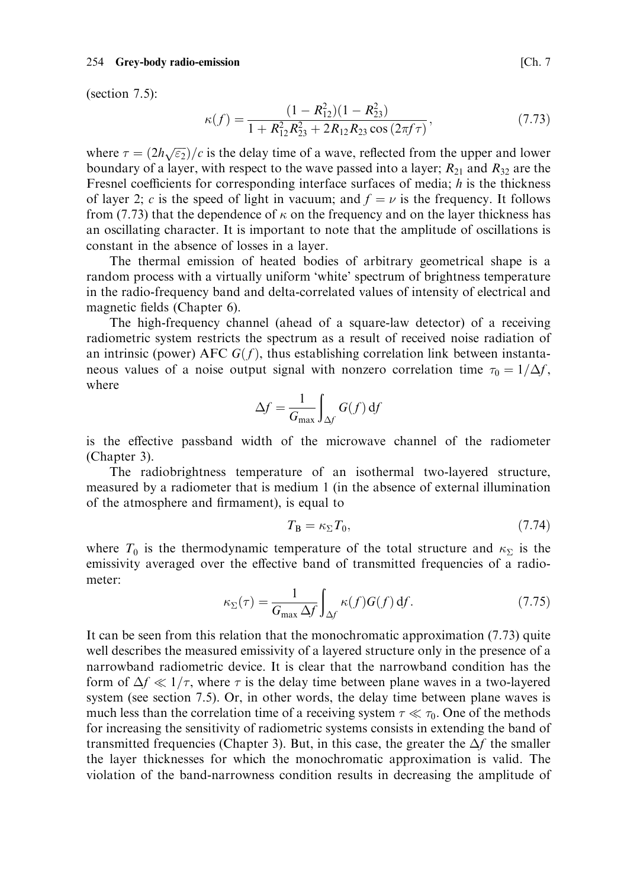(section 7.5):

$$\kappa(f) = \frac{(1 - R_{12}^2)(1 - R_{23}^2)}{1 + R_{12}^2 R_{23}^2 + 2R_{12}R_{23}\cos(2\pi f \tau)}, \tag{7.73}$$

where $\tau = (2h\sqrt{\varepsilon_2})/c$ is the delay time of a wave, reflected from the upper and lower boundary of a layer, with respect to the wave passed into a layer; $R_{21}$ and $R_{32}$ are the Fresnel coefficients for corresponding interface surfaces of media; $h$ is the thickness of layer 2; $c$ is the speed of light in vacuum; and $f = \nu$ is the frequency. It follows from (7.73) that the dependence of $\kappa$ on the frequency and on the layer thickness has an oscillating character. It is important to note that the amplitude of oscillations is constant in the absence of losses in a layer.

The thermal emission of heated bodies of arbitrary geometrical shape is a random process with a virtually uniform 'white' spectrum of brightness temperature in the radio-frequency band and delta-correlated values of intensity of electrical and magnetic fields (Chapter 6).

The high-frequency channel (ahead of a square-law detector) of a receiving radiometric system restricts the spectrum as a result of received noise radiation of an intrinsic (power) AFC $G(f)$, thus establishing correlation link between instantaneous values of a noise output signal with nonzero correlation time $\tau_0 = 1/\Delta f$, where

$$\Delta f = \frac{1}{G_{\max}} \int_{\Delta f} G(f)\, \mathrm{d}f$$

is the effective passband width of the microwave channel of the radiometer (Chapter 3).

The radiobrightness temperature of an isothermal two-layered structure, measured by a radiometer that is medium 1 (in the absence of external illumination of the atmosphere and firmament), is equal to

$$T_{\mathrm{B}} = \kappa_{\Sigma} T_0, \tag{7.74}$$

where $T_0$ is the thermodynamic temperature of the total structure and $\kappa_{\Sigma}$ is the emissivity averaged over the effective band of transmitted frequencies of a radiometer:

$$\kappa_{\Sigma}(\tau) = \frac{1}{G_{\max}\,\Delta f} \int_{\Delta f} \kappa(f) G(f)\, \mathrm{d}f. \tag{7.75}$$

It can be seen from this relation that the monochromatic approximation (7.73) quite well describes the measured emissivity of a layered structure only in the presence of a narrowband radiometric device. It is clear that the narrowband condition has the form of $\Delta f \ll 1/\tau$, where $\tau$ is the delay time between plane waves in a two-layered system (see section 7.5). Or, in other words, the delay time between plane waves is much less than the correlation time of a receiving system $\tau \ll \tau_0$. One of the methods for increasing the sensitivity of radiometric systems consists in extending the band of transmitted frequencies (Chapter 3). But, in this case, the greater the $\Delta f$ the smaller the layer thicknesses for which the monochromatic approximation is valid. The violation of the band-narrowness condition results in decreasing the amplitude of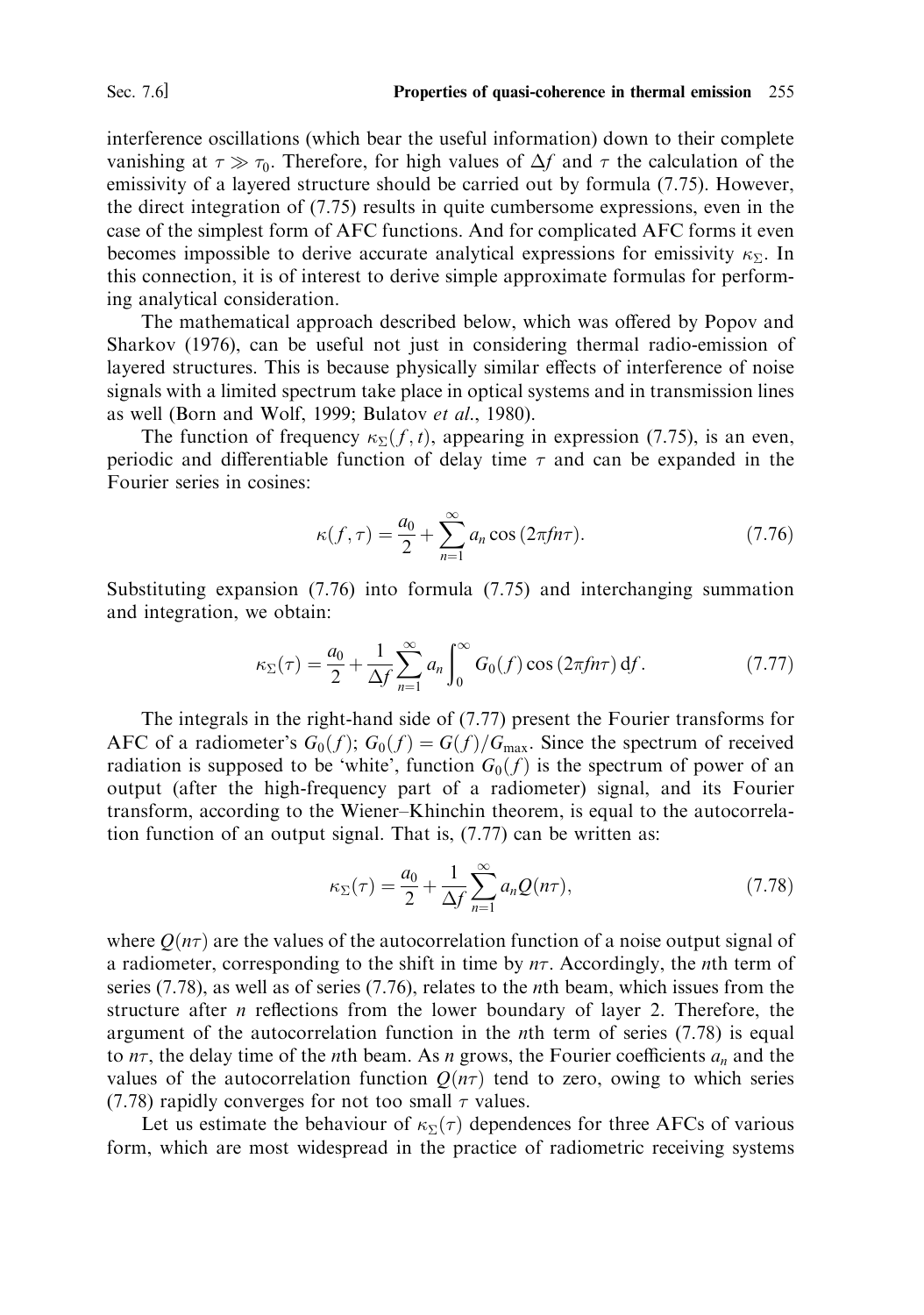interference oscillations (which bear the useful information) down to their complete vanishing at $\tau \gg \tau_0$. Therefore, for high values of $\Delta f$ and $\tau$ the calculation of the emissivity of a layered structure should be carried out by formula (7.75). However, the direct integration of (7.75) results in quite cumbersome expressions, even in the case of the simplest form of AFC functions. And for complicated AFC forms it even becomes impossible to derive accurate analytical expressions for emissivity $\kappa_\Sigma$. In this connection, it is of interest to derive simple approximate formulas for performing analytical consideration.

The mathematical approach described below, which was offered by Popov and Sharkov (1976), can be useful not just in considering thermal radio-emission of layered structures. This is because physically similar effects of interference of noise signals with a limited spectrum take place in optical systems and in transmission lines as well (Born and Wolf, 1999; Bulatov *et al.*, 1980).

The function of frequency $\kappa_\Sigma(f, t)$, appearing in expression (7.75), is an even, periodic and differentiable function of delay time $\tau$ and can be expanded in the Fourier series in cosines:

$$\kappa(f, \tau) = \frac{a_0}{2} + \sum_{n=1}^{\infty} a_n \cos(2\pi f n \tau). \tag{7.76}$$

Substituting expansion (7.76) into formula (7.75) and interchanging summation and integration, we obtain:

$$\kappa_\Sigma(\tau) = \frac{a_0}{2} + \frac{1}{\Delta f} \sum_{n=1}^{\infty} a_n \int_0^{\infty} G_0(f) \cos(2\pi f n \tau)\, \mathrm{d}f. \tag{7.77}$$

The integrals in the right-hand side of (7.77) present the Fourier transforms for AFC of a radiometer's $G_0(f)$; $G_0(f) = G(f)/G_{\max}$. Since the spectrum of received radiation is supposed to be 'white', function $G_0(f)$ is the spectrum of power of an output (after the high-frequency part of a radiometer) signal, and its Fourier transform, according to the Wiener–Khinchin theorem, is equal to the autocorrelation function of an output signal. That is, (7.77) can be written as:

$$\kappa_\Sigma(\tau) = \frac{a_0}{2} + \frac{1}{\Delta f} \sum_{n=1}^{\infty} a_n Q(n\tau), \tag{7.78}$$

where $Q(n\tau)$ are the values of the autocorrelation function of a noise output signal of a radiometer, corresponding to the shift in time by $n\tau$. Accordingly, the $n$th term of series (7.78), as well as of series (7.76), relates to the $n$th beam, which issues from the structure after $n$ reflections from the lower boundary of layer 2. Therefore, the argument of the autocorrelation function in the $n$th term of series (7.78) is equal to $n\tau$, the delay time of the $n$th beam. As $n$ grows, the Fourier coefficients $a_n$ and the values of the autocorrelation function $Q(n\tau)$ tend to zero, owing to which series (7.78) rapidly converges for not too small $\tau$ values.

Let us estimate the behaviour of $\kappa_\Sigma(\tau)$ dependences for three AFCs of various form, which are most widespread in the practice of radiometric receiving systems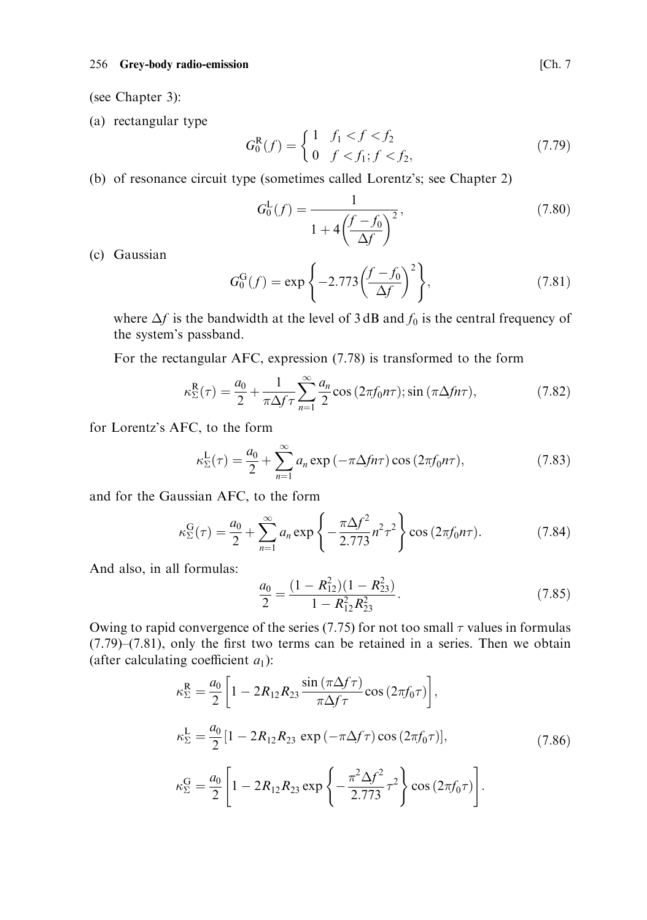(see Chapter 3):

(a) rectangular type

$$G_0^{\mathrm{R}}(f) = \begin{cases} 1 & f_1 < f < f_2 \\ 0 & f < f_1; f < f_2, \end{cases} \tag{7.79}$$

(b) of resonance circuit type (sometimes called Lorentz's; see Chapter 2)

$$G_0^{\mathrm{L}}(f) = \frac{1}{1 + 4\left(\dfrac{f - f_0}{\Delta f}\right)^2}, \tag{7.80}$$

(c) Gaussian

$$G_0^{\mathrm{G}}(f) = \exp\left\{-2.773\left(\frac{f - f_0}{\Delta f}\right)^2\right\}, \tag{7.81}$$

where $\Delta f$ is the bandwidth at the level of 3 dB and $f_0$ is the central frequency of the system's passband.

For the rectangular AFC, expression (7.78) is transformed to the form

$$\kappa_\Sigma^{\mathrm{R}}(\tau) = \frac{a_0}{2} + \frac{1}{\pi \Delta f \tau} \sum_{n=1}^{\infty} \frac{a_n}{2} \cos(2\pi f_0 n \tau); \sin(\pi \Delta f n \tau), \tag{7.82}$$

for Lorentz's AFC, to the form

$$\kappa_\Sigma^{\mathrm{L}}(\tau) = \frac{a_0}{2} + \sum_{n=1}^{\infty} a_n \exp(-\pi \Delta f n \tau) \cos(2\pi f_0 n \tau), \tag{7.83}$$

and for the Gaussian AFC, to the form

$$\kappa_\Sigma^{\mathrm{G}}(\tau) = \frac{a_0}{2} + \sum_{n=1}^{\infty} a_n \exp\left\{-\frac{\pi \Delta f^2}{2.773} n^2 \tau^2\right\} \cos(2\pi f_0 n \tau). \tag{7.84}$$

And also, in all formulas:

$$\frac{a_0}{2} = \frac{(1 - R_{12}^2)(1 - R_{23}^2)}{1 - R_{12}^2 R_{23}^2}. \tag{7.85}$$

Owing to rapid convergence of the series (7.75) for not too small $\tau$ values in formulas (7.79)–(7.81), only the first two terms can be retained in a series. Then we obtain (after calculating coefficient $a_1$):

$$\begin{aligned}
\kappa_\Sigma^{\mathrm{R}} &= \frac{a_0}{2}\left[1 - 2R_{12}R_{23} \frac{\sin(\pi \Delta f \tau)}{\pi \Delta f \tau} \cos(2\pi f_0 \tau)\right], \\
\kappa_\Sigma^{\mathrm{L}} &= \frac{a_0}{2}[1 - 2R_{12}R_{23} \exp(-\pi \Delta f \tau) \cos(2\pi f_0 \tau)], \\
\kappa_\Sigma^{\mathrm{G}} &= \frac{a_0}{2}\left[1 - 2R_{12}R_{23} \exp\left\{-\frac{\pi^2 \Delta f^2}{2.773} \tau^2\right\} \cos(2\pi f_0 \tau)\right].
\end{aligned} \tag{7.86}$$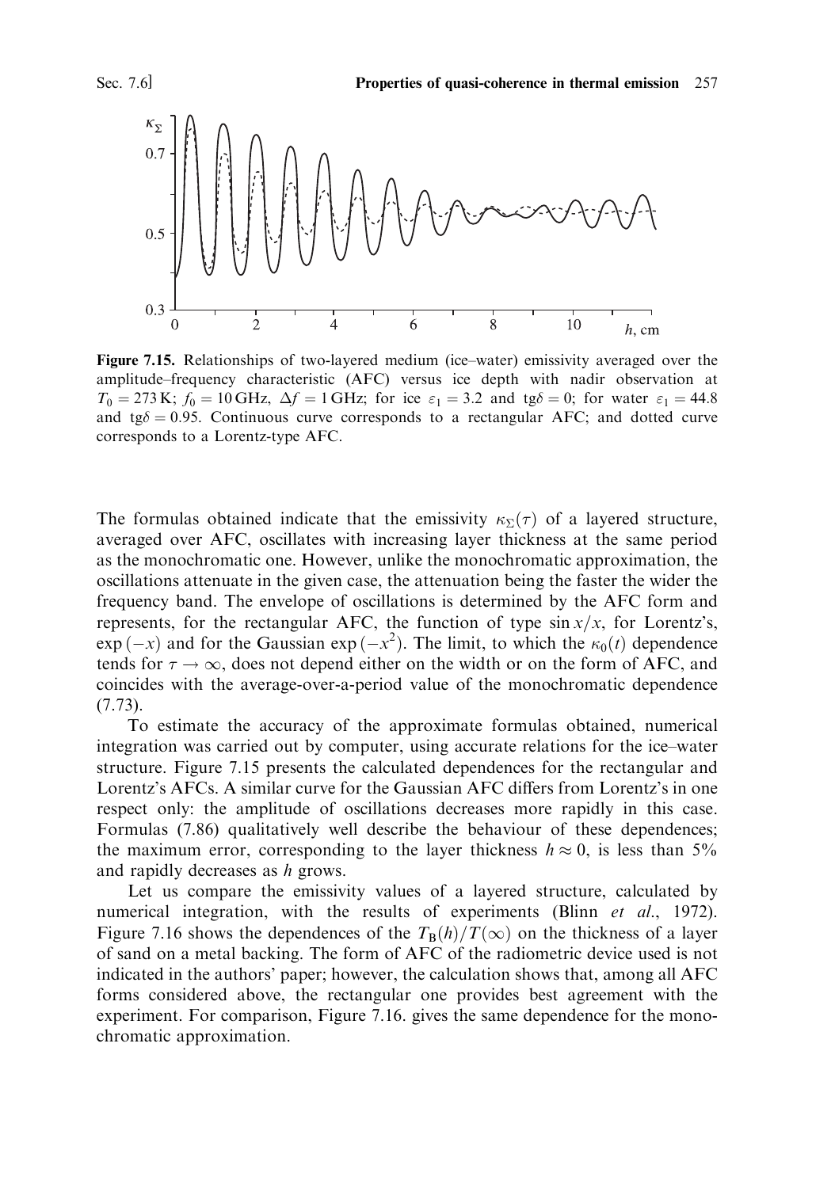**Figure 7.15.** Relationships of two-layered medium (ice–water) emissivity averaged over the amplitude–frequency characteristic (AFC) versus ice depth with nadir observation at $T_0 = 273\,\mathrm{K}$; $f_0 = 10\,\mathrm{GHz}$, $\Delta f = 1\,\mathrm{GHz}$; for ice $\varepsilon_1 = 3.2$ and $\mathrm{tg}\delta = 0$; for water $\varepsilon_1 = 44.8$ and $\mathrm{tg}\delta = 0.95$. Continuous curve corresponds to a rectangular AFC; and dotted curve corresponds to a Lorentz-type AFC.

The formulas obtained indicate that the emissivity $\kappa_\Sigma(\tau)$ of a layered structure, averaged over AFC, oscillates with increasing layer thickness at the same period as the monochromatic one. However, unlike the monochromatic approximation, the oscillations attenuate in the given case, the attenuation being the faster the wider the frequency band. The envelope of oscillations is determined by the AFC form and represents, for the rectangular AFC, the function of type $\sin x/x$, for Lorentz's, $\exp(-x)$ and for the Gaussian $\exp(-x^2)$. The limit, to which the $\kappa_0(t)$ dependence tends for $\tau \to \infty$, does not depend either on the width or on the form of AFC, and coincides with the average-over-a-period value of the monochromatic dependence (7.73).

To estimate the accuracy of the approximate formulas obtained, numerical integration was carried out by computer, using accurate relations for the ice–water structure. Figure 7.15 presents the calculated dependences for the rectangular and Lorentz's AFCs. A similar curve for the Gaussian AFC differs from Lorentz's in one respect only: the amplitude of oscillations decreases more rapidly in this case. Formulas (7.86) qualitatively well describe the behaviour of these dependences; the maximum error, corresponding to the layer thickness $h \approx 0$, is less than 5% and rapidly decreases as $h$ grows.

Let us compare the emissivity values of a layered structure, calculated by numerical integration, with the results of experiments (Blinn *et al.*, 1972). Figure 7.16 shows the dependences of the $T_B(h)/T(\infty)$ on the thickness of a layer of sand on a metal backing. The form of AFC of the radiometric device used is not indicated in the authors' paper; however, the calculation shows that, among all AFC forms considered above, the rectangular one provides best agreement with the experiment. For comparison, Figure 7.16. gives the same dependence for the monochromatic approximation.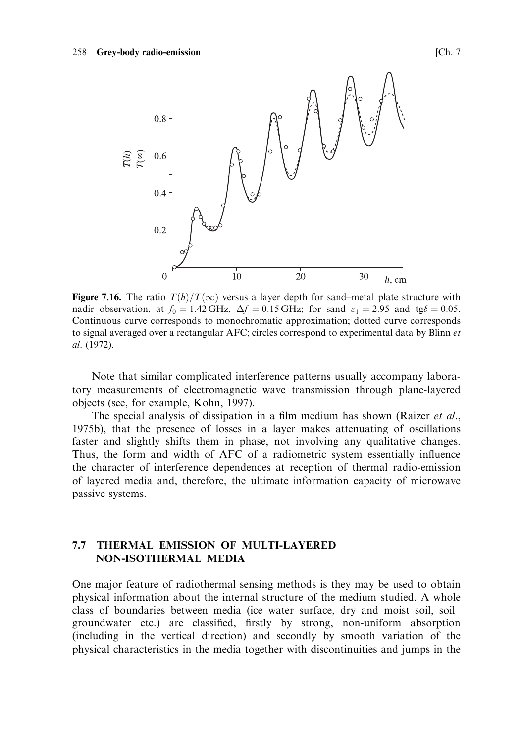**Figure 7.16.** The ratio $T(h)/T(\infty)$ versus a layer depth for sand–metal plate structure with nadir observation, at $f_0 = 1.42\,\text{GHz}$, $\Delta f = 0.15\,\text{GHz}$; for sand $\varepsilon_1 = 2.95$ and $\text{tg}\delta = 0.05$. Continuous curve corresponds to monochromatic approximation; dotted curve corresponds to signal averaged over a rectangular AFC; circles correspond to experimental data by Blinn *et al*. (1972).

Note that similar complicated interference patterns usually accompany laboratory measurements of electromagnetic wave transmission through plane-layered objects (see, for example, Kohn, 1997).

The special analysis of dissipation in a film medium has shown (Raizer *et al*., 1975b), that the presence of losses in a layer makes attenuating of oscillations faster and slightly shifts them in phase, not involving any qualitative changes. Thus, the form and width of AFC of a radiometric system essentially influence the character of interference dependences at reception of thermal radio-emission of layered media and, therefore, the ultimate information capacity of microwave passive systems.

## 7.7 THERMAL EMISSION OF MULTI-LAYERED NON-ISOTHERMAL MEDIA

One major feature of radiothermal sensing methods is they may be used to obtain physical information about the internal structure of the medium studied. A whole class of boundaries between media (ice–water surface, dry and moist soil, soil–groundwater etc.) are classified, firstly by strong, non-uniform absorption (including in the vertical direction) and secondly by smooth variation of the physical characteristics in the media together with discontinuities and jumps in the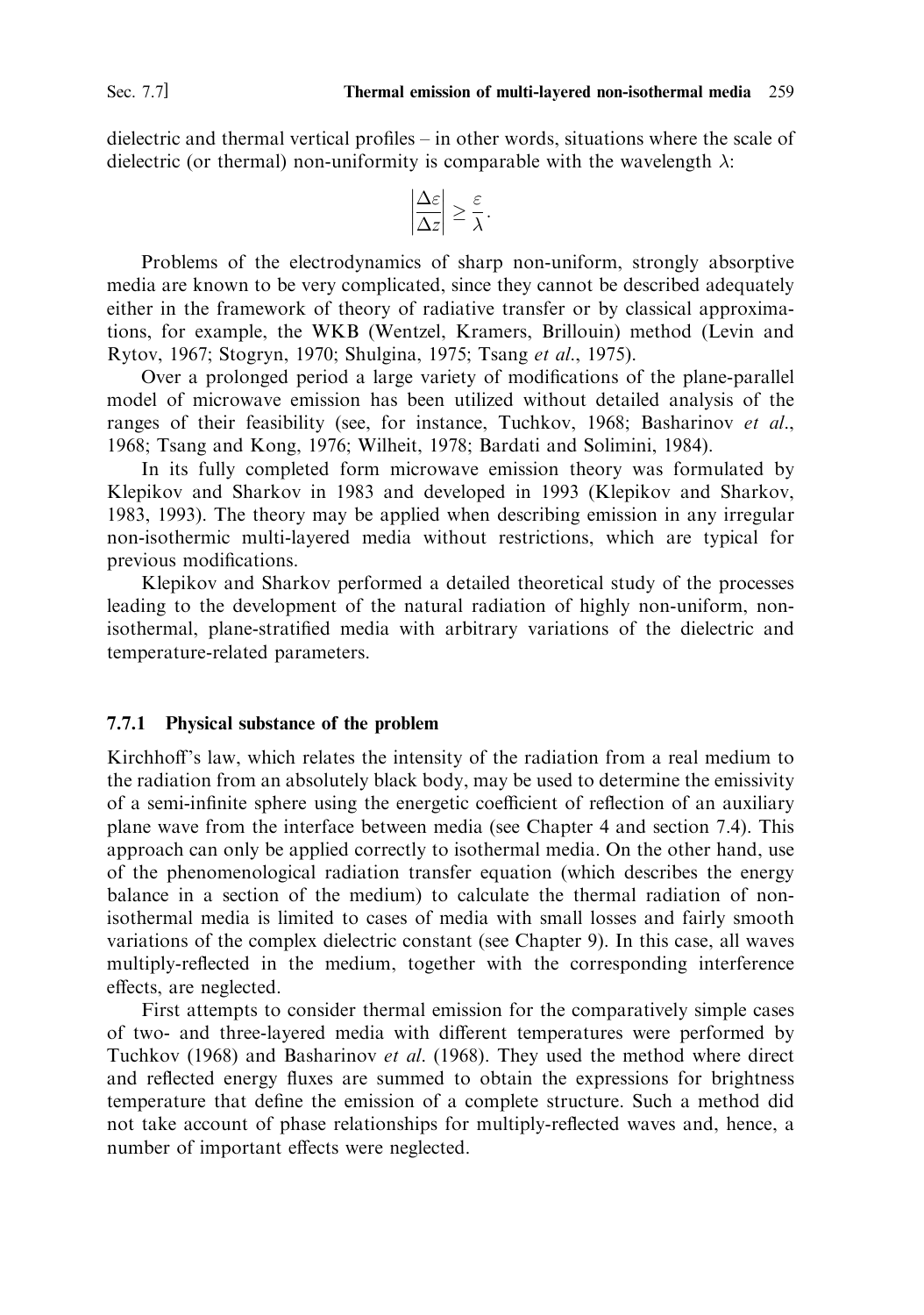dielectric and thermal vertical profiles – in other words, situations where the scale of dielectric (or thermal) non-uniformity is comparable with the wavelength $\lambda$:

$$\left|\frac{\Delta\varepsilon}{\Delta z}\right| \geq \frac{\varepsilon}{\lambda}.$$

Problems of the electrodynamics of sharp non-uniform, strongly absorptive media are known to be very complicated, since they cannot be described adequately either in the framework of theory of radiative transfer or by classical approximations, for example, the WKB (Wentzel, Kramers, Brillouin) method (Levin and Rytov, 1967; Stogryn, 1970; Shulgina, 1975; Tsang *et al.*, 1975).

Over a prolonged period a large variety of modifications of the plane-parallel model of microwave emission has been utilized without detailed analysis of the ranges of their feasibility (see, for instance, Tuchkov, 1968; Basharinov *et al.*, 1968; Tsang and Kong, 1976; Wilheit, 1978; Bardati and Solimini, 1984).

In its fully completed form microwave emission theory was formulated by Klepikov and Sharkov in 1983 and developed in 1993 (Klepikov and Sharkov, 1983, 1993). The theory may be applied when describing emission in any irregular non-isothermic multi-layered media without restrictions, which are typical for previous modifications.

Klepikov and Sharkov performed a detailed theoretical study of the processes leading to the development of the natural radiation of highly non-uniform, non-isothermal, plane-stratified media with arbitrary variations of the dielectric and temperature-related parameters.

### 7.7.1 Physical substance of the problem

Kirchhoff's law, which relates the intensity of the radiation from a real medium to the radiation from an absolutely black body, may be used to determine the emissivity of a semi-infinite sphere using the energetic coefficient of reflection of an auxiliary plane wave from the interface between media (see Chapter 4 and section 7.4). This approach can only be applied correctly to isothermal media. On the other hand, use of the phenomenological radiation transfer equation (which describes the energy balance in a section of the medium) to calculate the thermal radiation of non-isothermal media is limited to cases of media with small losses and fairly smooth variations of the complex dielectric constant (see Chapter 9). In this case, all waves multiply-reflected in the medium, together with the corresponding interference effects, are neglected.

First attempts to consider thermal emission for the comparatively simple cases of two- and three-layered media with different temperatures were performed by Tuchkov (1968) and Basharinov *et al.* (1968). They used the method where direct and reflected energy fluxes are summed to obtain the expressions for brightness temperature that define the emission of a complete structure. Such a method did not take account of phase relationships for multiply-reflected waves and, hence, a number of important effects were neglected.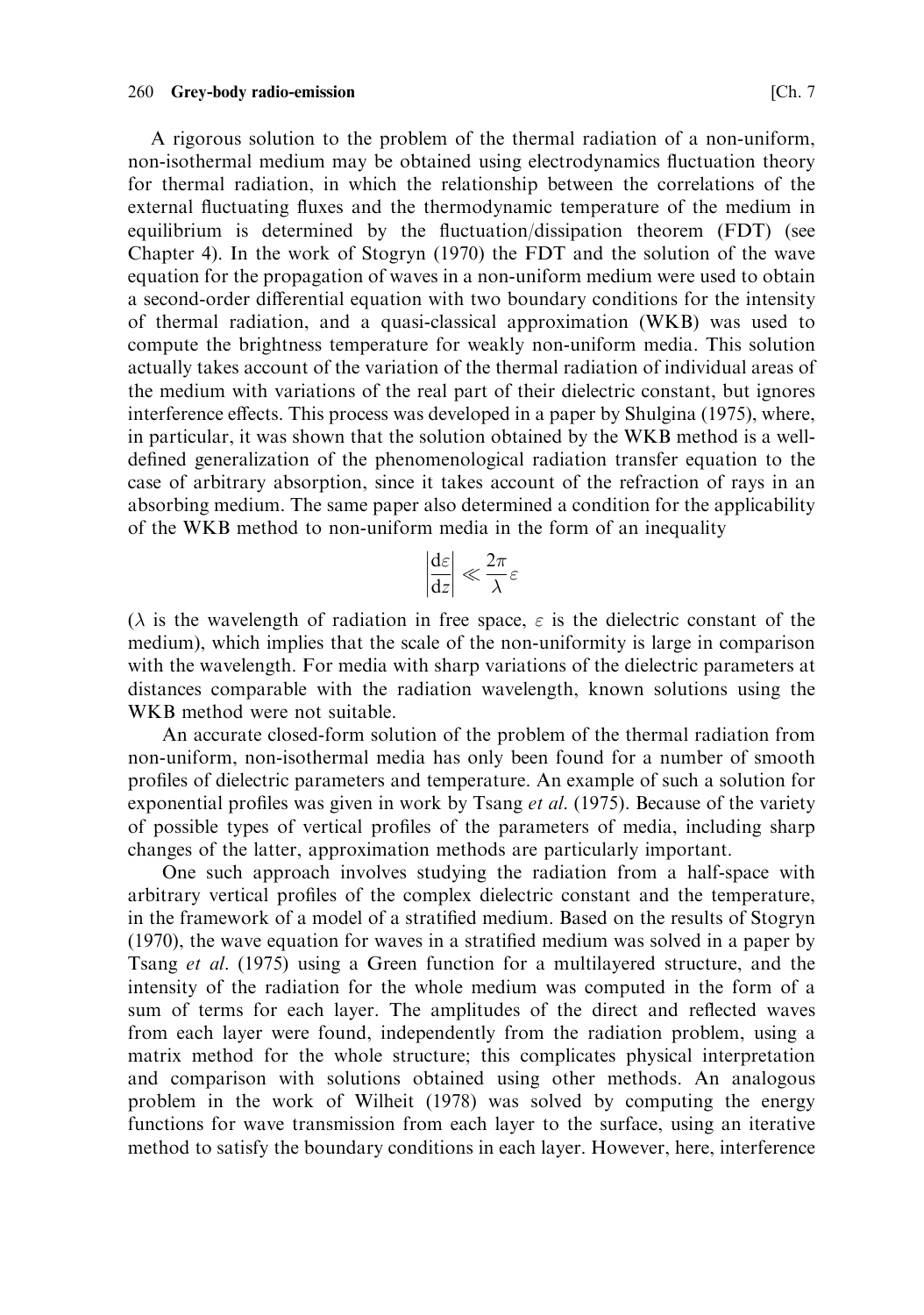A rigorous solution to the problem of the thermal radiation of a non-uniform, non-isothermal medium may be obtained using electrodynamics fluctuation theory for thermal radiation, in which the relationship between the correlations of the external fluctuating fluxes and the thermodynamic temperature of the medium in equilibrium is determined by the fluctuation/dissipation theorem (FDT) (see Chapter 4). In the work of Stogryn (1970) the FDT and the solution of the wave equation for the propagation of waves in a non-uniform medium were used to obtain a second-order differential equation with two boundary conditions for the intensity of thermal radiation, and a quasi-classical approximation (WKB) was used to compute the brightness temperature for weakly non-uniform media. This solution actually takes account of the variation of the thermal radiation of individual areas of the medium with variations of the real part of their dielectric constant, but ignores interference effects. This process was developed in a paper by Shulgina (1975), where, in particular, it was shown that the solution obtained by the WKB method is a well-defined generalization of the phenomenological radiation transfer equation to the case of arbitrary absorption, since it takes account of the refraction of rays in an absorbing medium. The same paper also determined a condition for the applicability of the WKB method to non-uniform media in the form of an inequality

$$\left|\frac{\mathrm{d}\varepsilon}{\mathrm{d}z}\right| \ll \frac{2\pi}{\lambda}\varepsilon$$

($\lambda$ is the wavelength of radiation in free space, $\varepsilon$ is the dielectric constant of the medium), which implies that the scale of the non-uniformity is large in comparison with the wavelength. For media with sharp variations of the dielectric parameters at distances comparable with the radiation wavelength, known solutions using the WKB method were not suitable.

An accurate closed-form solution of the problem of the thermal radiation from non-uniform, non-isothermal media has only been found for a number of smooth profiles of dielectric parameters and temperature. An example of such a solution for exponential profiles was given in work by Tsang *et al.* (1975). Because of the variety of possible types of vertical profiles of the parameters of media, including sharp changes of the latter, approximation methods are particularly important.

One such approach involves studying the radiation from a half-space with arbitrary vertical profiles of the complex dielectric constant and the temperature, in the framework of a model of a stratified medium. Based on the results of Stogryn (1970), the wave equation for waves in a stratified medium was solved in a paper by Tsang *et al.* (1975) using a Green function for a multilayered structure, and the intensity of the radiation for the whole medium was computed in the form of a sum of terms for each layer. The amplitudes of the direct and reflected waves from each layer were found, independently from the radiation problem, using a matrix method for the whole structure; this complicates physical interpretation and comparison with solutions obtained using other methods. An analogous problem in the work of Wilheit (1978) was solved by computing the energy functions for wave transmission from each layer to the surface, using an iterative method to satisfy the boundary conditions in each layer. However, here, interference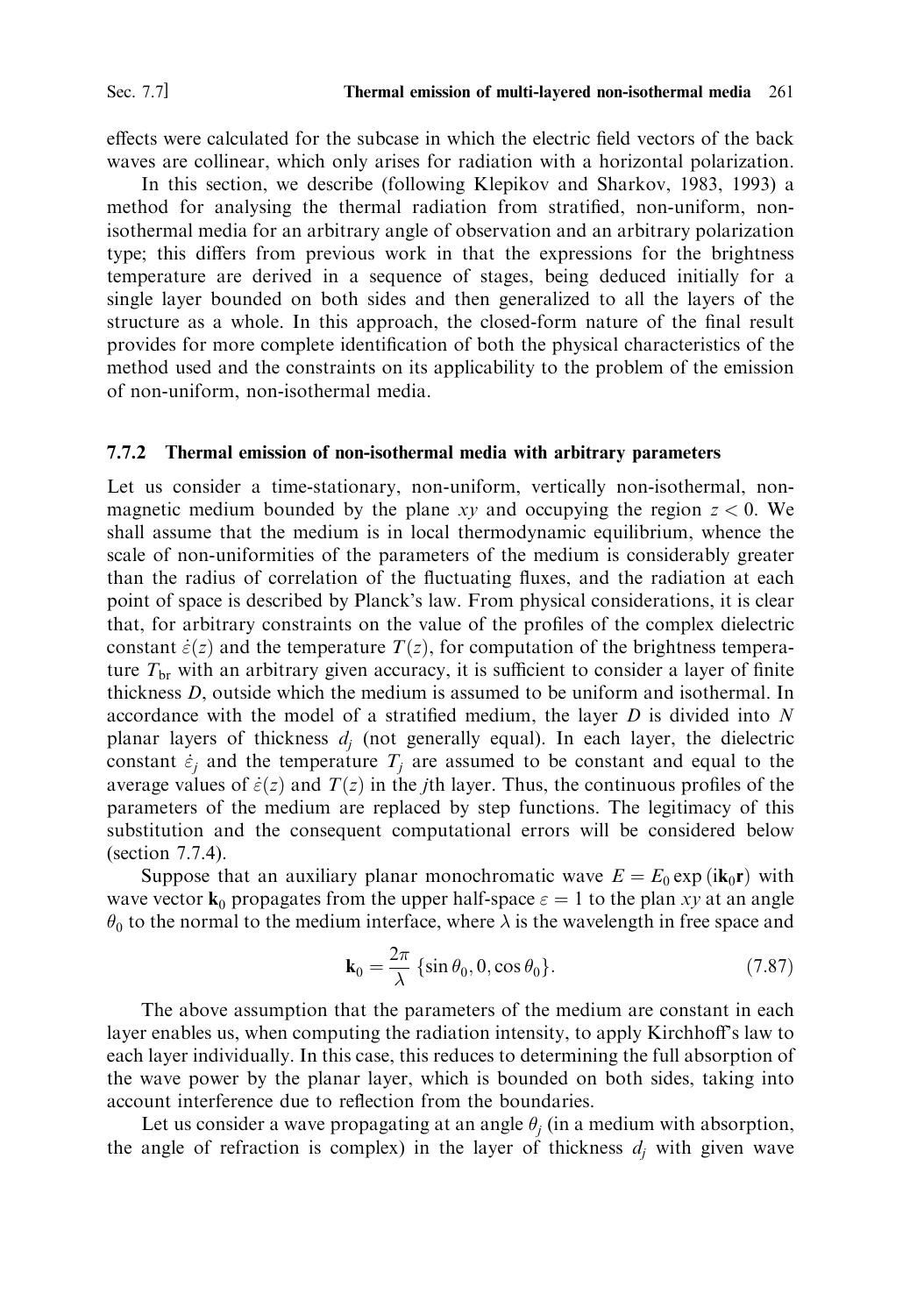effects were calculated for the subcase in which the electric field vectors of the back waves are collinear, which only arises for radiation with a horizontal polarization.

In this section, we describe (following Klepikov and Sharkov, 1983, 1993) a method for analysing the thermal radiation from stratified, non-uniform, non-isothermal media for an arbitrary angle of observation and an arbitrary polarization type; this differs from previous work in that the expressions for the brightness temperature are derived in a sequence of stages, being deduced initially for a single layer bounded on both sides and then generalized to all the layers of the structure as a whole. In this approach, the closed-form nature of the final result provides for more complete identification of both the physical characteristics of the method used and the constraints on its applicability to the problem of the emission of non-uniform, non-isothermal media.

### 7.7.2 Thermal emission of non-isothermal media with arbitrary parameters

Let us consider a time-stationary, non-uniform, vertically non-isothermal, non-magnetic medium bounded by the plane $xy$ and occupying the region $z < 0$. We shall assume that the medium is in local thermodynamic equilibrium, whence the scale of non-uniformities of the parameters of the medium is considerably greater than the radius of correlation of the fluctuating fluxes, and the radiation at each point of space is described by Planck's law. From physical considerations, it is clear that, for arbitrary constraints on the value of the profiles of the complex dielectric constant $\dot{\varepsilon}(z)$ and the temperature $T(z)$, for computation of the brightness temperature $T_{\rm br}$ with an arbitrary given accuracy, it is sufficient to consider a layer of finite thickness $D$, outside which the medium is assumed to be uniform and isothermal. In accordance with the model of a stratified medium, the layer $D$ is divided into $N$ planar layers of thickness $d_j$ (not generally equal). In each layer, the dielectric constant $\dot{\varepsilon}_j$ and the temperature $T_j$ are assumed to be constant and equal to the average values of $\dot{\varepsilon}(z)$ and $T(z)$ in the $j$th layer. Thus, the continuous profiles of the parameters of the medium are replaced by step functions. The legitimacy of this substitution and the consequent computational errors will be considered below (section 7.7.4).

Suppose that an auxiliary planar monochromatic wave $E = E_0 \exp(i\mathbf{k}_0\mathbf{r})$ with wave vector $\mathbf{k}_0$ propagates from the upper half-space $\varepsilon = 1$ to the plan $xy$ at an angle $\theta_0$ to the normal to the medium interface, where $\lambda$ is the wavelength in free space and

$$\mathbf{k}_0 = \frac{2\pi}{\lambda}\{\sin\theta_0, 0, \cos\theta_0\}. \tag{7.87}$$

The above assumption that the parameters of the medium are constant in each layer enables us, when computing the radiation intensity, to apply Kirchhoff's law to each layer individually. In this case, this reduces to determining the full absorption of the wave power by the planar layer, which is bounded on both sides, taking into account interference due to reflection from the boundaries.

Let us consider a wave propagating at an angle $\theta_j$ (in a medium with absorption, the angle of refraction is complex) in the layer of thickness $d_j$ with given wave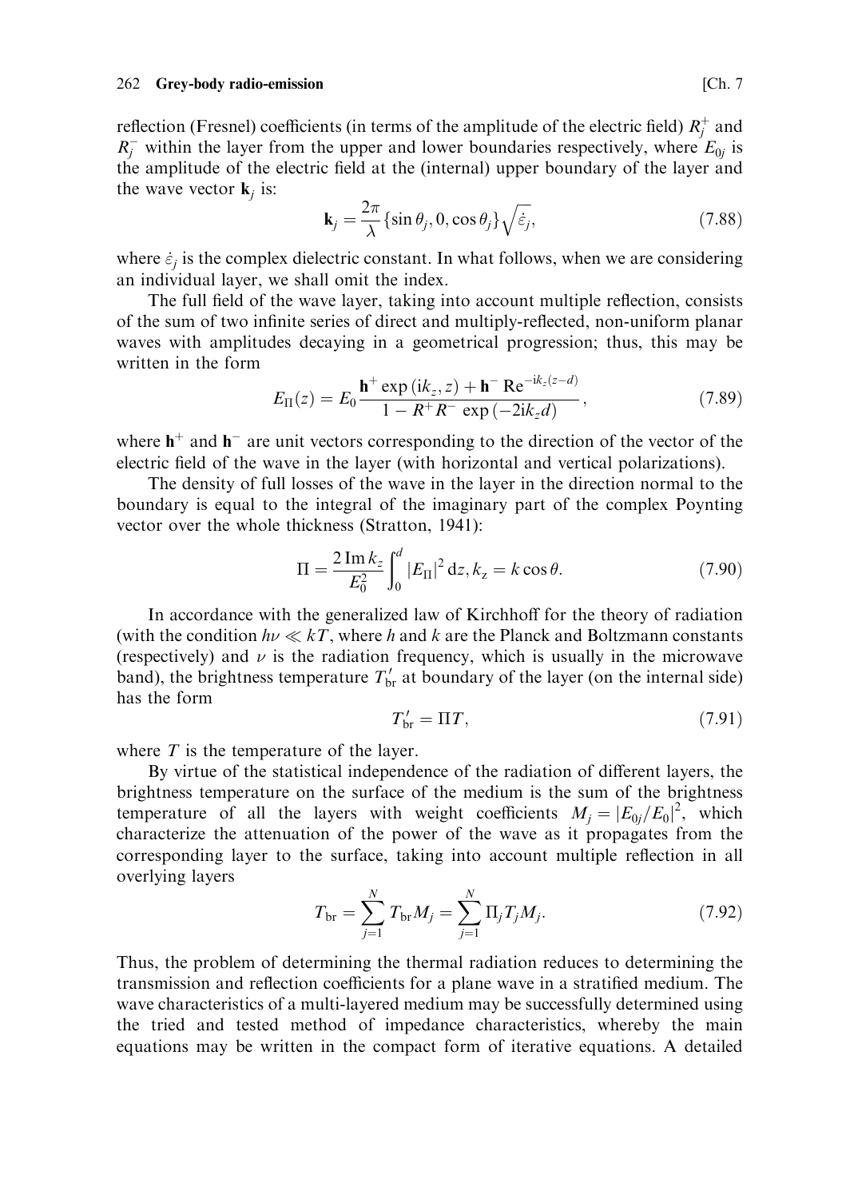reflection (Fresnel) coefficients (in terms of the amplitude of the electric field) $R_j^+$ and $R_j^-$ within the layer from the upper and lower boundaries respectively, where $E_{0j}$ is the amplitude of the electric field at the (internal) upper boundary of the layer and the wave vector $\mathbf{k}_j$ is:

$$\mathbf{k}_j = \frac{2\pi}{\lambda}\{\sin\theta_j, 0, \cos\theta_j\}\sqrt{\dot{\varepsilon}_j}, \tag{7.88}$$

where $\dot{\varepsilon}_j$ is the complex dielectric constant. In what follows, when we are considering an individual layer, we shall omit the index.

The full field of the wave layer, taking into account multiple reflection, consists of the sum of two infinite series of direct and multiply-reflected, non-uniform planar waves with amplitudes decaying in a geometrical progression; thus, this may be written in the form

$$E_{\Pi}(z) = E_0 \frac{\mathbf{h}^+ \exp(\mathrm{i}k_z, z) + \mathbf{h}^- \,\mathrm{R}e^{-\mathrm{i}k_z(z-d)}}{1 - R^+R^- \exp(-2\mathrm{i}k_z d)}, \tag{7.89}$$

where $\mathbf{h}^+$ and $\mathbf{h}^-$ are unit vectors corresponding to the direction of the vector of the electric field of the wave in the layer (with horizontal and vertical polarizations).

The density of full losses of the wave in the layer in the direction normal to the boundary is equal to the integral of the imaginary part of the complex Poynting vector over the whole thickness (Stratton, 1941):

$$\Pi = \frac{2\,\mathrm{Im}\,k_z}{E_0^2}\int_0^d |E_{\Pi}|^2\,\mathrm{d}z, k_z = k\cos\theta. \tag{7.90}$$

In accordance with the generalized law of Kirchhoff for the theory of radiation (with the condition $h\nu \ll kT$, where $h$ and $k$ are the Planck and Boltzmann constants (respectively) and $\nu$ is the radiation frequency, which is usually in the microwave band), the brightness temperature $T'_{\mathrm{br}}$ at boundary of the layer (on the internal side) has the form

$$T'_{\mathrm{br}} = \Pi T, \tag{7.91}$$

where $T$ is the temperature of the layer.

By virtue of the statistical independence of the radiation of different layers, the brightness temperature on the surface of the medium is the sum of the brightness temperature of all the layers with weight coefficients $M_j = |E_{0j}/E_0|^2$, which characterize the attenuation of the power of the wave as it propagates from the corresponding layer to the surface, taking into account multiple reflection in all overlying layers

$$T_{\mathrm{br}} = \sum_{j=1}^{N} T_{\mathrm{br}} M_j = \sum_{j=1}^{N} \Pi_j T_j M_j. \tag{7.92}$$

Thus, the problem of determining the thermal radiation reduces to determining the transmission and reflection coefficients for a plane wave in a stratified medium. The wave characteristics of a multi-layered medium may be successfully determined using the tried and tested method of impedance characteristics, whereby the main equations may be written in the compact form of iterative equations. A detailed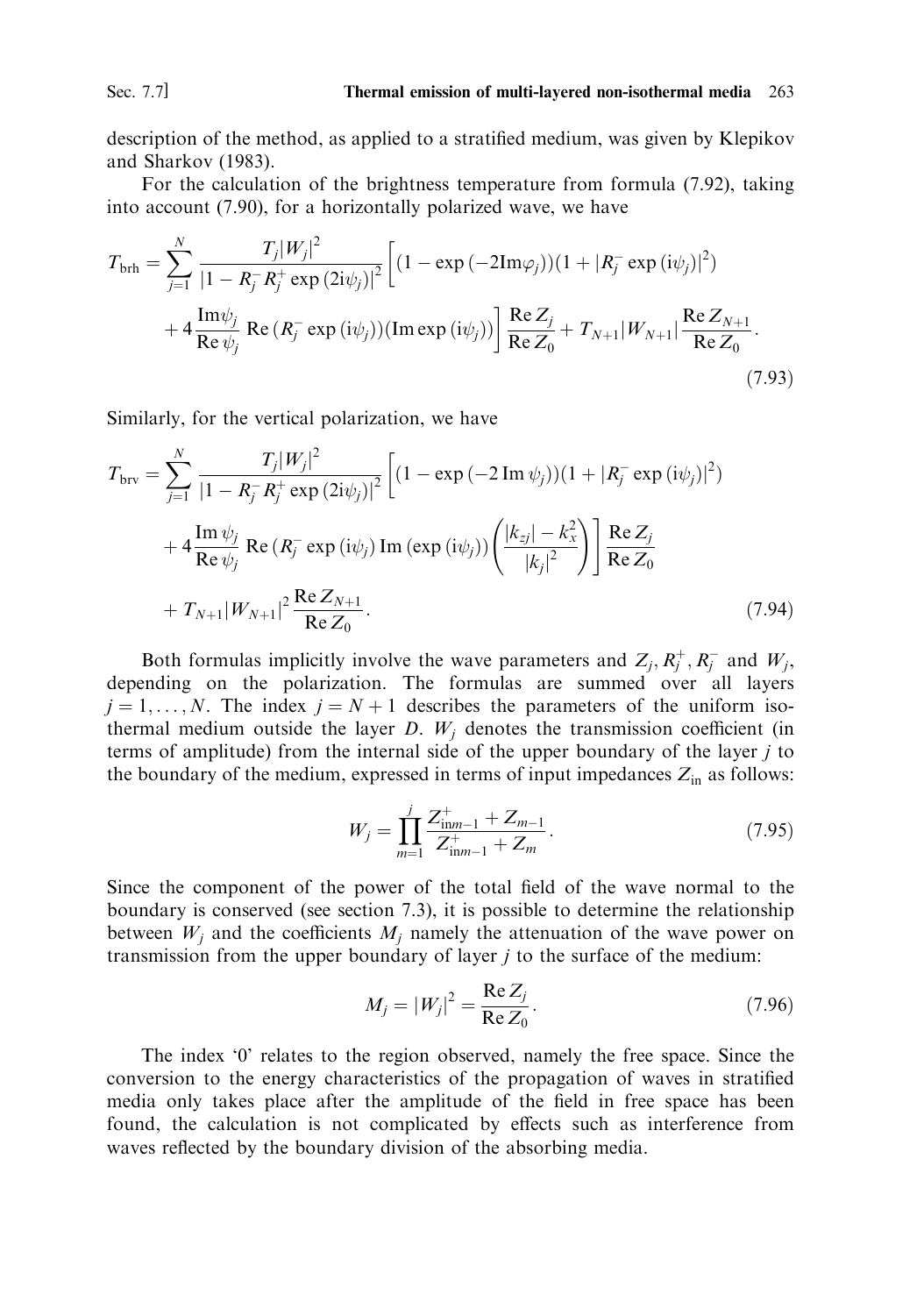description of the method, as applied to a stratified medium, was given by Klepikov and Sharkov (1983).

For the calculation of the brightness temperature from formula (7.92), taking into account (7.90), for a horizontally polarized wave, we have

$$T_{\mathrm{brh}} = \sum_{j=1}^{N} \frac{T_j |W_j|^2}{|1 - R_j^- R_j^+ \exp(2\mathrm{i}\psi_j)|^2} \left[ (1 - \exp(-2\mathrm{Im}\varphi_j))(1 + |R_j^- \exp(\mathrm{i}\psi_j)|^2) + 4 \frac{\mathrm{Im}\psi_j}{\mathrm{Re}\,\psi_j} \mathrm{Re}\,(R_j^- \exp(\mathrm{i}\psi_j))(\mathrm{Im} \exp(\mathrm{i}\psi_j)) \right] \frac{\mathrm{Re}\, Z_j}{\mathrm{Re}\, Z_0} + T_{N+1} |W_{N+1}| \frac{\mathrm{Re}\, Z_{N+1}}{\mathrm{Re}\, Z_0}. \tag{7.93}$$

Similarly, for the vertical polarization, we have

$$T_{\mathrm{brv}} = \sum_{j=1}^{N} \frac{T_j |W_j|^2}{|1 - R_j^- R_j^+ \exp(2\mathrm{i}\psi_j)|^2} \left[ (1 - \exp(-2\,\mathrm{Im}\,\psi_j))(1 + |R_j^- \exp(\mathrm{i}\psi_j)|^2) + 4 \frac{\mathrm{Im}\,\psi_j}{\mathrm{Re}\,\psi_j} \mathrm{Re}\,(R_j^- \exp(\mathrm{i}\psi_j)\, \mathrm{Im}\,(\exp(\mathrm{i}\psi_j)) \left( \frac{|k_{zj}| - k_x^2}{|k_j|^2} \right) \right] \frac{\mathrm{Re}\, Z_j}{\mathrm{Re}\, Z_0} + T_{N+1} |W_{N+1}|^2 \frac{\mathrm{Re}\, Z_{N+1}}{\mathrm{Re}\, Z_0}. \tag{7.94}$$

Both formulas implicitly involve the wave parameters and $Z_j, R_j^+, R_j^-$ and $W_j$, depending on the polarization. The formulas are summed over all layers $j = 1, \ldots, N$. The index $j = N+1$ describes the parameters of the uniform isothermal medium outside the layer $D$. $W_j$ denotes the transmission coefficient (in terms of amplitude) from the internal side of the upper boundary of the layer $j$ to the boundary of the medium, expressed in terms of input impedances $Z_{\mathrm{in}}$ as follows:

$$W_j = \prod_{m=1}^{j} \frac{Z_{\mathrm{in}m-1}^+ + Z_{m-1}}{Z_{\mathrm{in}m-1}^+ + Z_m}. \tag{7.95}$$

Since the component of the power of the total field of the wave normal to the boundary is conserved (see section 7.3), it is possible to determine the relationship between $W_j$ and the coefficients $M_j$ namely the attenuation of the wave power on transmission from the upper boundary of layer $j$ to the surface of the medium:

$$M_j = |W_j|^2 = \frac{\mathrm{Re}\, Z_j}{\mathrm{Re}\, Z_0}. \tag{7.96}$$

The index '0' relates to the region observed, namely the free space. Since the conversion to the energy characteristics of the propagation of waves in stratified media only takes place after the amplitude of the field in free space has been found, the calculation is not complicated by effects such as interference from waves reflected by the boundary division of the absorbing media.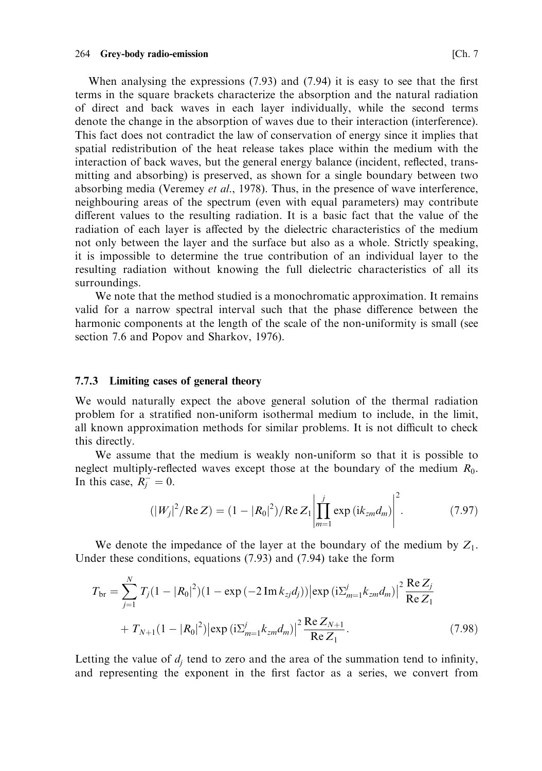When analysing the expressions (7.93) and (7.94) it is easy to see that the first terms in the square brackets characterize the absorption and the natural radiation of direct and back waves in each layer individually, while the second terms denote the change in the absorption of waves due to their interaction (interference). This fact does not contradict the law of conservation of energy since it implies that spatial redistribution of the heat release takes place within the medium with the interaction of back waves, but the general energy balance (incident, reflected, transmitting and absorbing) is preserved, as shown for a single boundary between two absorbing media (Veremey *et al.*, 1978). Thus, in the presence of wave interference, neighbouring areas of the spectrum (even with equal parameters) may contribute different values to the resulting radiation. It is a basic fact that the value of the radiation of each layer is affected by the dielectric characteristics of the medium not only between the layer and the surface but also as a whole. Strictly speaking, it is impossible to determine the true contribution of an individual layer to the resulting radiation without knowing the full dielectric characteristics of all its surroundings.

We note that the method studied is a monochromatic approximation. It remains valid for a narrow spectral interval such that the phase difference between the harmonic components at the length of the scale of the non-uniformity is small (see section 7.6 and Popov and Sharkov, 1976).

### 7.7.3 Limiting cases of general theory

We would naturally expect the above general solution of the thermal radiation problem for a stratified non-uniform isothermal medium to include, in the limit, all known approximation methods for similar problems. It is not difficult to check this directly.

We assume that the medium is weakly non-uniform so that it is possible to neglect multiply-reflected waves except those at the boundary of the medium $R_0$. In this case, $R_j^- = 0$.

$$(|W_j|^2/\operatorname{Re} Z) = (1 - |R_0|^2)/\operatorname{Re} Z_1 \left| \prod_{m=1}^{j} \exp(\mathrm{i} k_{zm} d_m) \right|^2. \tag{7.97}$$

We denote the impedance of the layer at the boundary of the medium by $Z_1$. Under these conditions, equations (7.93) and (7.94) take the form

$$\begin{aligned} T_{\mathrm{br}} = \sum_{j=1}^{N} T_j (1 - |R_0|^2)(1 - \exp(-2 \operatorname{Im} k_{zj} d_j)) \left| \exp(\mathrm{i}\Sigma_{m=1}^{j} k_{zm} d_m) \right|^2 \frac{\operatorname{Re} Z_j}{\operatorname{Re} Z_1} \\ + T_{N+1} (1 - |R_0|^2) \left| \exp(\mathrm{i}\Sigma_{m=1}^{j} k_{zm} d_m) \right|^2 \frac{\operatorname{Re} Z_{N+1}}{\operatorname{Re} Z_1}. \end{aligned} \tag{7.98}$$

Letting the value of $d_j$ tend to zero and the area of the summation tend to infinity, and representing the exponent in the first factor as a series, we convert from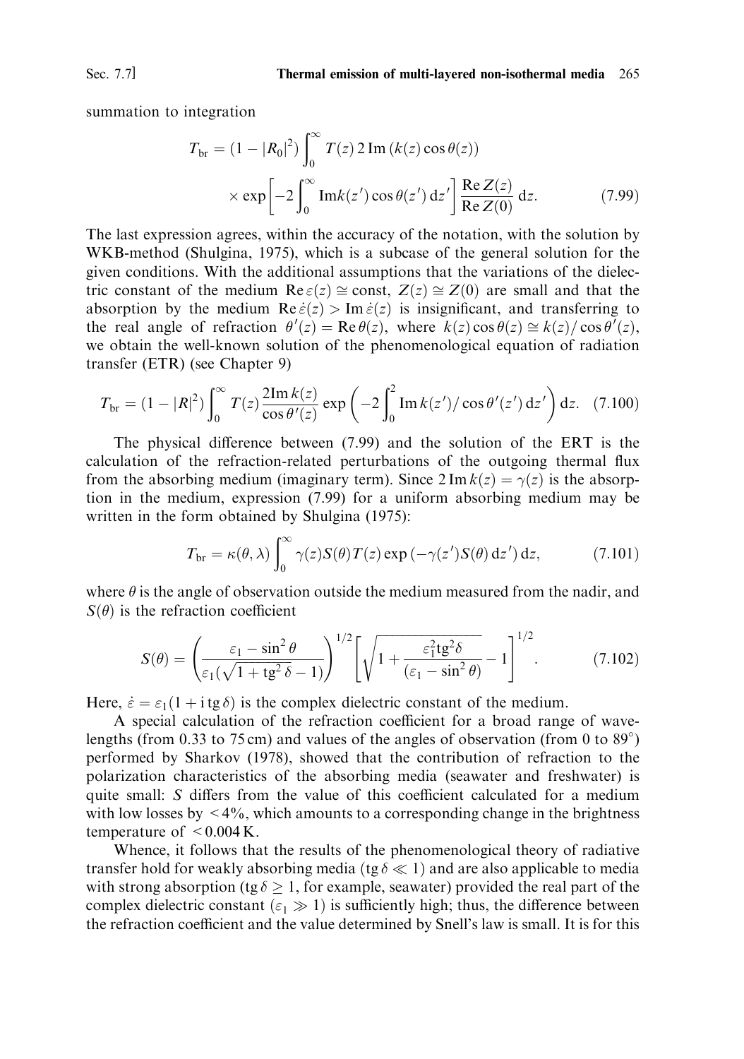summation to integration

$$T_{\rm br} = (1 - |R_0|^2) \int_0^\infty T(z)\, 2\, {\rm Im}\,(k(z)\cos\theta(z)) \times \exp\left[-2\int_0^\infty {\rm Im} k(z')\cos\theta(z')\,{\rm d}z'\right] \frac{{\rm Re}\, Z(z)}{{\rm Re}\, Z(0)}\,{\rm d}z. \tag{7.99}$$

The last expression agrees, within the accuracy of the notation, with the solution by WKB-method (Shulgina, 1975), which is a subcase of the general solution for the given conditions. With the additional assumptions that the variations of the dielectric constant of the medium ${\rm Re}\,\varepsilon(z) \cong {\rm const}$, $Z(z) \cong Z(0)$ are small and that the absorption by the medium ${\rm Re}\,\dot{\varepsilon}(z) > {\rm Im}\,\dot{\varepsilon}(z)$ is insignificant, and transferring to the real angle of refraction $\theta'(z) = {\rm Re}\,\theta(z)$, where $k(z)\cos\theta(z) \cong k(z)/\cos\theta'(z)$, we obtain the well-known solution of the phenomenological equation of radiation transfer (ETR) (see Chapter 9)

$$T_{\rm br} = (1 - |R|^2) \int_0^\infty T(z) \frac{2{\rm Im}\, k(z)}{\cos\theta'(z)} \exp\left(-2\int_0^2 {\rm Im}\, k(z')/\cos\theta'(z')\,{\rm d}z'\right){\rm d}z. \tag{7.100}$$

The physical difference between (7.99) and the solution of the ERT is the calculation of the refraction-related perturbations of the outgoing thermal flux from the absorbing medium (imaginary term). Since $2\,{\rm Im}\, k(z) = \gamma(z)$ is the absorption in the medium, expression (7.99) for a uniform absorbing medium may be written in the form obtained by Shulgina (1975):

$$T_{\rm br} = \kappa(\theta, \lambda) \int_0^\infty \gamma(z) S(\theta) T(z) \exp\left(-\gamma(z') S(\theta)\,{\rm d}z'\right){\rm d}z, \tag{7.101}$$

where $\theta$ is the angle of observation outside the medium measured from the nadir, and $S(\theta)$ is the refraction coefficient

$$S(\theta) = \left(\frac{\varepsilon_1 - \sin^2\theta}{\varepsilon_1(\sqrt{1 + {\rm tg}^2\,\delta} - 1)}\right)^{1/2} \left[\sqrt{1 + \frac{\varepsilon_1^2 {\rm tg}^2\delta}{(\varepsilon_1 - \sin^2\theta)}} - 1\right]^{1/2}. \tag{7.102}$$

Here, $\dot{\varepsilon} = \varepsilon_1(1 + {\rm i}\,{\rm tg}\,\delta)$ is the complex dielectric constant of the medium.

A special calculation of the refraction coefficient for a broad range of wavelengths (from 0.33 to 75 cm) and values of the angles of observation (from 0 to 89°) performed by Sharkov (1978), showed that the contribution of refraction to the polarization characteristics of the absorbing media (seawater and freshwater) is quite small: $S$ differs from the value of this coefficient calculated for a medium with low losses by $< 4\%$, which amounts to a corresponding change in the brightness temperature of $< 0.004$ K.

Whence, it follows that the results of the phenomenological theory of radiative transfer hold for weakly absorbing media (${\rm tg}\,\delta \ll 1$) and are also applicable to media with strong absorption (${\rm tg}\,\delta \geq 1$, for example, seawater) provided the real part of the complex dielectric constant ($\varepsilon_1 \gg 1$) is sufficiently high; thus, the difference between the refraction coefficient and the value determined by Snell's law is small. It is for this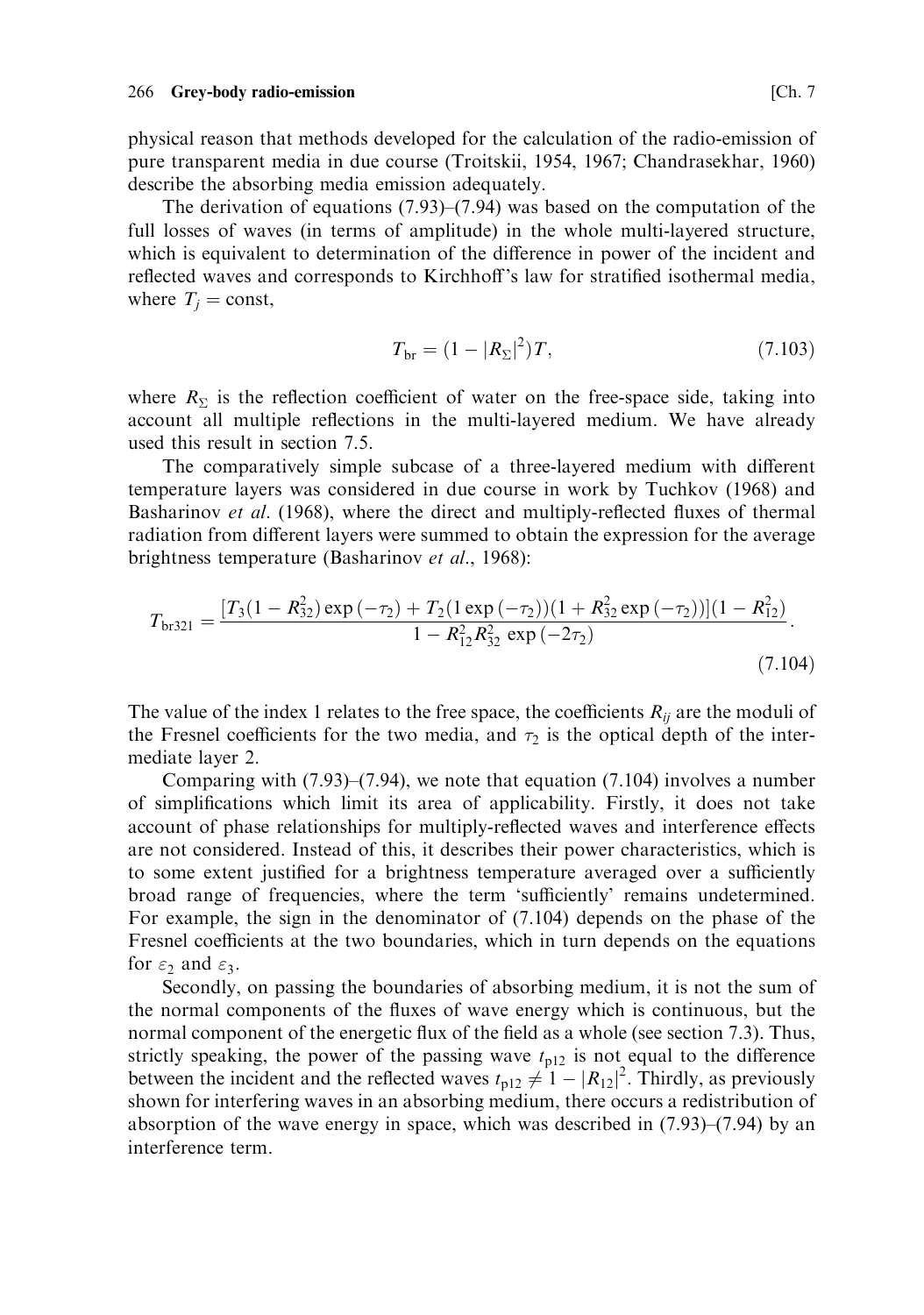physical reason that methods developed for the calculation of the radio-emission of pure transparent media in due course (Troitskii, 1954, 1967; Chandrasekhar, 1960) describe the absorbing media emission adequately.

The derivation of equations (7.93)–(7.94) was based on the computation of the full losses of waves (in terms of amplitude) in the whole multi-layered structure, which is equivalent to determination of the difference in power of the incident and reflected waves and corresponds to Kirchhoff's law for stratified isothermal media, where $T_j = \text{const}$,

$$T_{\text{br}} = (1 - |R_{\Sigma}|^2)T, \tag{7.103}$$

where $R_{\Sigma}$ is the reflection coefficient of water on the free-space side, taking into account all multiple reflections in the multi-layered medium. We have already used this result in section 7.5.

The comparatively simple subcase of a three-layered medium with different temperature layers was considered in due course in work by Tuchkov (1968) and Basharinov *et al.* (1968), where the direct and multiply-reflected fluxes of thermal radiation from different layers were summed to obtain the expression for the average brightness temperature (Basharinov *et al.*, 1968):

$$T_{\text{br321}} = \frac{[T_3(1 - R_{32}^2)\exp(-\tau_2) + T_2(1\exp(-\tau_2))(1 + R_{32}^2\exp(-\tau_2))](1 - R_{12}^2)}{1 - R_{12}^2 R_{32}^2 \exp(-2\tau_2)}. \tag{7.104}$$

The value of the index 1 relates to the free space, the coefficients $R_{ij}$ are the moduli of the Fresnel coefficients for the two media, and $\tau_2$ is the optical depth of the intermediate layer 2.

Comparing with (7.93)–(7.94), we note that equation (7.104) involves a number of simplifications which limit its area of applicability. Firstly, it does not take account of phase relationships for multiply-reflected waves and interference effects are not considered. Instead of this, it describes their power characteristics, which is to some extent justified for a brightness temperature averaged over a sufficiently broad range of frequencies, where the term 'sufficiently' remains undetermined. For example, the sign in the denominator of (7.104) depends on the phase of the Fresnel coefficients at the two boundaries, which in turn depends on the equations for $\varepsilon_2$ and $\varepsilon_3$.

Secondly, on passing the boundaries of absorbing medium, it is not the sum of the normal components of the fluxes of wave energy which is continuous, but the normal component of the energetic flux of the field as a whole (see section 7.3). Thus, strictly speaking, the power of the passing wave $t_{\text{p12}}$ is not equal to the difference between the incident and the reflected waves $t_{\text{p12}} \neq 1 - |R_{12}|^2$. Thirdly, as previously shown for interfering waves in an absorbing medium, there occurs a redistribution of absorption of the wave energy in space, which was described in (7.93)–(7.94) by an interference term.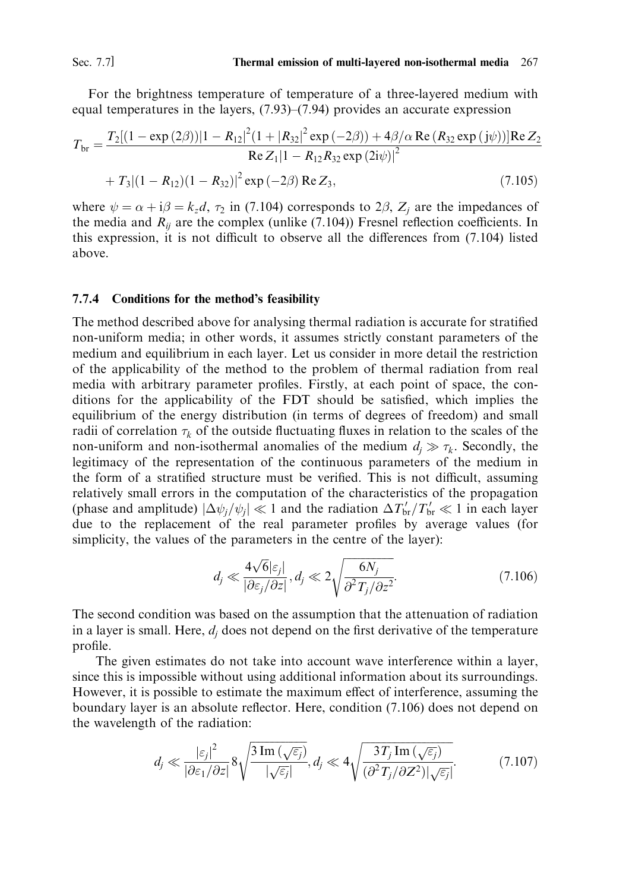For the brightness temperature of temperature of a three-layered medium with equal temperatures in the layers, (7.93)–(7.94) provides an accurate expression

$$T_{\mathrm{br}} = \frac{T_2[(1-\exp(2\beta))|1-R_{12}|^2(1+|R_{32}|^2\exp(-2\beta)) + 4\beta/\alpha \operatorname{Re}(R_{32}\exp(\mathrm{j}\psi))]\operatorname{Re} Z_2}{\operatorname{Re} Z_1 |1-R_{12}R_{32}\exp(2\mathrm{i}\psi)|^2} + T_3|(1-R_{12})(1-R_{32})|^2\exp(-2\beta)\operatorname{Re} Z_3, \tag{7.105}$$

where $\psi = \alpha + \mathrm{i}\beta = k_z d$, $\tau_2$ in (7.104) corresponds to $2\beta$, $Z_j$ are the impedances of the media and $R_{ij}$ are the complex (unlike (7.104)) Fresnel reflection coefficients. In this expression, it is not difficult to observe all the differences from (7.104) listed above.

### 7.7.4 Conditions for the method's feasibility

The method described above for analysing thermal radiation is accurate for stratified non-uniform media; in other words, it assumes strictly constant parameters of the medium and equilibrium in each layer. Let us consider in more detail the restriction of the applicability of the method to the problem of thermal radiation from real media with arbitrary parameter profiles. Firstly, at each point of space, the conditions for the applicability of the FDT should be satisfied, which implies the equilibrium of the energy distribution (in terms of degrees of freedom) and small radii of correlation $\tau_k$ of the outside fluctuating fluxes in relation to the scales of the non-uniform and non-isothermal anomalies of the medium $d_j \gg \tau_k$. Secondly, the legitimacy of the representation of the continuous parameters of the medium in the form of a stratified structure must be verified. This is not difficult, assuming relatively small errors in the computation of the characteristics of the propagation (phase and amplitude) $|\Delta\psi_j/\psi_j| \ll 1$ and the radiation $\Delta T'_{\mathrm{br}}/T'_{\mathrm{br}} \ll 1$ in each layer due to the replacement of the real parameter profiles by average values (for simplicity, the values of the parameters in the centre of the layer):

$$d_j \ll \frac{4\sqrt{6}|\varepsilon_j|}{|\partial\varepsilon_j/\partial z|}, d_j \ll 2\sqrt{\frac{6N_j}{\partial^2 T_j/\partial z^2}}. \tag{7.106}$$

The second condition was based on the assumption that the attenuation of radiation in a layer is small. Here, $d_j$ does not depend on the first derivative of the temperature profile.

The given estimates do not take into account wave interference within a layer, since this is impossible without using additional information about its surroundings. However, it is possible to estimate the maximum effect of interference, assuming the boundary layer is an absolute reflector. Here, condition (7.106) does not depend on the wavelength of the radiation:

$$d_j \ll \frac{|\varepsilon_j|^2}{|\partial\varepsilon_1/\partial z|} 8\sqrt{\frac{3\operatorname{Im}(\sqrt{\varepsilon_j})}{|\sqrt{\varepsilon_j}|}}, d_j \ll 4\sqrt{\frac{3T_j \operatorname{Im}(\sqrt{\varepsilon_j})}{(\partial^2 T_j/\partial Z^2)|\sqrt{\varepsilon_j}|}}. \tag{7.107}$$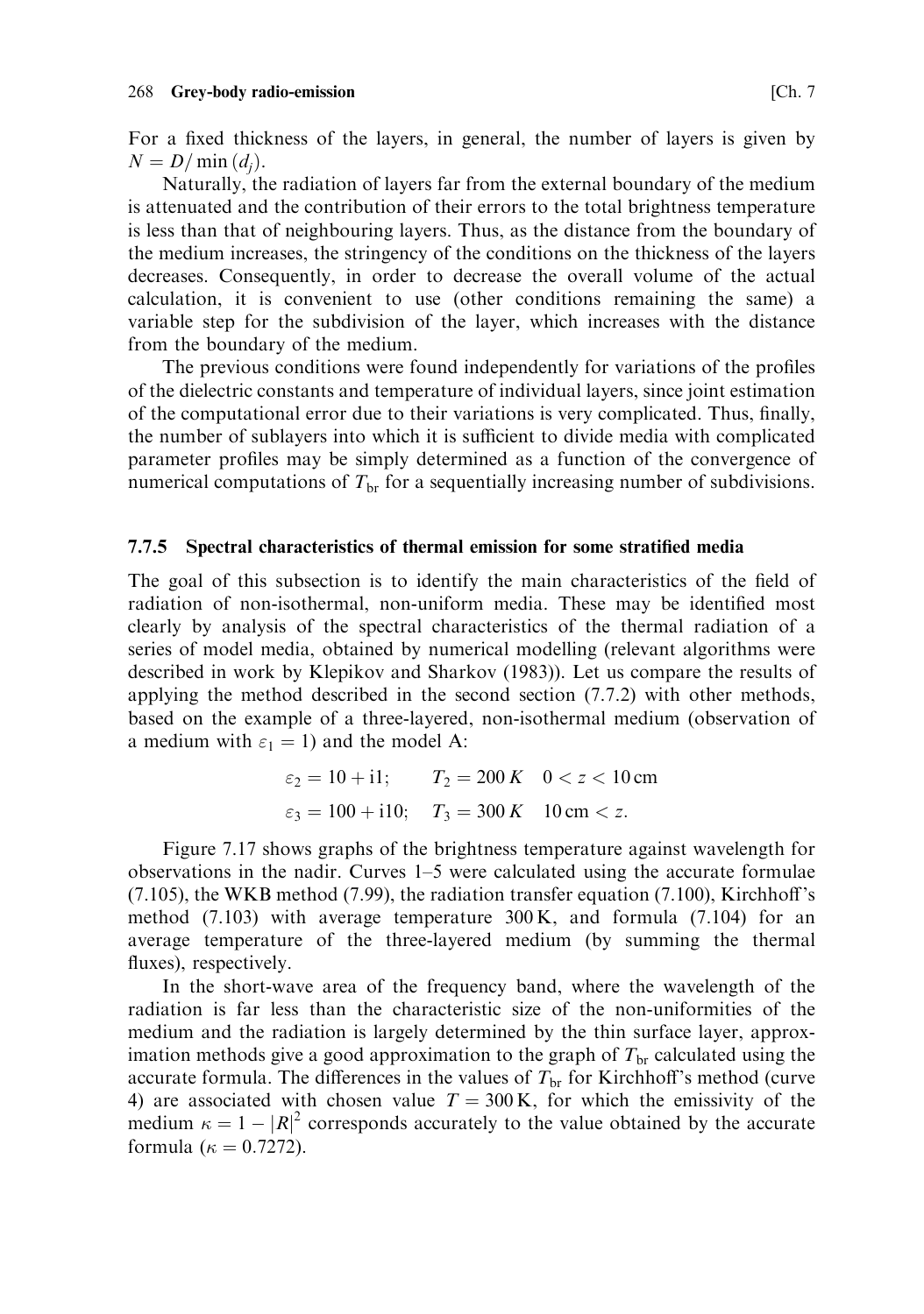For a fixed thickness of the layers, in general, the number of layers is given by $N = D/\min(d_j)$.

Naturally, the radiation of layers far from the external boundary of the medium is attenuated and the contribution of their errors to the total brightness temperature is less than that of neighbouring layers. Thus, as the distance from the boundary of the medium increases, the stringency of the conditions on the thickness of the layers decreases. Consequently, in order to decrease the overall volume of the actual calculation, it is convenient to use (other conditions remaining the same) a variable step for the subdivision of the layer, which increases with the distance from the boundary of the medium.

The previous conditions were found independently for variations of the profiles of the dielectric constants and temperature of individual layers, since joint estimation of the computational error due to their variations is very complicated. Thus, finally, the number of sublayers into which it is sufficient to divide media with complicated parameter profiles may be simply determined as a function of the convergence of numerical computations of $T_{\text{br}}$ for a sequentially increasing number of subdivisions.

### 7.7.5 Spectral characteristics of thermal emission for some stratified media

The goal of this subsection is to identify the main characteristics of the field of radiation of non-isothermal, non-uniform media. These may be identified most clearly by analysis of the spectral characteristics of the thermal radiation of a series of model media, obtained by numerical modelling (relevant algorithms were described in work by Klepikov and Sharkov (1983)). Let us compare the results of applying the method described in the second section (7.7.2) with other methods, based on the example of a three-layered, non-isothermal medium (observation of a medium with $\varepsilon_1 = 1$) and the model A:

$$\varepsilon_2 = 10 + i1; \qquad T_2 = 200\,K \quad 0 < z < 10\,\text{cm}$$
$$\varepsilon_3 = 100 + i10; \quad T_3 = 300\,K \quad 10\,\text{cm} < z.$$

Figure 7.17 shows graphs of the brightness temperature against wavelength for observations in the nadir. Curves 1–5 were calculated using the accurate formulae (7.105), the WKB method (7.99), the radiation transfer equation (7.100), Kirchhoff's method (7.103) with average temperature 300 K, and formula (7.104) for an average temperature of the three-layered medium (by summing the thermal fluxes), respectively.

In the short-wave area of the frequency band, where the wavelength of the radiation is far less than the characteristic size of the non-uniformities of the medium and the radiation is largely determined by the thin surface layer, approximation methods give a good approximation to the graph of $T_{\text{br}}$ calculated using the accurate formula. The differences in the values of $T_{\text{br}}$ for Kirchhoff's method (curve 4) are associated with chosen value $T = 300\,\text{K}$, for which the emissivity of the medium $\kappa = 1 - |R|^2$ corresponds accurately to the value obtained by the accurate formula ($\kappa = 0.7272$).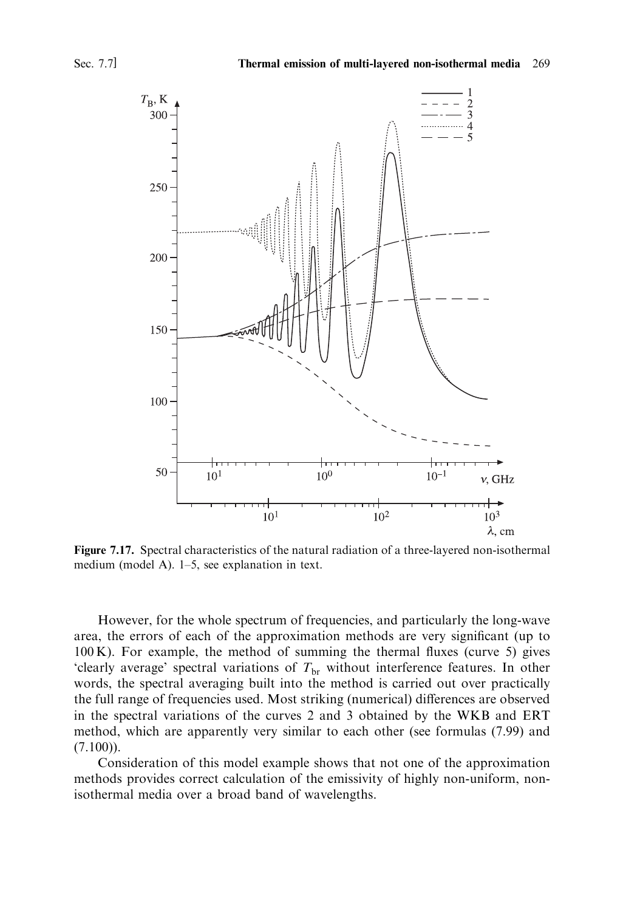**Figure 7.17.** Spectral characteristics of the natural radiation of a three-layered non-isothermal medium (model A). 1–5, see explanation in text.

However, for the whole spectrum of frequencies, and particularly the long-wave area, the errors of each of the approximation methods are very significant (up to 100 K). For example, the method of summing the thermal fluxes (curve 5) gives 'clearly average' spectral variations of $T_{br}$ without interference features. In other words, the spectral averaging built into the method is carried out over practically the full range of frequencies used. Most striking (numerical) differences are observed in the spectral variations of the curves 2 and 3 obtained by the WKB and ERT method, which are apparently very similar to each other (see formulas (7.99) and (7.100)).

Consideration of this model example shows that not one of the approximation methods provides correct calculation of the emissivity of highly non-uniform, non-isothermal media over a broad band of wavelengths.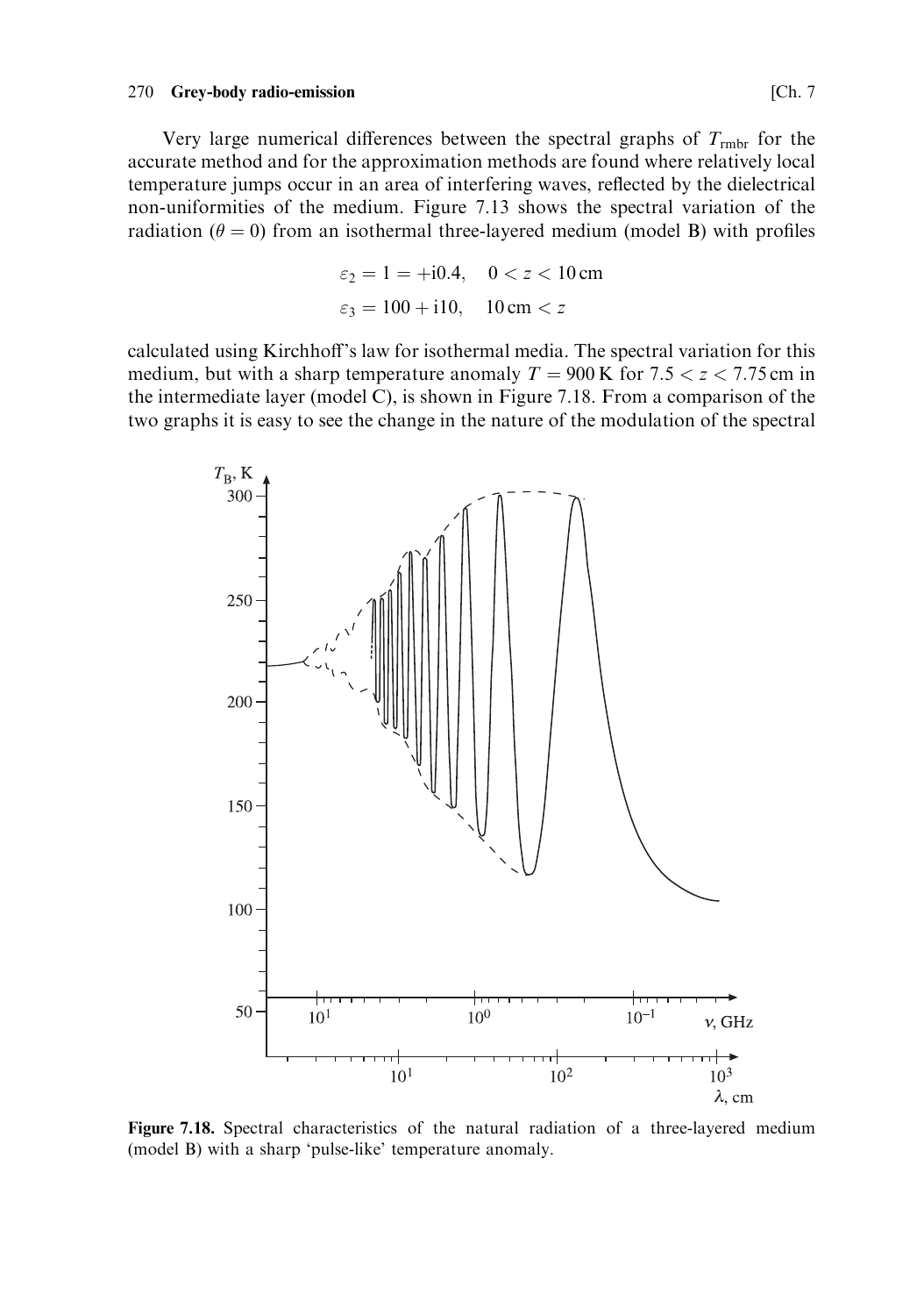Very large numerical differences between the spectral graphs of $T_{\text{rmbr}}$ for the accurate method and for the approximation methods are found where relatively local temperature jumps occur in an area of interfering waves, reflected by the dielectrical non-uniformities of the medium. Figure 7.13 shows the spectral variation of the radiation ($\theta = 0$) from an isothermal three-layered medium (model B) with profiles

$$\varepsilon_2 = 1 = +i0.4, \quad 0 < z < 10\,\text{cm}$$

$$\varepsilon_3 = 100 + i10, \quad 10\,\text{cm} < z$$

calculated using Kirchhoff's law for isothermal media. The spectral variation for this medium, but with a sharp temperature anomaly $T = 900\,\text{K}$ for $7.5 < z < 7.75\,\text{cm}$ in the intermediate layer (model C), is shown in Figure 7.18. From a comparison of the two graphs it is easy to see the change in the nature of the modulation of the spectral

**Figure 7.18.** Spectral characteristics of the natural radiation of a three-layered medium (model B) with a sharp 'pulse-like' temperature anomaly.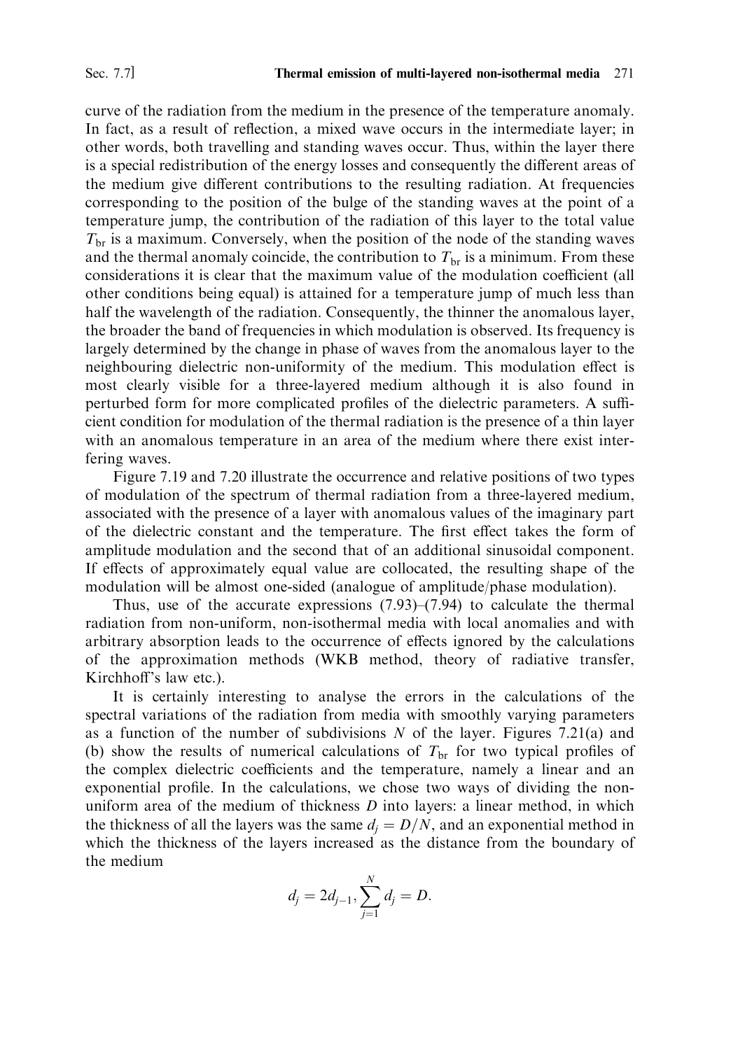curve of the radiation from the medium in the presence of the temperature anomaly. In fact, as a result of reflection, a mixed wave occurs in the intermediate layer; in other words, both travelling and standing waves occur. Thus, within the layer there is a special redistribution of the energy losses and consequently the different areas of the medium give different contributions to the resulting radiation. At frequencies corresponding to the position of the bulge of the standing waves at the point of a temperature jump, the contribution of the radiation of this layer to the total value $T_{br}$ is a maximum. Conversely, when the position of the node of the standing waves and the thermal anomaly coincide, the contribution to $T_{br}$ is a minimum. From these considerations it is clear that the maximum value of the modulation coefficient (all other conditions being equal) is attained for a temperature jump of much less than half the wavelength of the radiation. Consequently, the thinner the anomalous layer, the broader the band of frequencies in which modulation is observed. Its frequency is largely determined by the change in phase of waves from the anomalous layer to the neighbouring dielectric non-uniformity of the medium. This modulation effect is most clearly visible for a three-layered medium although it is also found in perturbed form for more complicated profiles of the dielectric parameters. A sufficient condition for modulation of the thermal radiation is the presence of a thin layer with an anomalous temperature in an area of the medium where there exist interfering waves.

Figure 7.19 and 7.20 illustrate the occurrence and relative positions of two types of modulation of the spectrum of thermal radiation from a three-layered medium, associated with the presence of a layer with anomalous values of the imaginary part of the dielectric constant and the temperature. The first effect takes the form of amplitude modulation and the second that of an additional sinusoidal component. If effects of approximately equal value are collocated, the resulting shape of the modulation will be almost one-sided (analogue of amplitude/phase modulation).

Thus, use of the accurate expressions (7.93)–(7.94) to calculate the thermal radiation from non-uniform, non-isothermal media with local anomalies and with arbitrary absorption leads to the occurrence of effects ignored by the calculations of the approximation methods (WKB method, theory of radiative transfer, Kirchhoff's law etc.).

It is certainly interesting to analyse the errors in the calculations of the spectral variations of the radiation from media with smoothly varying parameters as a function of the number of subdivisions $N$ of the layer. Figures 7.21(a) and (b) show the results of numerical calculations of $T_{br}$ for two typical profiles of the complex dielectric coefficients and the temperature, namely a linear and an exponential profile. In the calculations, we chose two ways of dividing the non-uniform area of the medium of thickness $D$ into layers: a linear method, in which the thickness of all the layers was the same $d_j = D/N$, and an exponential method in which the thickness of the layers increased as the distance from the boundary of the medium

$$d_j = 2d_{j-1}, \sum_{j=1}^{N} d_j = D.$$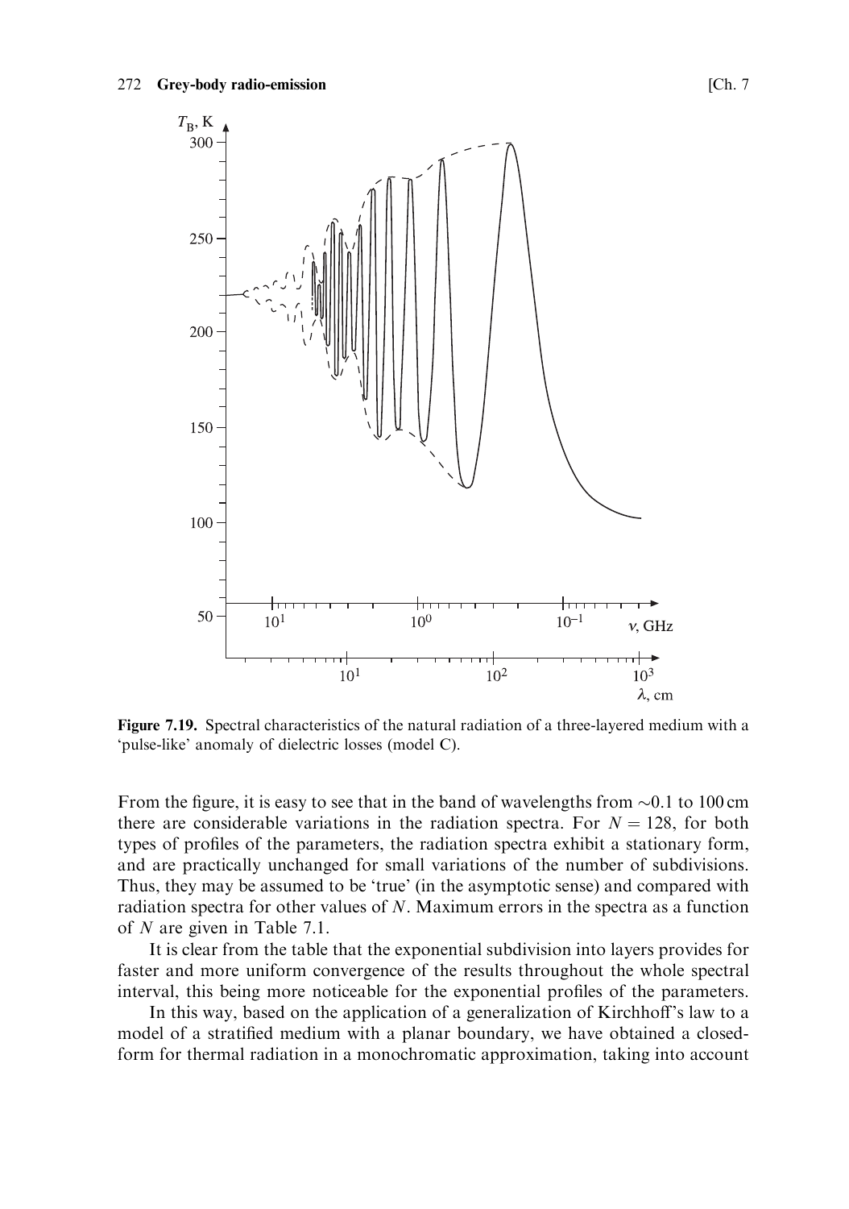Figure 7.19. Spectral characteristics of the natural radiation of a three-layered medium with a 'pulse-like' anomaly of dielectric losses (model C).

From the figure, it is easy to see that in the band of wavelengths from ~0.1 to 100 cm there are considerable variations in the radiation spectra. For $N = 128$, for both types of profiles of the parameters, the radiation spectra exhibit a stationary form, and are practically unchanged for small variations of the number of subdivisions. Thus, they may be assumed to be 'true' (in the asymptotic sense) and compared with radiation spectra for other values of $N$. Maximum errors in the spectra as a function of $N$ are given in Table 7.1.

It is clear from the table that the exponential subdivision into layers provides for faster and more uniform convergence of the results throughout the whole spectral interval, this being more noticeable for the exponential profiles of the parameters.

In this way, based on the application of a generalization of Kirchhoff's law to a model of a stratified medium with a planar boundary, we have obtained a closed-form for thermal radiation in a monochromatic approximation, taking into account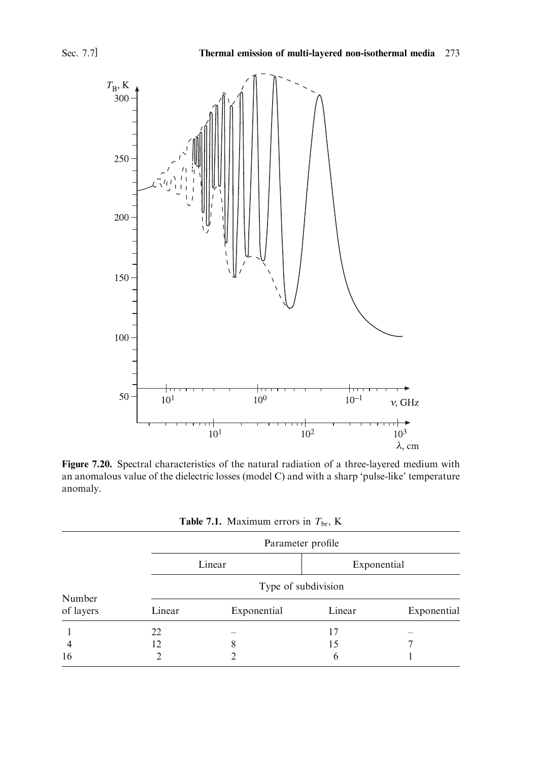**Figure 7.20.** Spectral characteristics of the natural radiation of a three-layered medium with an anomalous value of the dielectric losses (model C) and with a sharp 'pulse-like' temperature anomaly.

**Table 7.1.** Maximum errors in $T_{br}$, K

| Number of layers | Parameter profile | | | |
|---|---|---|---|---|
| | Linear | | Exponential | |
| | Type of subdivision | | | |
| | Linear | Exponential | Linear | Exponential |
| 1 | 22 | – | 17 | – |
| 4 | 12 | 8 | 15 | 7 |
| 16 | 2 | 2 | 6 | 1 |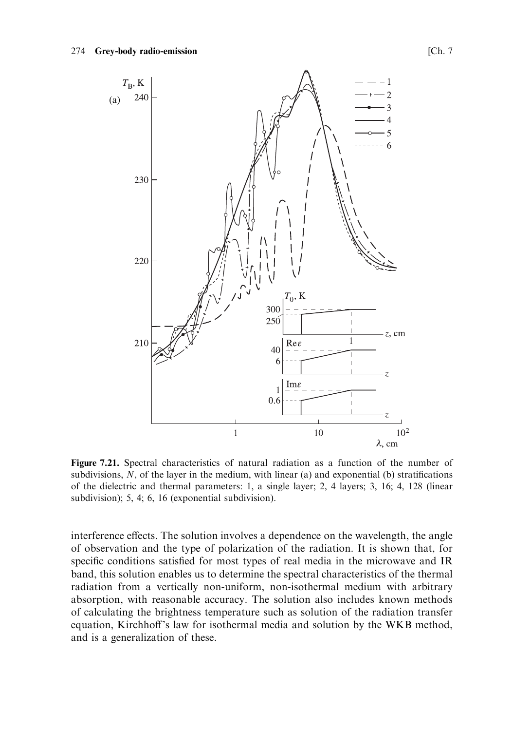**Figure 7.21.** Spectral characteristics of natural radiation as a function of the number of subdivisions, $N$, of the layer in the medium, with linear (a) and exponential (b) stratifications of the dielectric and thermal parameters: 1, a single layer; 2, 4 layers; 3, 16; 4, 128 (linear subdivision); 5, 4; 6, 16 (exponential subdivision).

interference effects. The solution involves a dependence on the wavelength, the angle of observation and the type of polarization of the radiation. It is shown that, for specific conditions satisfied for most types of real media in the microwave and IR band, this solution enables us to determine the spectral characteristics of the thermal radiation from a vertically non-uniform, non-isothermal medium with arbitrary absorption, with reasonable accuracy. The solution also includes known methods of calculating the brightness temperature such as solution of the radiation transfer equation, Kirchhoff's law for isothermal media and solution by the WKB method, and is a generalization of these.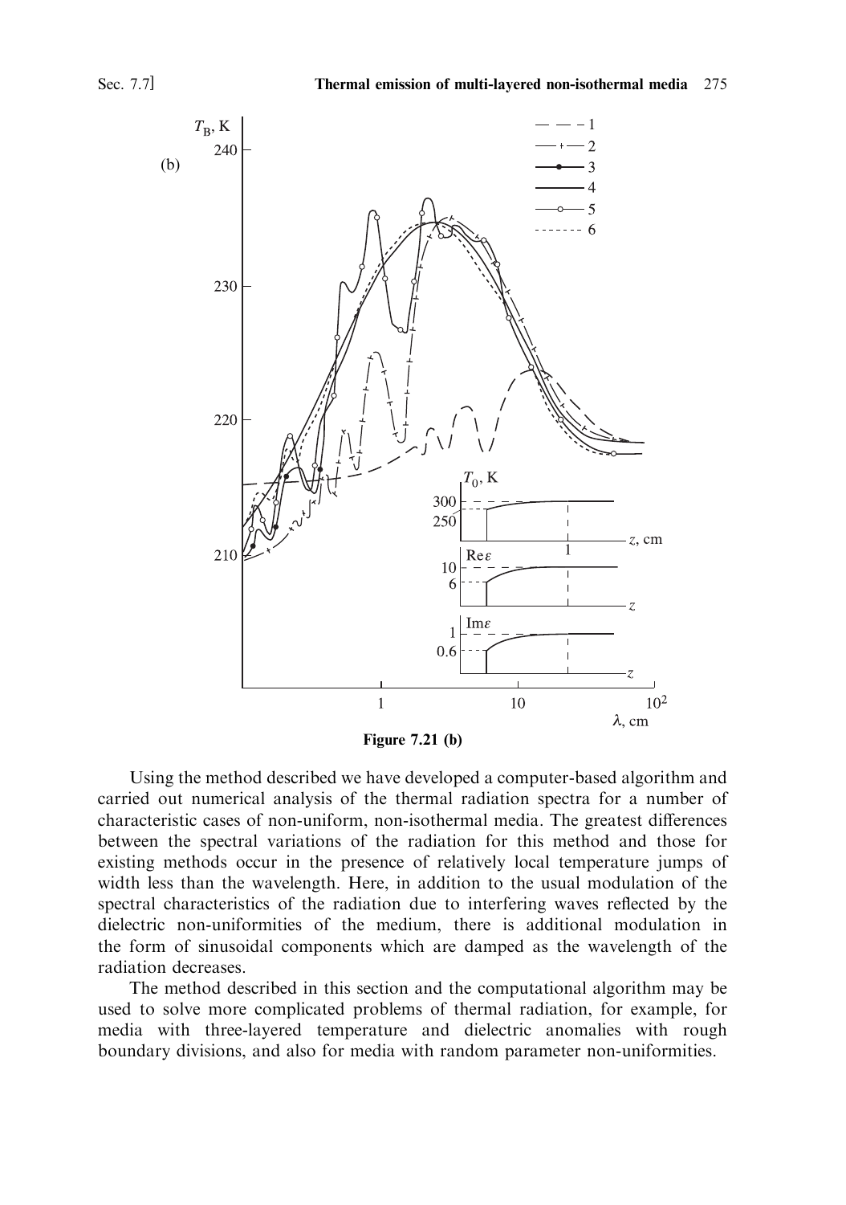$T_B$, K

240

(b)

230

220

210

1

10

$10^2$

$\lambda$, cm

— — – 1

—+— 2

—•— 3

—— 4

—○— 5

------ 6

$T_0$, K

300

250

z, cm

1

Re$\varepsilon$

10

6

z

Im$\varepsilon$

1

0.6

z

**Figure 7.21 (b)**

Using the method described we have developed a computer-based algorithm and carried out numerical analysis of the thermal radiation spectra for a number of characteristic cases of non-uniform, non-isothermal media. The greatest differences between the spectral variations of the radiation for this method and those for existing methods occur in the presence of relatively local temperature jumps of width less than the wavelength. Here, in addition to the usual modulation of the spectral characteristics of the radiation due to interfering waves reflected by the dielectric non-uniformities of the medium, there is additional modulation in the form of sinusoidal components which are damped as the wavelength of the radiation decreases.

The method described in this section and the computational algorithm may be used to solve more complicated problems of thermal radiation, for example, for media with three-layered temperature and dielectric anomalies with rough boundary divisions, and also for media with random parameter non-uniformities.